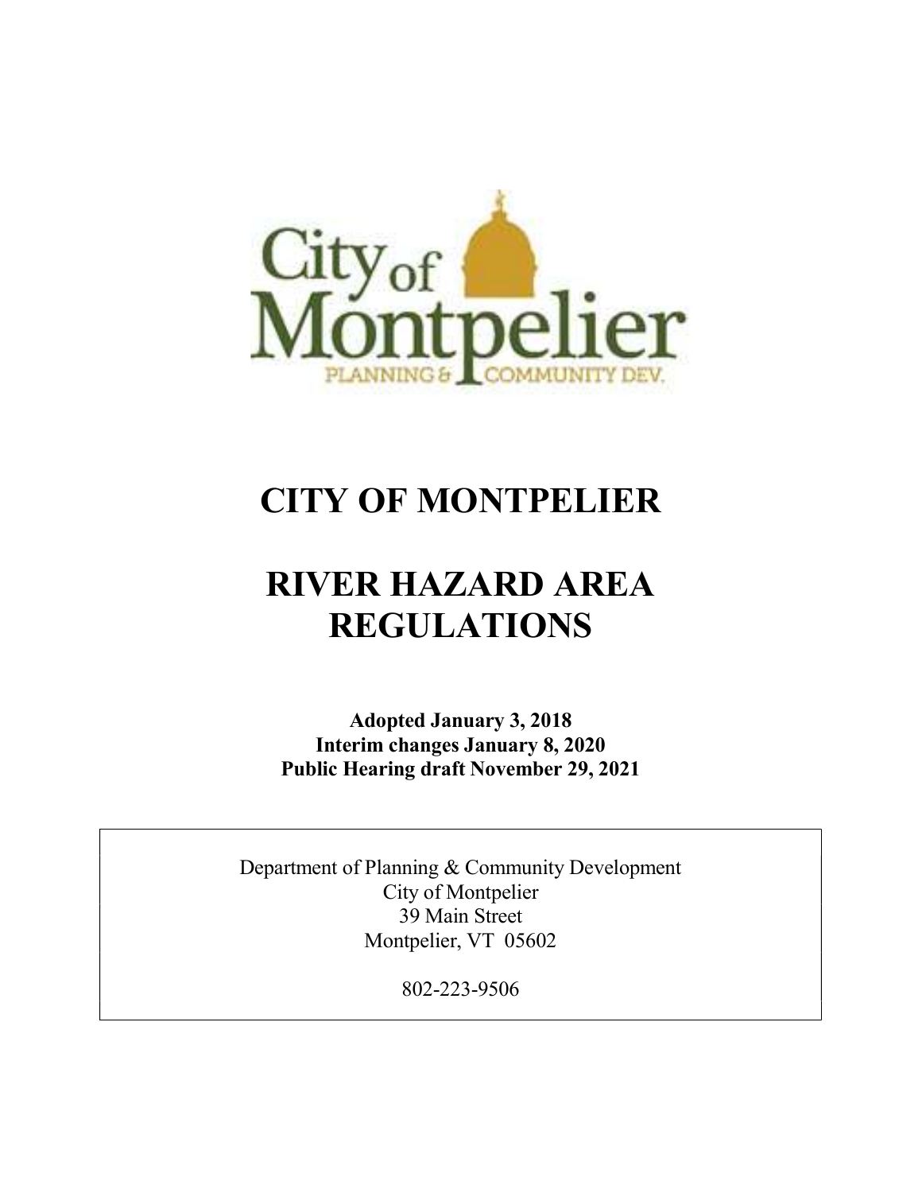City of Montpelier

PLANNING & COMMUNITY DEV.

# CITY OF MONTPELIER

# RIVER HAZARD AREA REGULATIONS

**Adopted January 3, 2018**
**Interim changes January 8, 2020**
**Public Hearing draft November 29, 2021**

Department of Planning & Community Development
City of Montpelier
39 Main Street
Montpelier, VT 05602

802-223-9506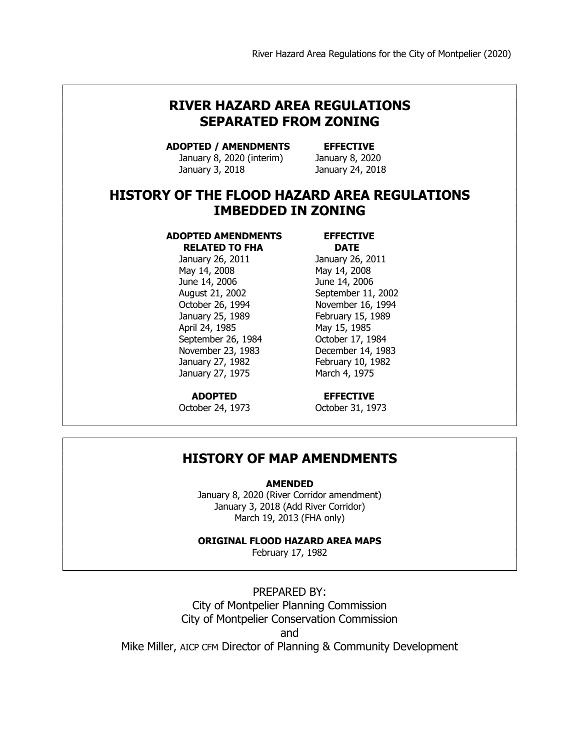## RIVER HAZARD AREA REGULATIONS SEPARATED FROM ZONING

| ADOPTED / AMENDMENTS | EFFECTIVE |
|---|---|
| January 8, 2020 (interim) | January 8, 2020 |
| January 3, 2018 | January 24, 2018 |

## HISTORY OF THE FLOOD HAZARD AREA REGULATIONS IMBEDDED IN ZONING

| ADOPTED AMENDMENTS RELATED TO FHA | EFFECTIVE DATE |
|---|---|
| January 26, 2011 | January 26, 2011 |
| May 14, 2008 | May 14, 2008 |
| June 14, 2006 | June 14, 2006 |
| August 21, 2002 | September 11, 2002 |
| October 26, 1994 | November 16, 1994 |
| January 25, 1989 | February 15, 1989 |
| April 24, 1985 | May 15, 1985 |
| September 26, 1984 | October 17, 1984 |
| November 23, 1983 | December 14, 1983 |
| January 27, 1982 | February 10, 1982 |
| January 27, 1975 | March 4, 1975 |

| ADOPTED | EFFECTIVE |
|---|---|
| October 24, 1973 | October 31, 1973 |

## HISTORY OF MAP AMENDMENTS

**AMENDED**

January 8, 2020 (River Corridor amendment)
January 3, 2018 (Add River Corridor)
March 19, 2013 (FHA only)

**ORIGINAL FLOOD HAZARD AREA MAPS**

February 17, 1982

PREPARED BY:
City of Montpelier Planning Commission
City of Montpelier Conservation Commission
and
Mike Miller, AICP CFM Director of Planning & Community Development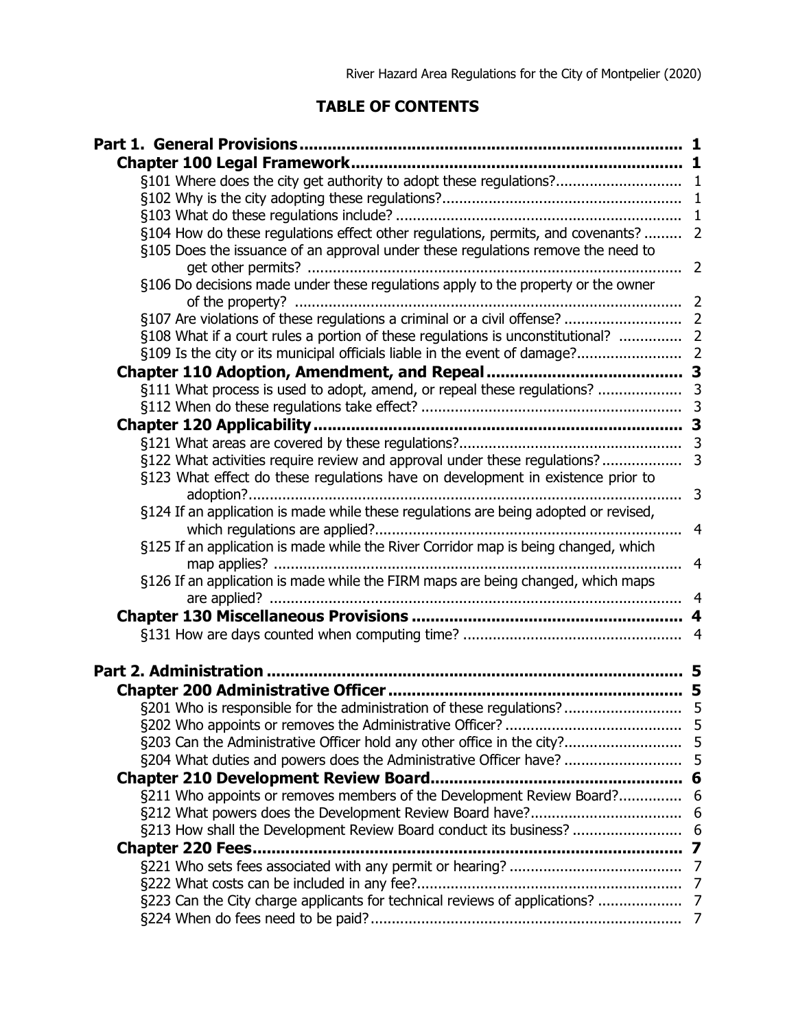# TABLE OF CONTENTS

**Part 1. General Provisions** ........ **1**

**Chapter 100 Legal Framework** ........ **1**

§101 Where does the city get authority to adopt these regulations? ........ 1
§102 Why is the city adopting these regulations? ........ 1
§103 What do these regulations include? ........ 1
§104 How do these regulations effect other regulations, permits, and covenants? ........ 2
§105 Does the issuance of an approval under these regulations remove the need to get other permits? ........ 2
§106 Do decisions made under these regulations apply to the property or the owner of the property? ........ 2
§107 Are violations of these regulations a criminal or a civil offense? ........ 2
§108 What if a court rules a portion of these regulations is unconstitutional? ........ 2
§109 Is the city or its municipal officials liable in the event of damage? ........ 2

**Chapter 110 Adoption, Amendment, and Repeal** ........ **3**

§111 What process is used to adopt, amend, or repeal these regulations? ........ 3
§112 When do these regulations take effect? ........ 3

**Chapter 120 Applicability** ........ **3**

§121 What areas are covered by these regulations? ........ 3
§122 What activities require review and approval under these regulations? ........ 3
§123 What effect do these regulations have on development in existence prior to adoption? ........ 3
§124 If an application is made while these regulations are being adopted or revised, which regulations are applied? ........ 4
§125 If an application is made while the River Corridor map is being changed, which map applies? ........ 4
§126 If an application is made while the FIRM maps are being changed, which maps are applied? ........ 4

**Chapter 130 Miscellaneous Provisions** ........ **4**

§131 How are days counted when computing time? ........ 4

**Part 2. Administration** ........ **5**

**Chapter 200 Administrative Officer** ........ **5**

§201 Who is responsible for the administration of these regulations? ........ 5
§202 Who appoints or removes the Administrative Officer? ........ 5
§203 Can the Administrative Officer hold any other office in the city? ........ 5
§204 What duties and powers does the Administrative Officer have? ........ 5

**Chapter 210 Development Review Board** ........ **6**

§211 Who appoints or removes members of the Development Review Board? ........ 6
§212 What powers does the Development Review Board have? ........ 6
§213 How shall the Development Review Board conduct its business? ........ 6

**Chapter 220 Fees** ........ **7**

§221 Who sets fees associated with any permit or hearing? ........ 7
§222 What costs can be included in any fee? ........ 7
§223 Can the City charge applicants for technical reviews of applications? ........ 7
§224 When do fees need to be paid? ........ 7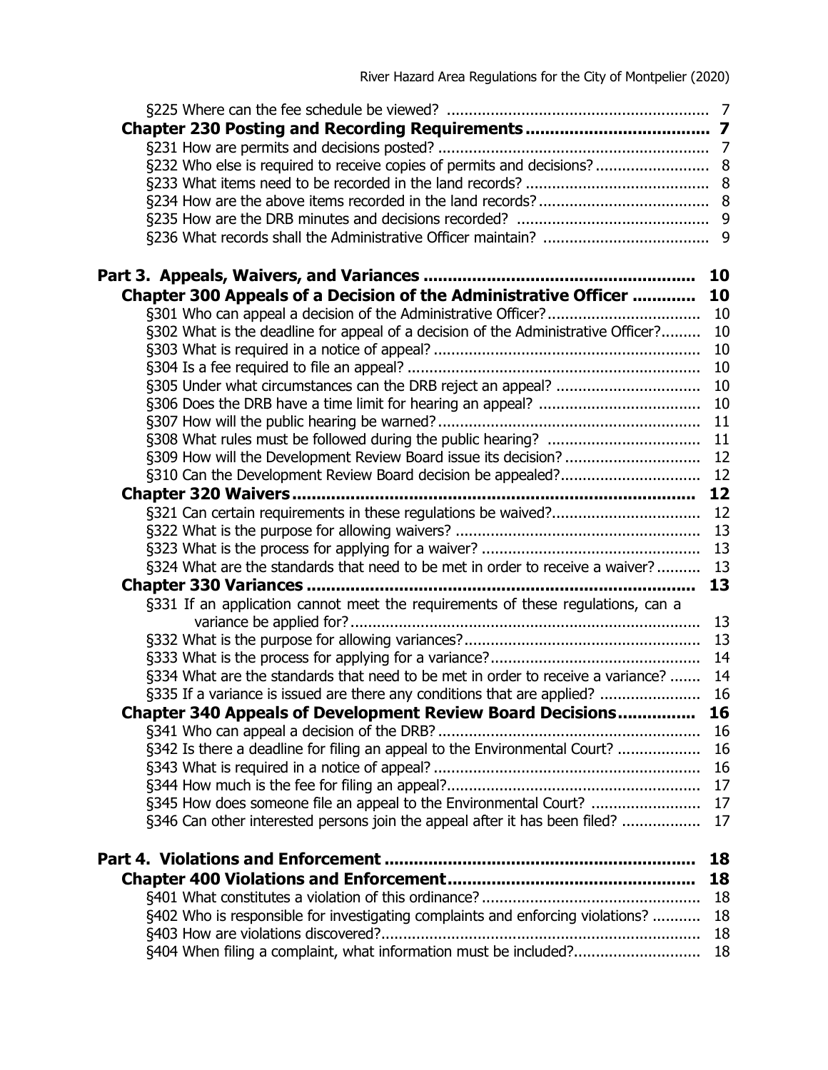§225 Where can the fee schedule be viewed? .......... 7

**Chapter 230 Posting and Recording Requirements .......... 7**

§231 How are permits and decisions posted? .......... 7

§232 Who else is required to receive copies of permits and decisions? .......... 8

§233 What items need to be recorded in the land records? .......... 8

§234 How are the above items recorded in the land records? .......... 8

§235 How are the DRB minutes and decisions recorded? .......... 9

§236 What records shall the Administrative Officer maintain? .......... 9

**Part 3. Appeals, Waivers, and Variances .......... 10**

**Chapter 300 Appeals of a Decision of the Administrative Officer .......... 10**

§301 Who can appeal a decision of the Administrative Officer? .......... 10

§302 What is the deadline for appeal of a decision of the Administrative Officer? .......... 10

§303 What is required in a notice of appeal? .......... 10

§304 Is a fee required to file an appeal? .......... 10

§305 Under what circumstances can the DRB reject an appeal? .......... 10

§306 Does the DRB have a time limit for hearing an appeal? .......... 10

§307 How will the public hearing be warned? .......... 11

§308 What rules must be followed during the public hearing? .......... 11

§309 How will the Development Review Board issue its decision? .......... 12

§310 Can the Development Review Board decision be appealed? .......... 12

**Chapter 320 Waivers .......... 12**

§321 Can certain requirements in these regulations be waived? .......... 12

§322 What is the purpose for allowing waivers? .......... 13

§323 What is the process for applying for a waiver? .......... 13

§324 What are the standards that need to be met in order to receive a waiver? .......... 13

**Chapter 330 Variances .......... 13**

§331 If an application cannot meet the requirements of these regulations, can a variance be applied for? .......... 13

§332 What is the purpose for allowing variances? .......... 13

§333 What is the process for applying for a variance? .......... 14

§334 What are the standards that need to be met in order to receive a variance? .......... 14

§335 If a variance is issued are there any conditions that are applied? .......... 16

**Chapter 340 Appeals of Development Review Board Decisions .......... 16**

§341 Who can appeal a decision of the DRB? .......... 16

§342 Is there a deadline for filing an appeal to the Environmental Court? .......... 16

§343 What is required in a notice of appeal? .......... 16

§344 How much is the fee for filing an appeal? .......... 17

§345 How does someone file an appeal to the Environmental Court? .......... 17

§346 Can other interested persons join the appeal after it has been filed? .......... 17

**Part 4. Violations and Enforcement .......... 18**

**Chapter 400 Violations and Enforcement .......... 18**

§401 What constitutes a violation of this ordinance? .......... 18

§402 Who is responsible for investigating complaints and enforcing violations? .......... 18

§403 How are violations discovered? .......... 18

§404 When filing a complaint, what information must be included? .......... 18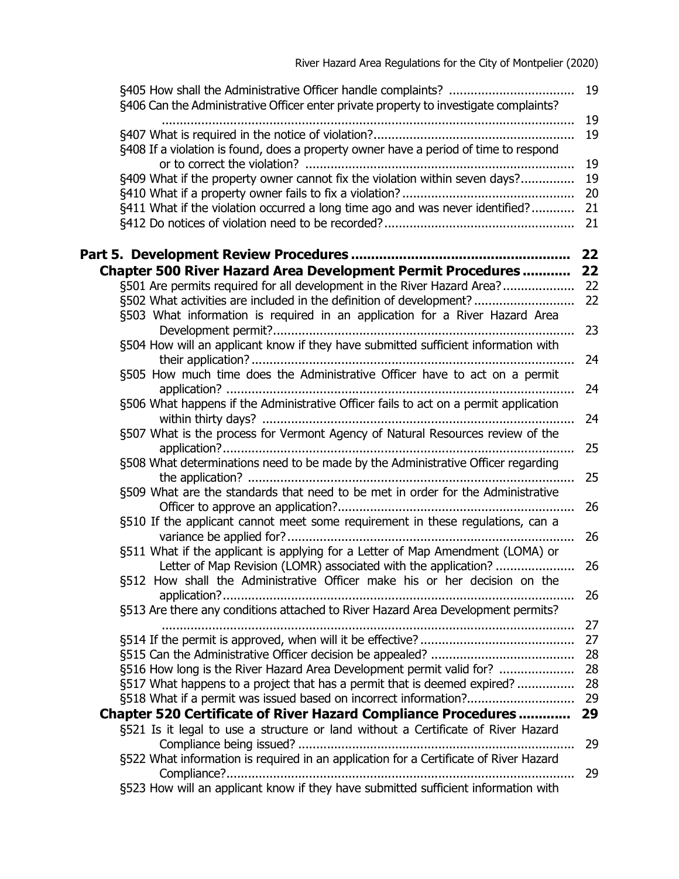§405 How shall the Administrative Officer handle complaints? .................................. 19

§406 Can the Administrative Officer enter private property to investigate complaints? ................................................................................................................. 19

§407 What is required in the notice of violation?....................................................... 19

§408 If a violation is found, does a property owner have a period of time to respond or to correct the violation? ......................................................................... 19

§409 What if the property owner cannot fix the violation within seven days?.............. 19

§410 What if a property owner fails to fix a violation?............................................... 20

§411 What if the violation occurred a long time ago and was never identified?............ 21

§412 Do notices of violation need to be recorded?.................................................... 21

**Part 5. Development Review Procedures ..................................................... 22**

**Chapter 500 River Hazard Area Development Permit Procedures ........... 22**

§501 Are permits required for all development in the River Hazard Area?.................... 22

§502 What activities are included in the definition of development?............................ 22

§503 What information is required in an application for a River Hazard Area Development permit?.................................................................................. 23

§504 How will an applicant know if they have submitted sufficient information with their application?......................................................................................... 24

§505 How much time does the Administrative Officer have to act on a permit application? ................................................................................................ 24

§506 What happens if the Administrative Officer fails to act on a permit application within thirty days? ..................................................................................... 24

§507 What is the process for Vermont Agency of Natural Resources review of the application?................................................................................................ 25

§508 What determinations need to be made by the Administrative Officer regarding the application? ......................................................................................... 25

§509 What are the standards that need to be met in order for the Administrative Officer to approve an application?................................................................. 26

§510 If the applicant cannot meet some requirement in these regulations, can a variance be applied for?............................................................................... 26

§511 What if the applicant is applying for a Letter of Map Amendment (LOMA) or Letter of Map Revision (LOMR) associated with the application? ...................... 26

§512 How shall the Administrative Officer make his or her decision on the application?................................................................................................ 26

§513 Are there any conditions attached to River Hazard Area Development permits? ................................................................................................................. 27

§514 If the permit is approved, when will it be effective?........................................... 27

§515 Can the Administrative Officer decision be appealed? ........................................ 28

§516 How long is the River Hazard Area Development permit valid for? ..................... 28

§517 What happens to a project that has a permit that is deemed expired? ................ 28

§518 What if a permit was issued based on incorrect information?.............................. 29

**Chapter 520 Certificate of River Hazard Compliance Procedures ............ 29**

§521 Is it legal to use a structure or land without a Certificate of River Hazard Compliance being issued? ............................................................................ 29

§522 What information is required in an application for a Certificate of River Hazard Compliance?............................................................................................... 29

§523 How will an applicant know if they have submitted sufficient information with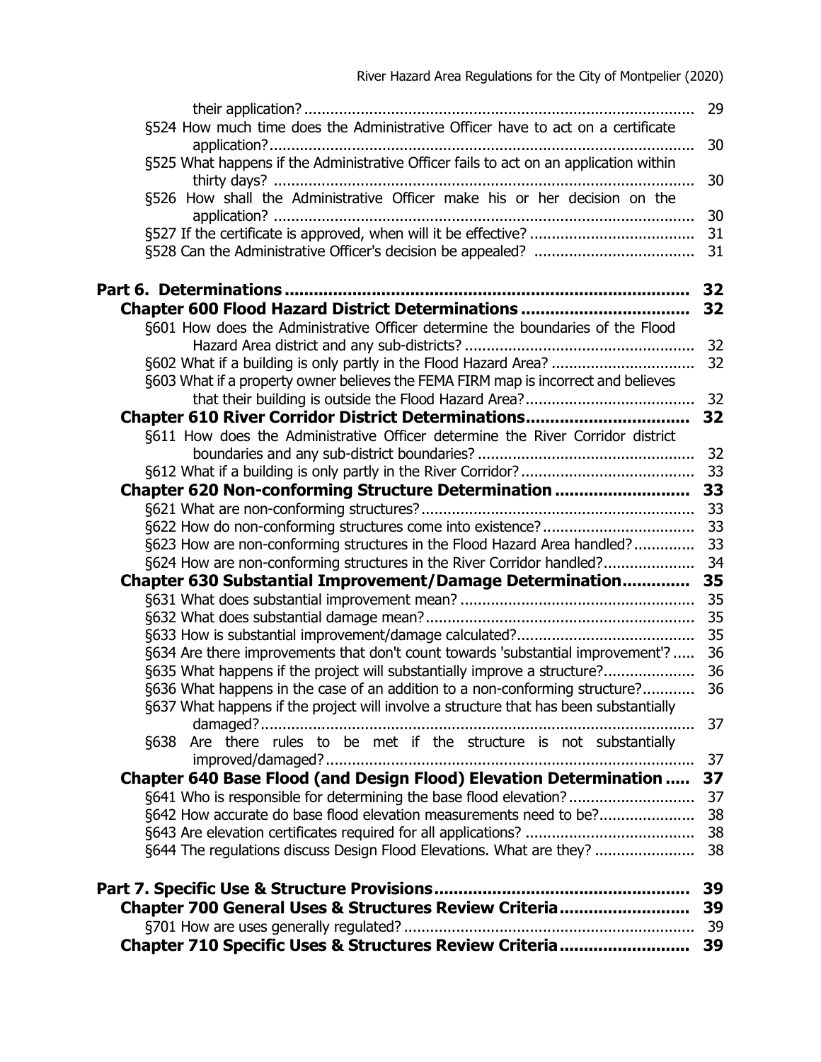their application? ........................................................................................ 29

§524 How much time does the Administrative Officer have to act on a certificate application? ........................................................................................ 30

§525 What happens if the Administrative Officer fails to act on an application within thirty days? ........................................................................................ 30

§526 How shall the Administrative Officer make his or her decision on the application? ........................................................................................ 30

§527 If the certificate is approved, when will it be effective? ...................................... 31

§528 Can the Administrative Officer's decision be appealed? ..................................... 31

**Part 6. Determinations .................................................................................. 32**

**Chapter 600 Flood Hazard District Determinations .................................. 32**

§601 How does the Administrative Officer determine the boundaries of the Flood Hazard Area district and any sub-districts? ..................................................... 32

§602 What if a building is only partly in the Flood Hazard Area? ................................. 32

§603 What if a property owner believes the FEMA FIRM map is incorrect and believes that their building is outside the Flood Hazard Area? ....................................... 32

**Chapter 610 River Corridor District Determinations................................. 32**

§611 How does the Administrative Officer determine the River Corridor district boundaries and any sub-district boundaries? .................................................. 32

§612 What if a building is only partly in the River Corridor? ........................................ 33

**Chapter 620 Non-conforming Structure Determination ........................... 33**

§621 What are non-conforming structures? ............................................................... 33

§622 How do non-conforming structures come into existence? ................................... 33

§623 How are non-conforming structures in the Flood Hazard Area handled? .............. 33

§624 How are non-conforming structures in the River Corridor handled? ..................... 34

**Chapter 630 Substantial Improvement/Damage Determination............. 35**

§631 What does substantial improvement mean? ...................................................... 35

§632 What does substantial damage mean? .............................................................. 35

§633 How is substantial improvement/damage calculated? ......................................... 35

§634 Are there improvements that don't count towards 'substantial improvement'? ..... 36

§635 What happens if the project will substantially improve a structure? ..................... 36

§636 What happens in the case of an addition to a non-conforming structure? ............ 36

§637 What happens if the project will involve a structure that has been substantially damaged? ........................................................................................ 37

§638 Are there rules to be met if the structure is not substantially improved/damaged? ........................................................................................ 37

**Chapter 640 Base Flood (and Design Flood) Elevation Determination ..... 37**

§641 Who is responsible for determining the base flood elevation? ............................. 37

§642 How accurate do base flood elevation measurements need to be? ...................... 38

§643 Are elevation certificates required for all applications? ....................................... 38

§644 The regulations discuss Design Flood Elevations. What are they? ....................... 38

**Part 7. Specific Use & Structure Provisions .................................................... 39**

**Chapter 700 General Uses & Structures Review Criteria .......................... 39**

§701 How are uses generally regulated? .................................................................. 39

**Chapter 710 Specific Uses & Structures Review Criteria .......................... 39**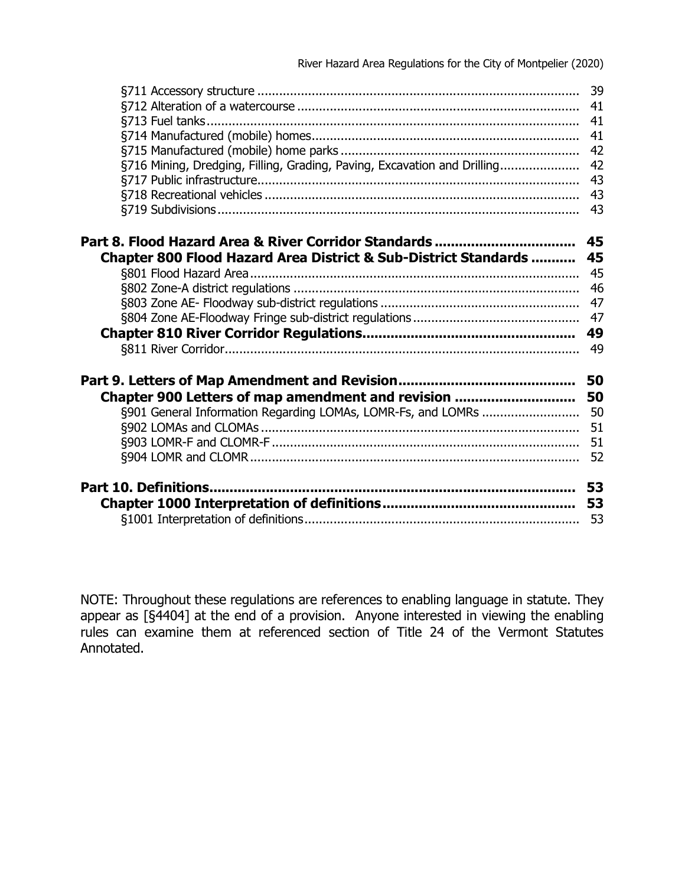§711 Accessory structure ........................................................................................ 39
§712 Alteration of a watercourse ............................................................................. 41
§713 Fuel tanks....................................................................................................... 41
§714 Manufactured (mobile) homes......................................................................... 41
§715 Manufactured (mobile) home parks ................................................................. 42
§716 Mining, Dredging, Filling, Grading, Paving, Excavation and Drilling...................... 42
§717 Public infrastructure........................................................................................ 43
§718 Recreational vehicles ...................................................................................... 43
§719 Subdivisions................................................................................................... 43

**Part 8. Flood Hazard Area & River Corridor Standards .................................. 45**

**Chapter 800 Flood Hazard Area District & Sub-District Standards ........... 45**

§801 Flood Hazard Area.......................................................................................... 45
§802 Zone-A district regulations .............................................................................. 46
§803 Zone AE- Floodway sub-district regulations ...................................................... 47
§804 Zone AE-Floodway Fringe sub-district regulations ............................................. 47

**Chapter 810 River Corridor Regulations.................................................... 49**

§811 River Corridor................................................................................................ 49

**Part 9. Letters of Map Amendment and Revision........................................... 50**

**Chapter 900 Letters of map amendment and revision ............................. 50**

§901 General Information Regarding LOMAs, LOMR-Fs, and LOMRs ........................... 50
§902 LOMAs and CLOMAs ....................................................................................... 51
§903 LOMR-F and CLOMR-F .................................................................................... 51
§904 LOMR and CLOMR .......................................................................................... 52

**Part 10. Definitions......................................................................................... 53**

**Chapter 1000 Interpretation of definitions............................................... 53**

§1001 Interpretation of definitions........................................................................... 53

NOTE: Throughout these regulations are references to enabling language in statute. They appear as [§4404] at the end of a provision. Anyone interested in viewing the enabling rules can examine them at referenced section of Title 24 of the Vermont Statutes Annotated.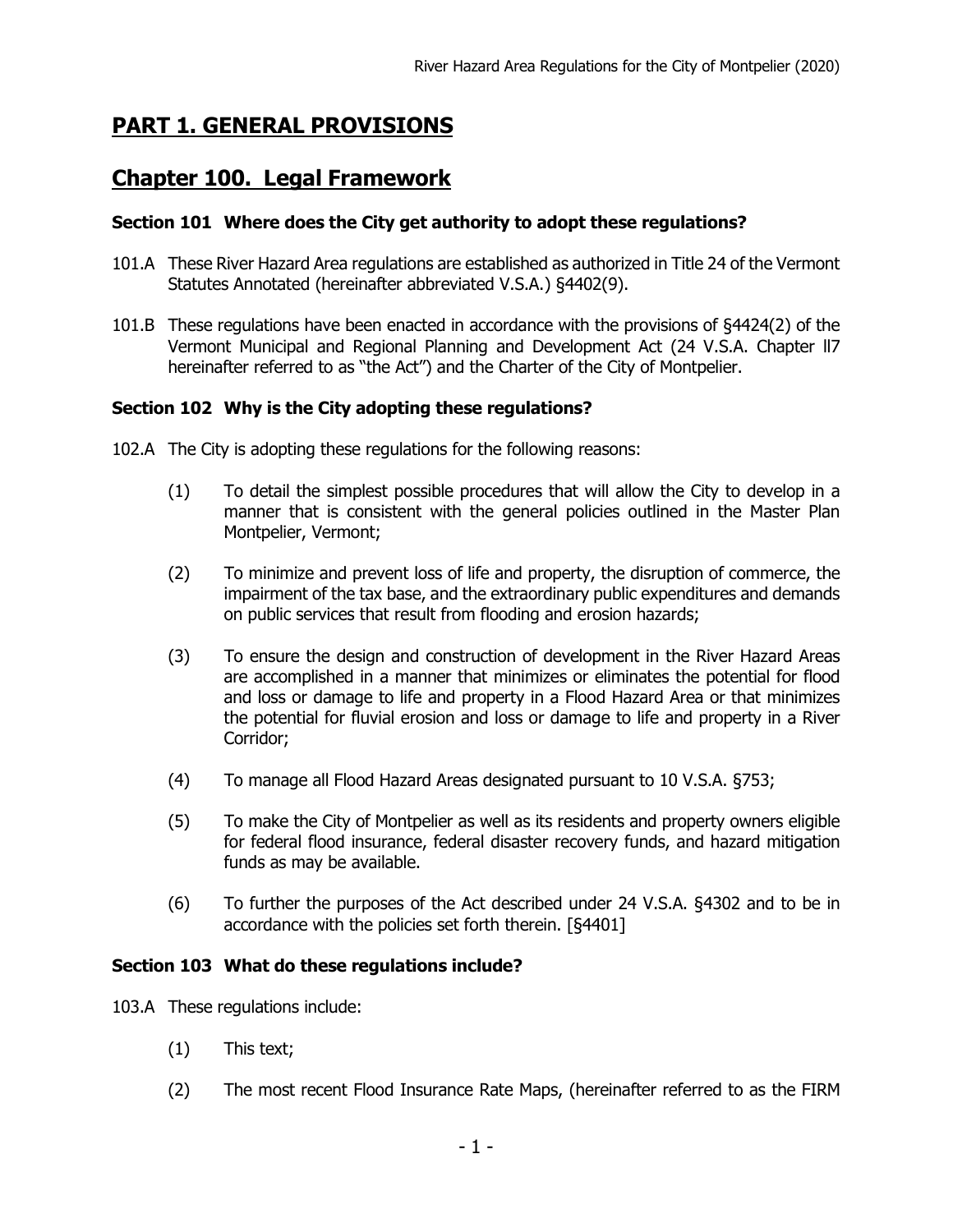# PART 1. GENERAL PROVISIONS

# Chapter 100. Legal Framework

### Section 101 Where does the City get authority to adopt these regulations?

101.A These River Hazard Area regulations are established as authorized in Title 24 of the Vermont Statutes Annotated (hereinafter abbreviated V.S.A.) §4402(9).

101.B These regulations have been enacted in accordance with the provisions of §4424(2) of the Vermont Municipal and Regional Planning and Development Act (24 V.S.A. Chapter ll7 hereinafter referred to as "the Act") and the Charter of the City of Montpelier.

### Section 102 Why is the City adopting these regulations?

102.A The City is adopting these regulations for the following reasons:

(1) To detail the simplest possible procedures that will allow the City to develop in a manner that is consistent with the general policies outlined in the Master Plan Montpelier, Vermont;

(2) To minimize and prevent loss of life and property, the disruption of commerce, the impairment of the tax base, and the extraordinary public expenditures and demands on public services that result from flooding and erosion hazards;

(3) To ensure the design and construction of development in the River Hazard Areas are accomplished in a manner that minimizes or eliminates the potential for flood and loss or damage to life and property in a Flood Hazard Area or that minimizes the potential for fluvial erosion and loss or damage to life and property in a River Corridor;

(4) To manage all Flood Hazard Areas designated pursuant to 10 V.S.A. §753;

(5) To make the City of Montpelier as well as its residents and property owners eligible for federal flood insurance, federal disaster recovery funds, and hazard mitigation funds as may be available.

(6) To further the purposes of the Act described under 24 V.S.A. §4302 and to be in accordance with the policies set forth therein. [§4401]

### Section 103 What do these regulations include?

103.A These regulations include:

(1) This text;

(2) The most recent Flood Insurance Rate Maps, (hereinafter referred to as the FIRM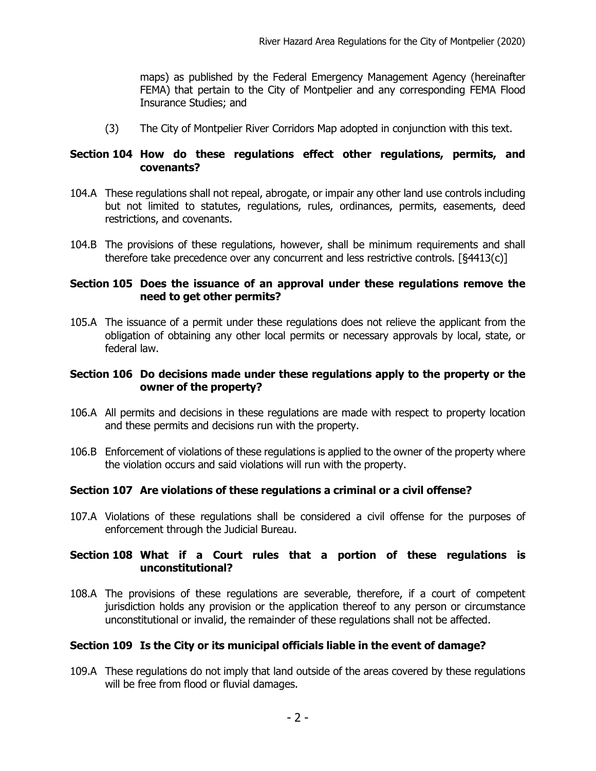maps) as published by the Federal Emergency Management Agency (hereinafter FEMA) that pertain to the City of Montpelier and any corresponding FEMA Flood Insurance Studies; and

(3) The City of Montpelier River Corridors Map adopted in conjunction with this text.

### Section 104 How do these regulations effect other regulations, permits, and covenants?

104.A These regulations shall not repeal, abrogate, or impair any other land use controls including but not limited to statutes, regulations, rules, ordinances, permits, easements, deed restrictions, and covenants.

104.B The provisions of these regulations, however, shall be minimum requirements and shall therefore take precedence over any concurrent and less restrictive controls. [§4413(c)]

### Section 105 Does the issuance of an approval under these regulations remove the need to get other permits?

105.A The issuance of a permit under these regulations does not relieve the applicant from the obligation of obtaining any other local permits or necessary approvals by local, state, or federal law.

### Section 106 Do decisions made under these regulations apply to the property or the owner of the property?

106.A All permits and decisions in these regulations are made with respect to property location and these permits and decisions run with the property.

106.B Enforcement of violations of these regulations is applied to the owner of the property where the violation occurs and said violations will run with the property.

### Section 107 Are violations of these regulations a criminal or a civil offense?

107.A Violations of these regulations shall be considered a civil offense for the purposes of enforcement through the Judicial Bureau.

### Section 108 What if a Court rules that a portion of these regulations is unconstitutional?

108.A The provisions of these regulations are severable, therefore, if a court of competent jurisdiction holds any provision or the application thereof to any person or circumstance unconstitutional or invalid, the remainder of these regulations shall not be affected.

### Section 109 Is the City or its municipal officials liable in the event of damage?

109.A These regulations do not imply that land outside of the areas covered by these regulations will be free from flood or fluvial damages.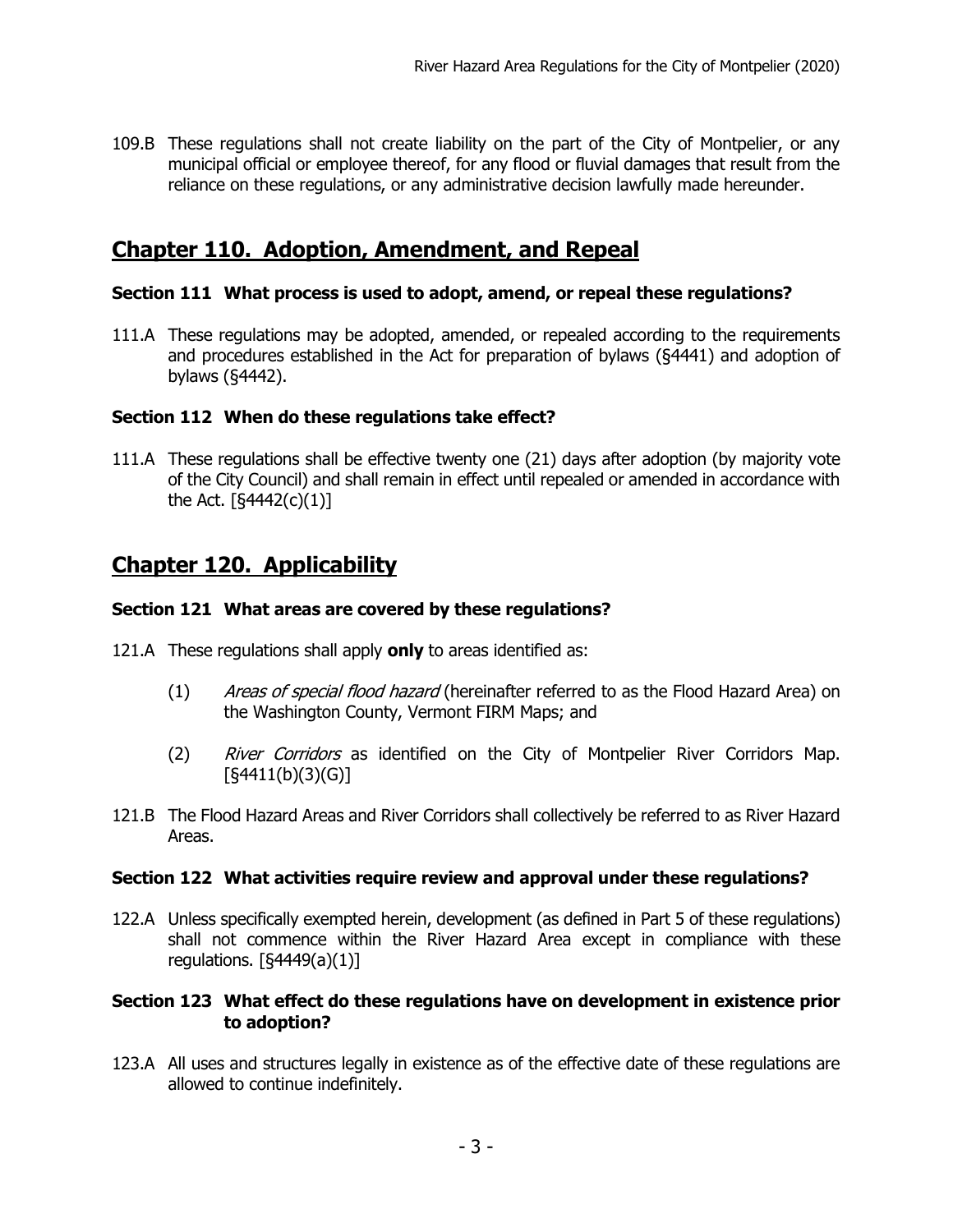109.B These regulations shall not create liability on the part of the City of Montpelier, or any municipal official or employee thereof, for any flood or fluvial damages that result from the reliance on these regulations, or any administrative decision lawfully made hereunder.

## Chapter 110. Adoption, Amendment, and Repeal

### Section 111 What process is used to adopt, amend, or repeal these regulations?

111.A These regulations may be adopted, amended, or repealed according to the requirements and procedures established in the Act for preparation of bylaws (§4441) and adoption of bylaws (§4442).

### Section 112 When do these regulations take effect?

111.A These regulations shall be effective twenty one (21) days after adoption (by majority vote of the City Council) and shall remain in effect until repealed or amended in accordance with the Act. [§4442(c)(1)]

## Chapter 120. Applicability

### Section 121 What areas are covered by these regulations?

121.A These regulations shall apply **only** to areas identified as:

(1) *Areas of special flood hazard* (hereinafter referred to as the Flood Hazard Area) on the Washington County, Vermont FIRM Maps; and

(2) *River Corridors* as identified on the City of Montpelier River Corridors Map. [§4411(b)(3)(G)]

121.B The Flood Hazard Areas and River Corridors shall collectively be referred to as River Hazard Areas.

### Section 122 What activities require review and approval under these regulations?

122.A Unless specifically exempted herein, development (as defined in Part 5 of these regulations) shall not commence within the River Hazard Area except in compliance with these regulations. [§4449(a)(1)]

### Section 123 What effect do these regulations have on development in existence prior to adoption?

123.A All uses and structures legally in existence as of the effective date of these regulations are allowed to continue indefinitely.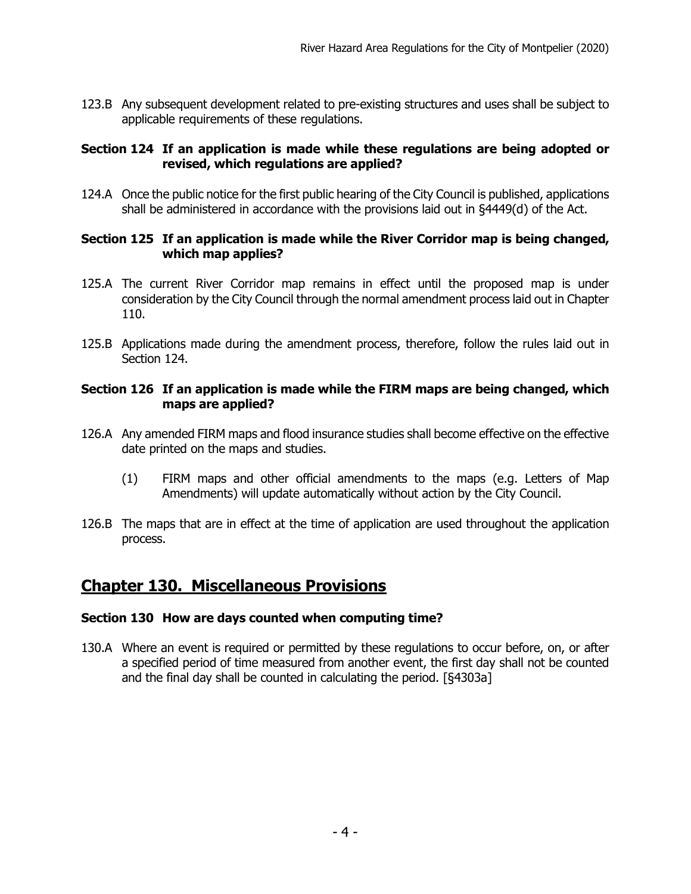123.B Any subsequent development related to pre-existing structures and uses shall be subject to applicable requirements of these regulations.

### Section 124 If an application is made while these regulations are being adopted or revised, which regulations are applied?

124.A Once the public notice for the first public hearing of the City Council is published, applications shall be administered in accordance with the provisions laid out in §4449(d) of the Act.

### Section 125 If an application is made while the River Corridor map is being changed, which map applies?

125.A The current River Corridor map remains in effect until the proposed map is under consideration by the City Council through the normal amendment process laid out in Chapter 110.

125.B Applications made during the amendment process, therefore, follow the rules laid out in Section 124.

### Section 126 If an application is made while the FIRM maps are being changed, which maps are applied?

126.A Any amended FIRM maps and flood insurance studies shall become effective on the effective date printed on the maps and studies.

(1) FIRM maps and other official amendments to the maps (e.g. Letters of Map Amendments) will update automatically without action by the City Council.

126.B The maps that are in effect at the time of application are used throughout the application process.

## Chapter 130. Miscellaneous Provisions

### Section 130 How are days counted when computing time?

130.A Where an event is required or permitted by these regulations to occur before, on, or after a specified period of time measured from another event, the first day shall not be counted and the final day shall be counted in calculating the period. [§4303a]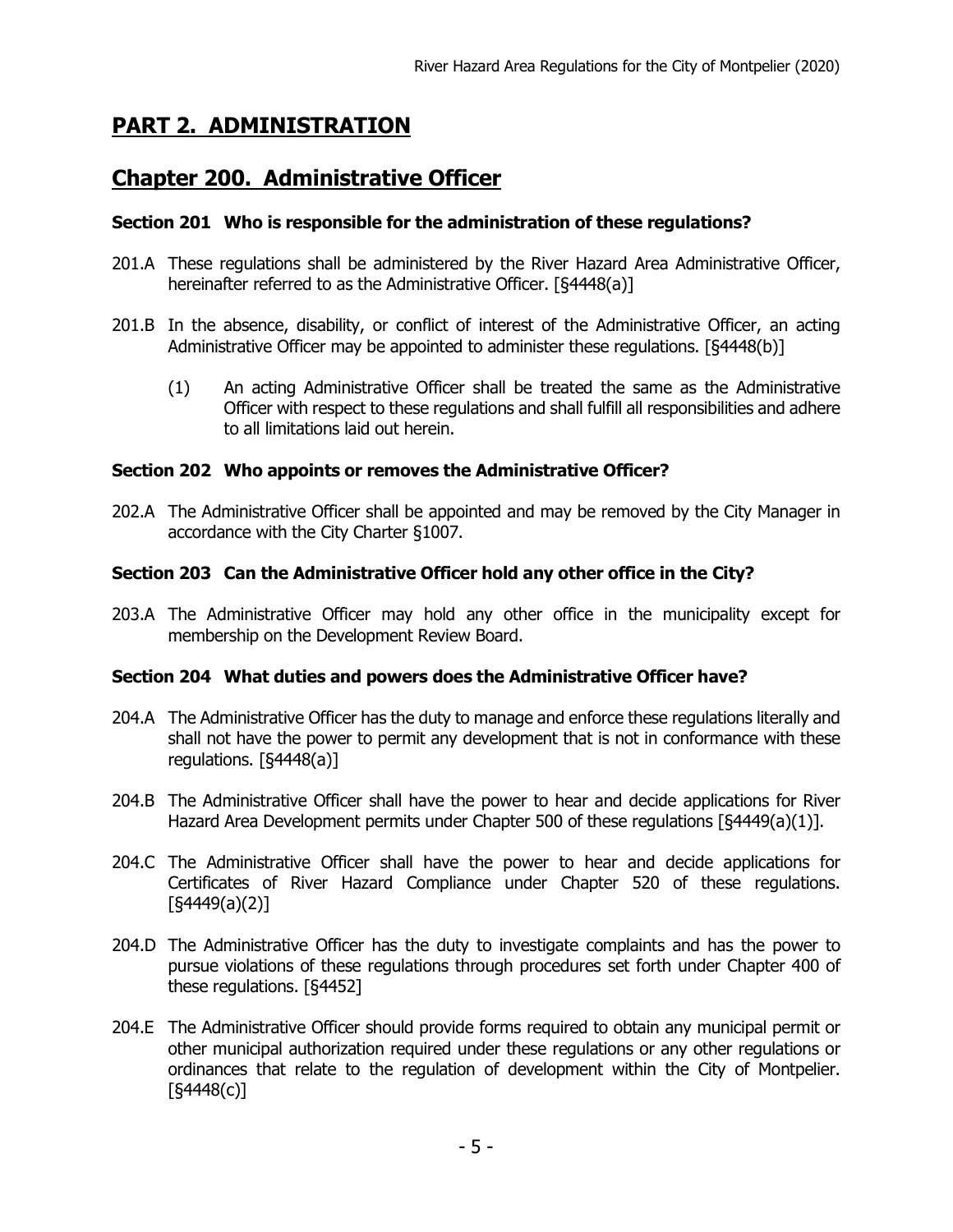# PART 2. ADMINISTRATION

## Chapter 200. Administrative Officer

### Section 201 Who is responsible for the administration of these regulations?

201.A These regulations shall be administered by the River Hazard Area Administrative Officer, hereinafter referred to as the Administrative Officer. [§4448(a)]

201.B In the absence, disability, or conflict of interest of the Administrative Officer, an acting Administrative Officer may be appointed to administer these regulations. [§4448(b)]

(1) An acting Administrative Officer shall be treated the same as the Administrative Officer with respect to these regulations and shall fulfill all responsibilities and adhere to all limitations laid out herein.

### Section 202 Who appoints or removes the Administrative Officer?

202.A The Administrative Officer shall be appointed and may be removed by the City Manager in accordance with the City Charter §1007.

### Section 203 Can the Administrative Officer hold any other office in the City?

203.A The Administrative Officer may hold any other office in the municipality except for membership on the Development Review Board.

### Section 204 What duties and powers does the Administrative Officer have?

204.A The Administrative Officer has the duty to manage and enforce these regulations literally and shall not have the power to permit any development that is not in conformance with these regulations. [§4448(a)]

204.B The Administrative Officer shall have the power to hear and decide applications for River Hazard Area Development permits under Chapter 500 of these regulations [§4449(a)(1)].

204.C The Administrative Officer shall have the power to hear and decide applications for Certificates of River Hazard Compliance under Chapter 520 of these regulations. [§4449(a)(2)]

204.D The Administrative Officer has the duty to investigate complaints and has the power to pursue violations of these regulations through procedures set forth under Chapter 400 of these regulations. [§4452]

204.E The Administrative Officer should provide forms required to obtain any municipal permit or other municipal authorization required under these regulations or any other regulations or ordinances that relate to the regulation of development within the City of Montpelier. [§4448(c)]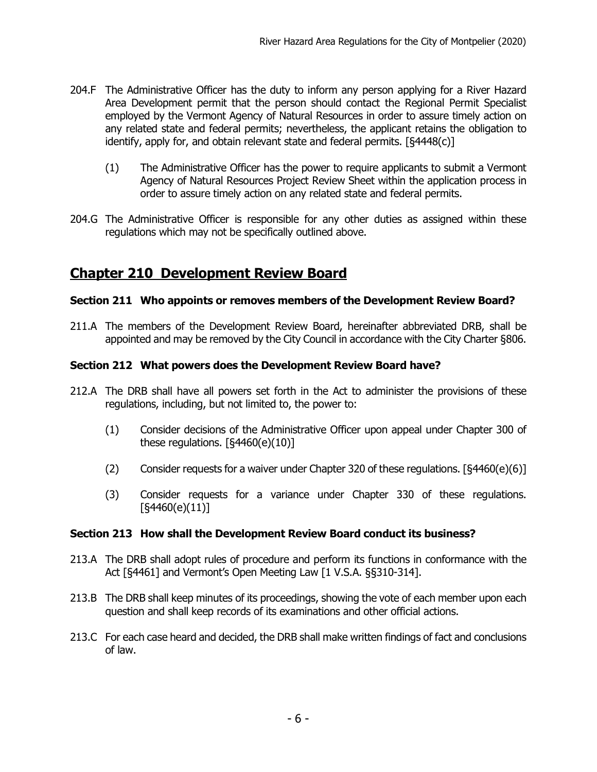204.F The Administrative Officer has the duty to inform any person applying for a River Hazard Area Development permit that the person should contact the Regional Permit Specialist employed by the Vermont Agency of Natural Resources in order to assure timely action on any related state and federal permits; nevertheless, the applicant retains the obligation to identify, apply for, and obtain relevant state and federal permits. [§4448(c)]

(1) The Administrative Officer has the power to require applicants to submit a Vermont Agency of Natural Resources Project Review Sheet within the application process in order to assure timely action on any related state and federal permits.

204.G The Administrative Officer is responsible for any other duties as assigned within these regulations which may not be specifically outlined above.

## Chapter 210 Development Review Board

### Section 211 Who appoints or removes members of the Development Review Board?

211.A The members of the Development Review Board, hereinafter abbreviated DRB, shall be appointed and may be removed by the City Council in accordance with the City Charter §806.

### Section 212 What powers does the Development Review Board have?

212.A The DRB shall have all powers set forth in the Act to administer the provisions of these regulations, including, but not limited to, the power to:

(1) Consider decisions of the Administrative Officer upon appeal under Chapter 300 of these regulations. [§4460(e)(10)]

(2) Consider requests for a waiver under Chapter 320 of these regulations. [§4460(e)(6)]

(3) Consider requests for a variance under Chapter 330 of these regulations. [§4460(e)(11)]

### Section 213 How shall the Development Review Board conduct its business?

213.A The DRB shall adopt rules of procedure and perform its functions in conformance with the Act [§4461] and Vermont's Open Meeting Law [1 V.S.A. §§310-314].

213.B The DRB shall keep minutes of its proceedings, showing the vote of each member upon each question and shall keep records of its examinations and other official actions.

213.C For each case heard and decided, the DRB shall make written findings of fact and conclusions of law.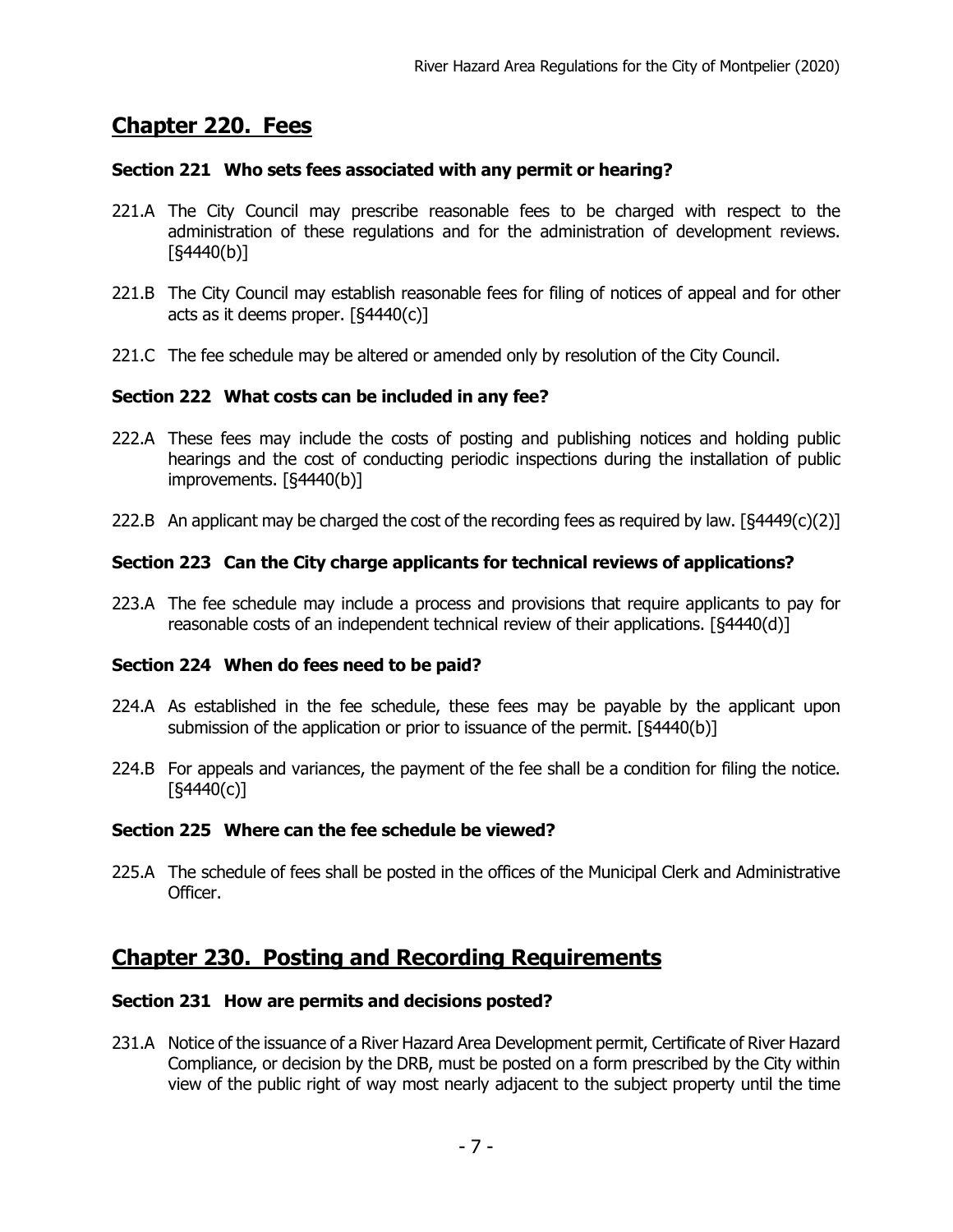## Chapter 220. Fees

### Section 221 Who sets fees associated with any permit or hearing?

221.A The City Council may prescribe reasonable fees to be charged with respect to the administration of these regulations and for the administration of development reviews. [§4440(b)]

221.B The City Council may establish reasonable fees for filing of notices of appeal and for other acts as it deems proper. [§4440(c)]

221.C The fee schedule may be altered or amended only by resolution of the City Council.

### Section 222 What costs can be included in any fee?

222.A These fees may include the costs of posting and publishing notices and holding public hearings and the cost of conducting periodic inspections during the installation of public improvements. [§4440(b)]

222.B An applicant may be charged the cost of the recording fees as required by law. [§4449(c)(2)]

### Section 223 Can the City charge applicants for technical reviews of applications?

223.A The fee schedule may include a process and provisions that require applicants to pay for reasonable costs of an independent technical review of their applications. [§4440(d)]

### Section 224 When do fees need to be paid?

224.A As established in the fee schedule, these fees may be payable by the applicant upon submission of the application or prior to issuance of the permit. [§4440(b)]

224.B For appeals and variances, the payment of the fee shall be a condition for filing the notice. [§4440(c)]

### Section 225 Where can the fee schedule be viewed?

225.A The schedule of fees shall be posted in the offices of the Municipal Clerk and Administrative Officer.

## Chapter 230. Posting and Recording Requirements

### Section 231 How are permits and decisions posted?

231.A Notice of the issuance of a River Hazard Area Development permit, Certificate of River Hazard Compliance, or decision by the DRB, must be posted on a form prescribed by the City within view of the public right of way most nearly adjacent to the subject property until the time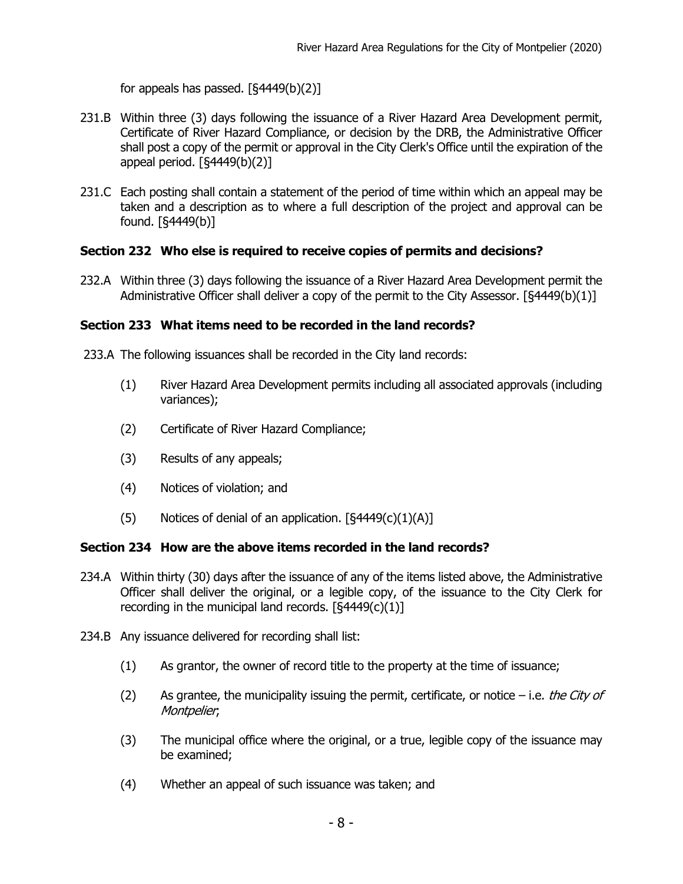for appeals has passed. [§4449(b)(2)]

231.B Within three (3) days following the issuance of a River Hazard Area Development permit, Certificate of River Hazard Compliance, or decision by the DRB, the Administrative Officer shall post a copy of the permit or approval in the City Clerk's Office until the expiration of the appeal period. [§4449(b)(2)]

231.C Each posting shall contain a statement of the period of time within which an appeal may be taken and a description as to where a full description of the project and approval can be found. [§4449(b)]

### Section 232 Who else is required to receive copies of permits and decisions?

232.A Within three (3) days following the issuance of a River Hazard Area Development permit the Administrative Officer shall deliver a copy of the permit to the City Assessor. [§4449(b)(1)]

### Section 233 What items need to be recorded in the land records?

233.A The following issuances shall be recorded in the City land records:

(1) River Hazard Area Development permits including all associated approvals (including variances);

(2) Certificate of River Hazard Compliance;

(3) Results of any appeals;

(4) Notices of violation; and

(5) Notices of denial of an application. [§4449(c)(1)(A)]

### Section 234 How are the above items recorded in the land records?

234.A Within thirty (30) days after the issuance of any of the items listed above, the Administrative Officer shall deliver the original, or a legible copy, of the issuance to the City Clerk for recording in the municipal land records. [§4449(c)(1)]

234.B Any issuance delivered for recording shall list:

(1) As grantor, the owner of record title to the property at the time of issuance;

(2) As grantee, the municipality issuing the permit, certificate, or notice – i.e. *the City of Montpelier*;

(3) The municipal office where the original, or a true, legible copy of the issuance may be examined;

(4) Whether an appeal of such issuance was taken; and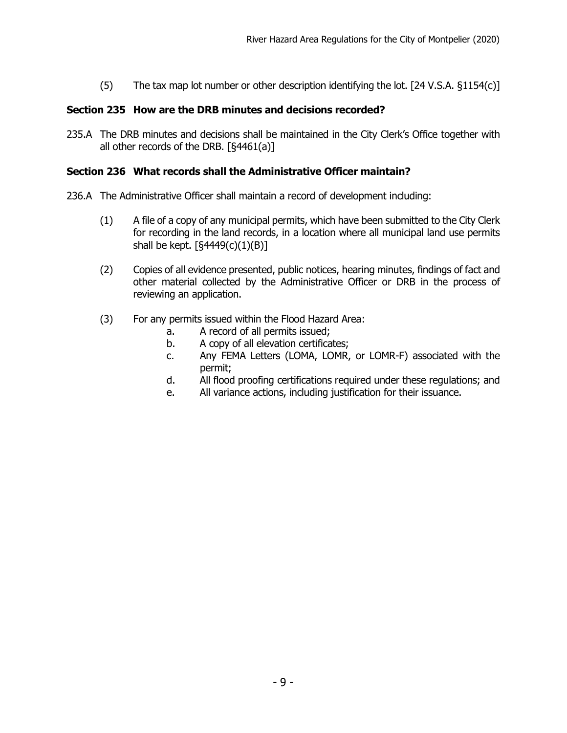(5) The tax map lot number or other description identifying the lot. [24 V.S.A. §1154(c)]

### Section 235 How are the DRB minutes and decisions recorded?

235.A The DRB minutes and decisions shall be maintained in the City Clerk's Office together with all other records of the DRB. [§4461(a)]

### Section 236 What records shall the Administrative Officer maintain?

236.A The Administrative Officer shall maintain a record of development including:

(1) A file of a copy of any municipal permits, which have been submitted to the City Clerk for recording in the land records, in a location where all municipal land use permits shall be kept. [§4449(c)(1)(B)]

(2) Copies of all evidence presented, public notices, hearing minutes, findings of fact and other material collected by the Administrative Officer or DRB in the process of reviewing an application.

(3) For any permits issued within the Flood Hazard Area:

a. A record of all permits issued;

b. A copy of all elevation certificates;

c. Any FEMA Letters (LOMA, LOMR, or LOMR-F) associated with the permit;

d. All flood proofing certifications required under these regulations; and

e. All variance actions, including justification for their issuance.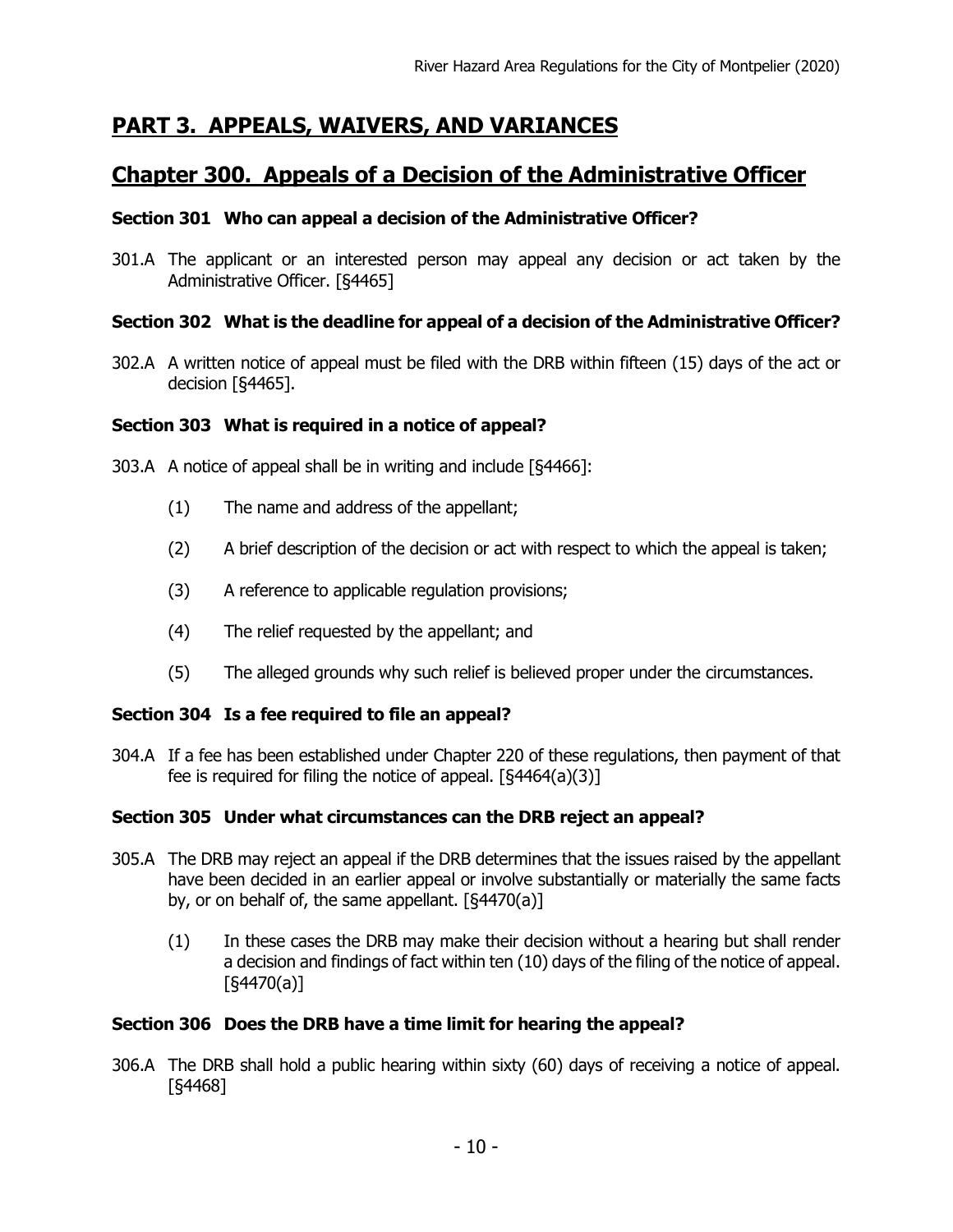# PART 3. APPEALS, WAIVERS, AND VARIANCES

## Chapter 300. Appeals of a Decision of the Administrative Officer

### Section 301 Who can appeal a decision of the Administrative Officer?

301.A The applicant or an interested person may appeal any decision or act taken by the Administrative Officer. [§4465]

### Section 302 What is the deadline for appeal of a decision of the Administrative Officer?

302.A A written notice of appeal must be filed with the DRB within fifteen (15) days of the act or decision [§4465].

### Section 303 What is required in a notice of appeal?

303.A A notice of appeal shall be in writing and include [§4466]:

(1) The name and address of the appellant;

(2) A brief description of the decision or act with respect to which the appeal is taken;

(3) A reference to applicable regulation provisions;

(4) The relief requested by the appellant; and

(5) The alleged grounds why such relief is believed proper under the circumstances.

### Section 304 Is a fee required to file an appeal?

304.A If a fee has been established under Chapter 220 of these regulations, then payment of that fee is required for filing the notice of appeal. [§4464(a)(3)]

### Section 305 Under what circumstances can the DRB reject an appeal?

305.A The DRB may reject an appeal if the DRB determines that the issues raised by the appellant have been decided in an earlier appeal or involve substantially or materially the same facts by, or on behalf of, the same appellant. [§4470(a)]

(1) In these cases the DRB may make their decision without a hearing but shall render a decision and findings of fact within ten (10) days of the filing of the notice of appeal. [§4470(a)]

### Section 306 Does the DRB have a time limit for hearing the appeal?

306.A The DRB shall hold a public hearing within sixty (60) days of receiving a notice of appeal. [§4468]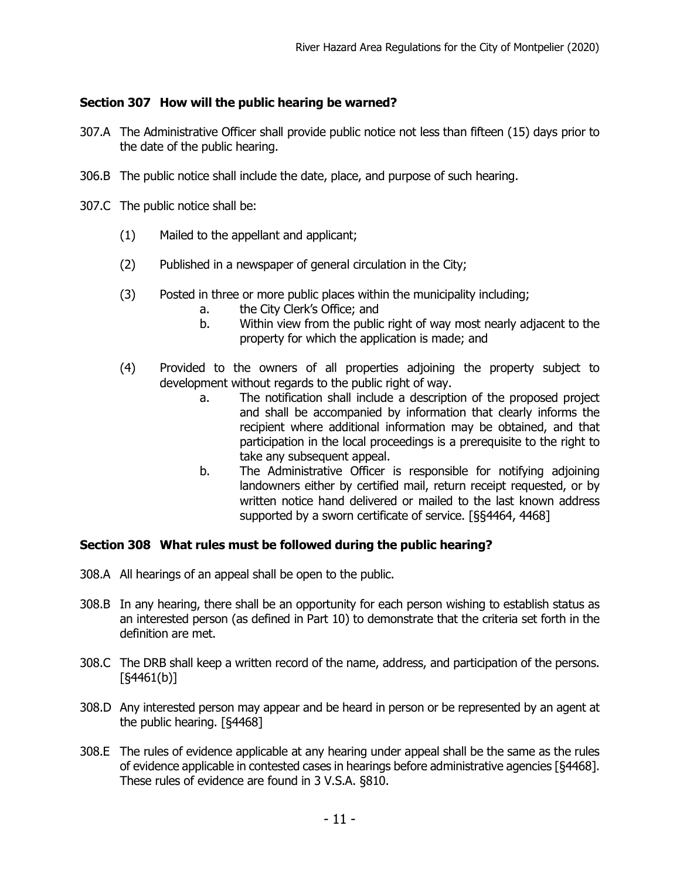## Section 307 How will the public hearing be warned?

307.A The Administrative Officer shall provide public notice not less than fifteen (15) days prior to the date of the public hearing.

306.B The public notice shall include the date, place, and purpose of such hearing.

307.C The public notice shall be:

(1) Mailed to the appellant and applicant;

(2) Published in a newspaper of general circulation in the City;

(3) Posted in three or more public places within the municipality including;
   a. the City Clerk's Office; and
   b. Within view from the public right of way most nearly adjacent to the property for which the application is made; and

(4) Provided to the owners of all properties adjoining the property subject to development without regards to the public right of way.
   a. The notification shall include a description of the proposed project and shall be accompanied by information that clearly informs the recipient where additional information may be obtained, and that participation in the local proceedings is a prerequisite to the right to take any subsequent appeal.
   b. The Administrative Officer is responsible for notifying adjoining landowners either by certified mail, return receipt requested, or by written notice hand delivered or mailed to the last known address supported by a sworn certificate of service. [§§4464, 4468]

## Section 308 What rules must be followed during the public hearing?

308.A All hearings of an appeal shall be open to the public.

308.B In any hearing, there shall be an opportunity for each person wishing to establish status as an interested person (as defined in Part 10) to demonstrate that the criteria set forth in the definition are met.

308.C The DRB shall keep a written record of the name, address, and participation of the persons. [§4461(b)]

308.D Any interested person may appear and be heard in person or be represented by an agent at the public hearing. [§4468]

308.E The rules of evidence applicable at any hearing under appeal shall be the same as the rules of evidence applicable in contested cases in hearings before administrative agencies [§4468]. These rules of evidence are found in 3 V.S.A. §810.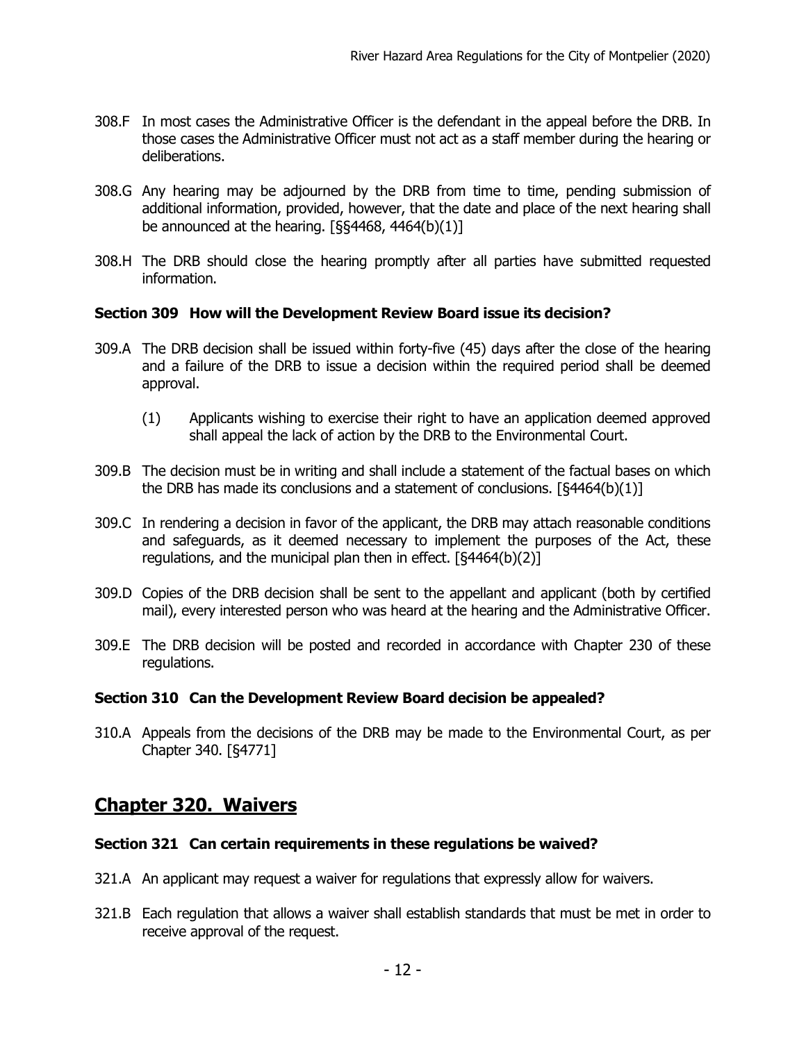308.F In most cases the Administrative Officer is the defendant in the appeal before the DRB. In those cases the Administrative Officer must not act as a staff member during the hearing or deliberations.

308.G Any hearing may be adjourned by the DRB from time to time, pending submission of additional information, provided, however, that the date and place of the next hearing shall be announced at the hearing. [§§4468, 4464(b)(1)]

308.H The DRB should close the hearing promptly after all parties have submitted requested information.

### Section 309 How will the Development Review Board issue its decision?

309.A The DRB decision shall be issued within forty-five (45) days after the close of the hearing and a failure of the DRB to issue a decision within the required period shall be deemed approval.

(1) Applicants wishing to exercise their right to have an application deemed approved shall appeal the lack of action by the DRB to the Environmental Court.

309.B The decision must be in writing and shall include a statement of the factual bases on which the DRB has made its conclusions and a statement of conclusions. [§4464(b)(1)]

309.C In rendering a decision in favor of the applicant, the DRB may attach reasonable conditions and safeguards, as it deemed necessary to implement the purposes of the Act, these regulations, and the municipal plan then in effect. [§4464(b)(2)]

309.D Copies of the DRB decision shall be sent to the appellant and applicant (both by certified mail), every interested person who was heard at the hearing and the Administrative Officer.

309.E The DRB decision will be posted and recorded in accordance with Chapter 230 of these regulations.

### Section 310 Can the Development Review Board decision be appealed?

310.A Appeals from the decisions of the DRB may be made to the Environmental Court, as per Chapter 340. [§4771]

## Chapter 320. Waivers

### Section 321 Can certain requirements in these regulations be waived?

321.A An applicant may request a waiver for regulations that expressly allow for waivers.

321.B Each regulation that allows a waiver shall establish standards that must be met in order to receive approval of the request.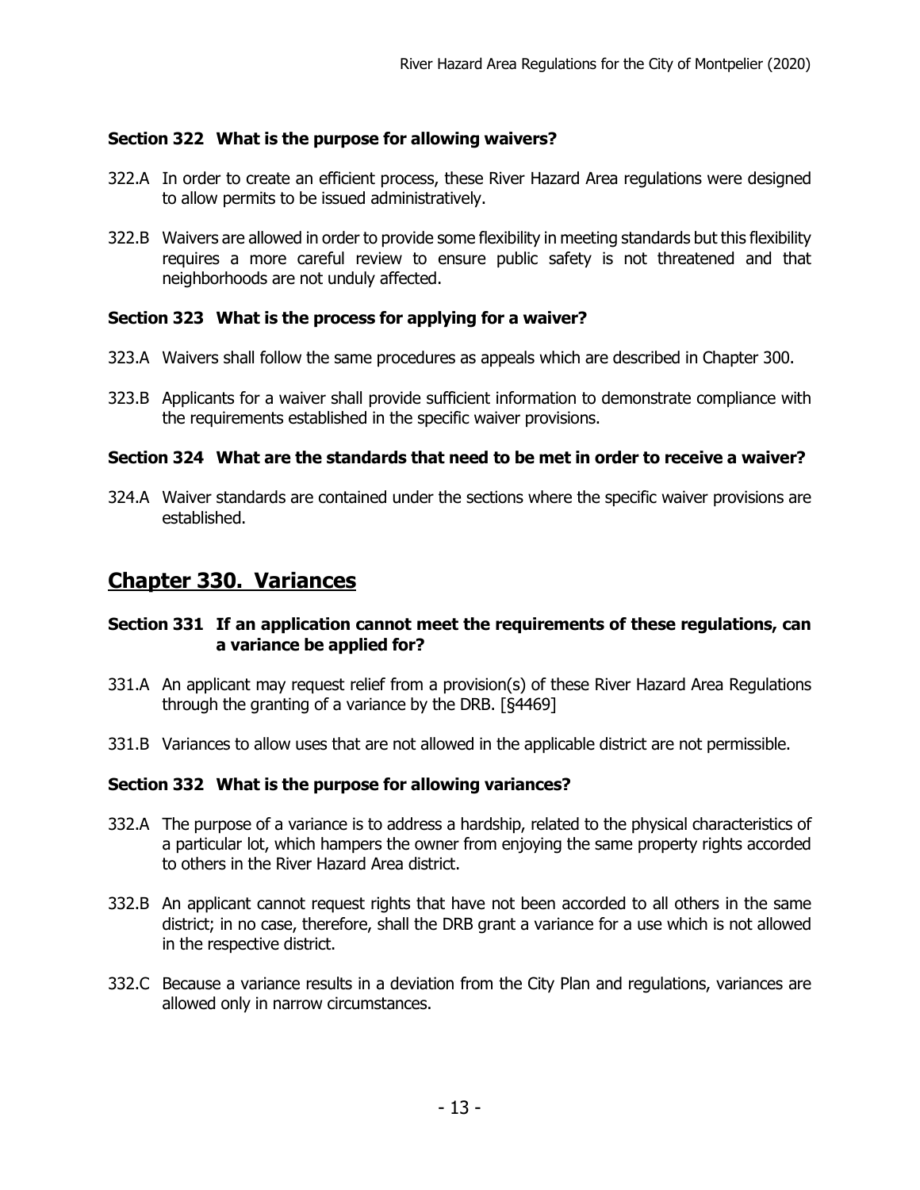### Section 322 What is the purpose for allowing waivers?

322.A In order to create an efficient process, these River Hazard Area regulations were designed to allow permits to be issued administratively.

322.B Waivers are allowed in order to provide some flexibility in meeting standards but this flexibility requires a more careful review to ensure public safety is not threatened and that neighborhoods are not unduly affected.

### Section 323 What is the process for applying for a waiver?

323.A Waivers shall follow the same procedures as appeals which are described in Chapter 300.

323.B Applicants for a waiver shall provide sufficient information to demonstrate compliance with the requirements established in the specific waiver provisions.

### Section 324 What are the standards that need to be met in order to receive a waiver?

324.A Waiver standards are contained under the sections where the specific waiver provisions are established.

## Chapter 330. Variances

### Section 331 If an application cannot meet the requirements of these regulations, can a variance be applied for?

331.A An applicant may request relief from a provision(s) of these River Hazard Area Regulations through the granting of a variance by the DRB. [§4469]

331.B Variances to allow uses that are not allowed in the applicable district are not permissible.

### Section 332 What is the purpose for allowing variances?

332.A The purpose of a variance is to address a hardship, related to the physical characteristics of a particular lot, which hampers the owner from enjoying the same property rights accorded to others in the River Hazard Area district.

332.B An applicant cannot request rights that have not been accorded to all others in the same district; in no case, therefore, shall the DRB grant a variance for a use which is not allowed in the respective district.

332.C Because a variance results in a deviation from the City Plan and regulations, variances are allowed only in narrow circumstances.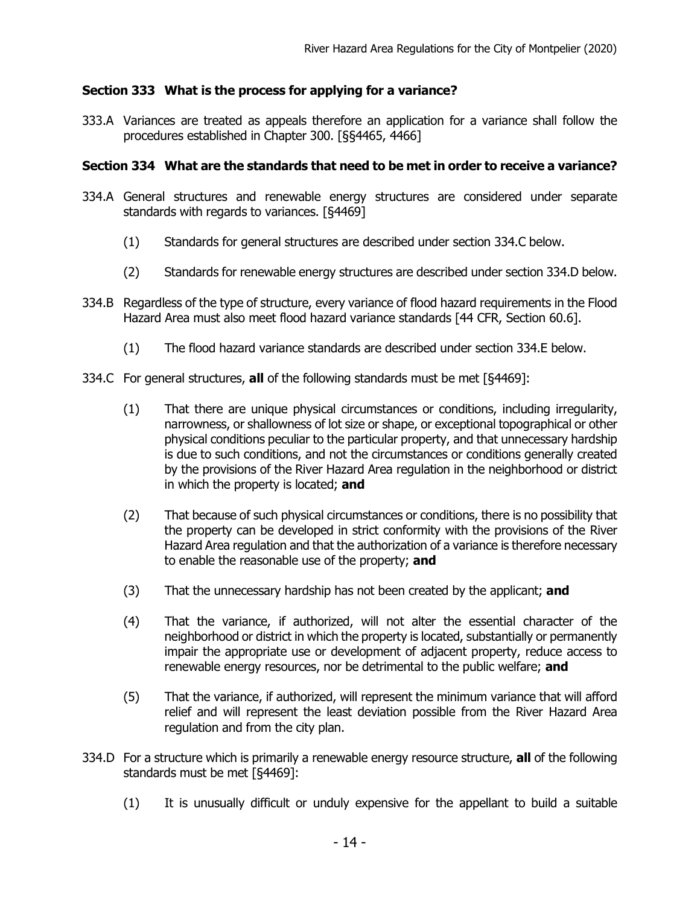### Section 333 What is the process for applying for a variance?

333.A Variances are treated as appeals therefore an application for a variance shall follow the procedures established in Chapter 300. [§§4465, 4466]

### Section 334 What are the standards that need to be met in order to receive a variance?

334.A General structures and renewable energy structures are considered under separate standards with regards to variances. [§4469]

- (1) Standards for general structures are described under section 334.C below.
- (2) Standards for renewable energy structures are described under section 334.D below.

334.B Regardless of the type of structure, every variance of flood hazard requirements in the Flood Hazard Area must also meet flood hazard variance standards [44 CFR, Section 60.6].

- (1) The flood hazard variance standards are described under section 334.E below.

334.C For general structures, **all** of the following standards must be met [§4469]:

- (1) That there are unique physical circumstances or conditions, including irregularity, narrowness, or shallowness of lot size or shape, or exceptional topographical or other physical conditions peculiar to the particular property, and that unnecessary hardship is due to such conditions, and not the circumstances or conditions generally created by the provisions of the River Hazard Area regulation in the neighborhood or district in which the property is located; **and**
- (2) That because of such physical circumstances or conditions, there is no possibility that the property can be developed in strict conformity with the provisions of the River Hazard Area regulation and that the authorization of a variance is therefore necessary to enable the reasonable use of the property; **and**
- (3) That the unnecessary hardship has not been created by the applicant; **and**
- (4) That the variance, if authorized, will not alter the essential character of the neighborhood or district in which the property is located, substantially or permanently impair the appropriate use or development of adjacent property, reduce access to renewable energy resources, nor be detrimental to the public welfare; **and**
- (5) That the variance, if authorized, will represent the minimum variance that will afford relief and will represent the least deviation possible from the River Hazard Area regulation and from the city plan.

334.D For a structure which is primarily a renewable energy resource structure, **all** of the following standards must be met [§4469]:

- (1) It is unusually difficult or unduly expensive for the appellant to build a suitable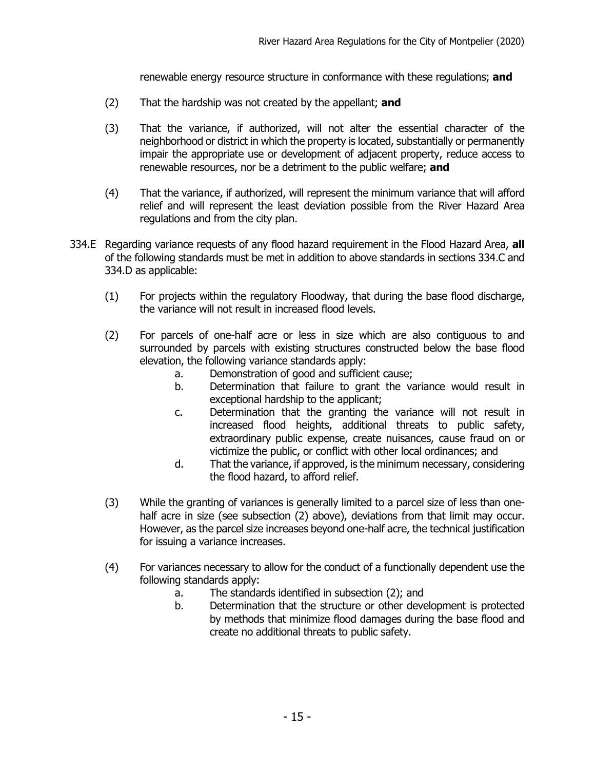renewable energy resource structure in conformance with these regulations; **and**

(2) That the hardship was not created by the appellant; **and**

(3) That the variance, if authorized, will not alter the essential character of the neighborhood or district in which the property is located, substantially or permanently impair the appropriate use or development of adjacent property, reduce access to renewable resources, nor be a detriment to the public welfare; **and**

(4) That the variance, if authorized, will represent the minimum variance that will afford relief and will represent the least deviation possible from the River Hazard Area regulations and from the city plan.

334.E Regarding variance requests of any flood hazard requirement in the Flood Hazard Area, **all** of the following standards must be met in addition to above standards in sections 334.C and 334.D as applicable:

(1) For projects within the regulatory Floodway, that during the base flood discharge, the variance will not result in increased flood levels.

(2) For parcels of one-half acre or less in size which are also contiguous to and surrounded by parcels with existing structures constructed below the base flood elevation, the following variance standards apply:

   a. Demonstration of good and sufficient cause;
   b. Determination that failure to grant the variance would result in exceptional hardship to the applicant;
   c. Determination that the granting the variance will not result in increased flood heights, additional threats to public safety, extraordinary public expense, create nuisances, cause fraud on or victimize the public, or conflict with other local ordinances; and
   d. That the variance, if approved, is the minimum necessary, considering the flood hazard, to afford relief.

(3) While the granting of variances is generally limited to a parcel size of less than one-half acre in size (see subsection (2) above), deviations from that limit may occur. However, as the parcel size increases beyond one-half acre, the technical justification for issuing a variance increases.

(4) For variances necessary to allow for the conduct of a functionally dependent use the following standards apply:

   a. The standards identified in subsection (2); and
   b. Determination that the structure or other development is protected by methods that minimize flood damages during the base flood and create no additional threats to public safety.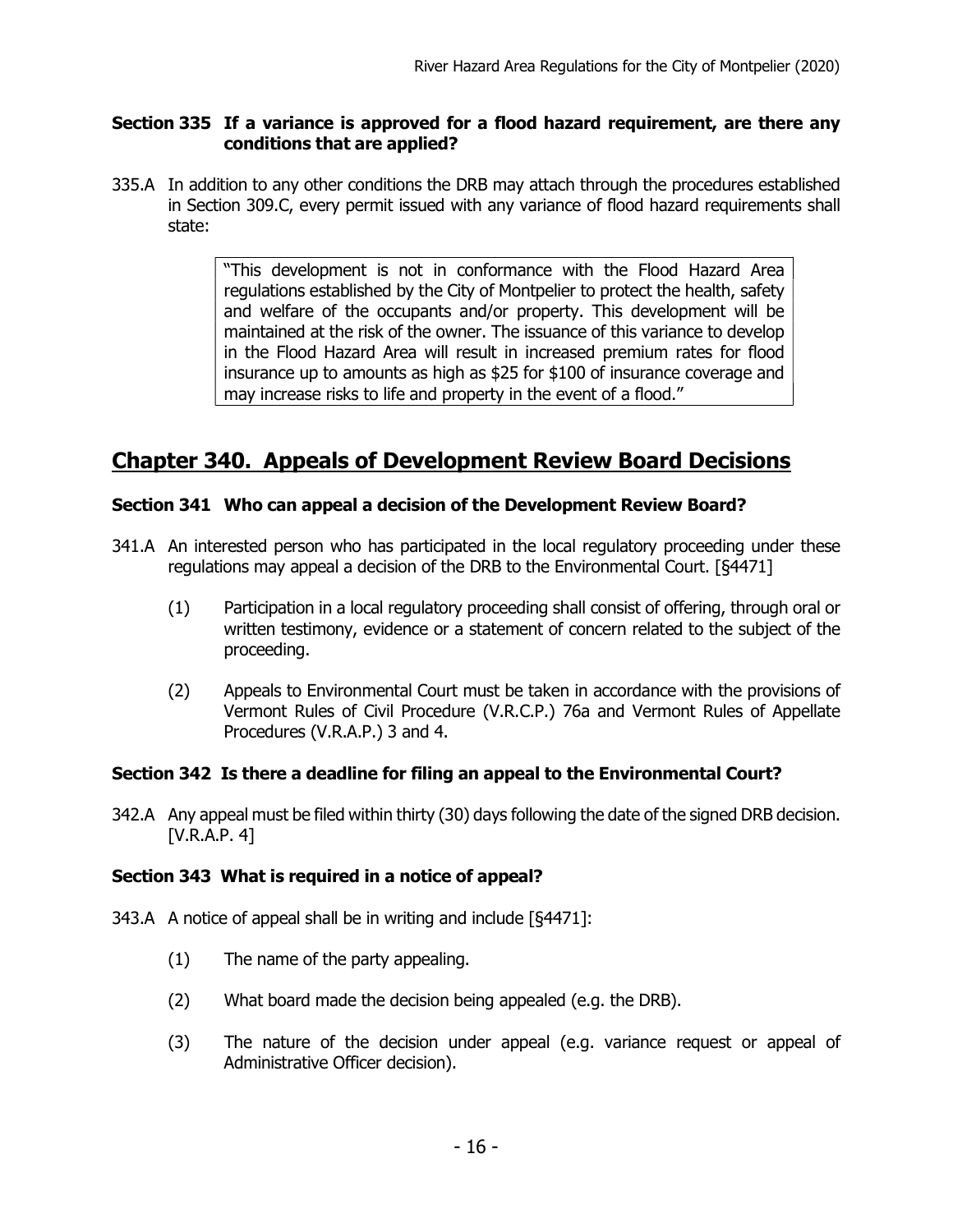### Section 335 If a variance is approved for a flood hazard requirement, are there any conditions that are applied?

335.A In addition to any other conditions the DRB may attach through the procedures established in Section 309.C, every permit issued with any variance of flood hazard requirements shall state:

> "This development is not in conformance with the Flood Hazard Area regulations established by the City of Montpelier to protect the health, safety and welfare of the occupants and/or property. This development will be maintained at the risk of the owner. The issuance of this variance to develop in the Flood Hazard Area will result in increased premium rates for flood insurance up to amounts as high as $25 for $100 of insurance coverage and may increase risks to life and property in the event of a flood."

## Chapter 340. Appeals of Development Review Board Decisions

### Section 341 Who can appeal a decision of the Development Review Board?

341.A An interested person who has participated in the local regulatory proceeding under these regulations may appeal a decision of the DRB to the Environmental Court. [§4471]

(1) Participation in a local regulatory proceeding shall consist of offering, through oral or written testimony, evidence or a statement of concern related to the subject of the proceeding.

(2) Appeals to Environmental Court must be taken in accordance with the provisions of Vermont Rules of Civil Procedure (V.R.C.P.) 76a and Vermont Rules of Appellate Procedures (V.R.A.P.) 3 and 4.

### Section 342 Is there a deadline for filing an appeal to the Environmental Court?

342.A Any appeal must be filed within thirty (30) days following the date of the signed DRB decision. [V.R.A.P. 4]

### Section 343 What is required in a notice of appeal?

343.A A notice of appeal shall be in writing and include [§4471]:

(1) The name of the party appealing.

(2) What board made the decision being appealed (e.g. the DRB).

(3) The nature of the decision under appeal (e.g. variance request or appeal of Administrative Officer decision).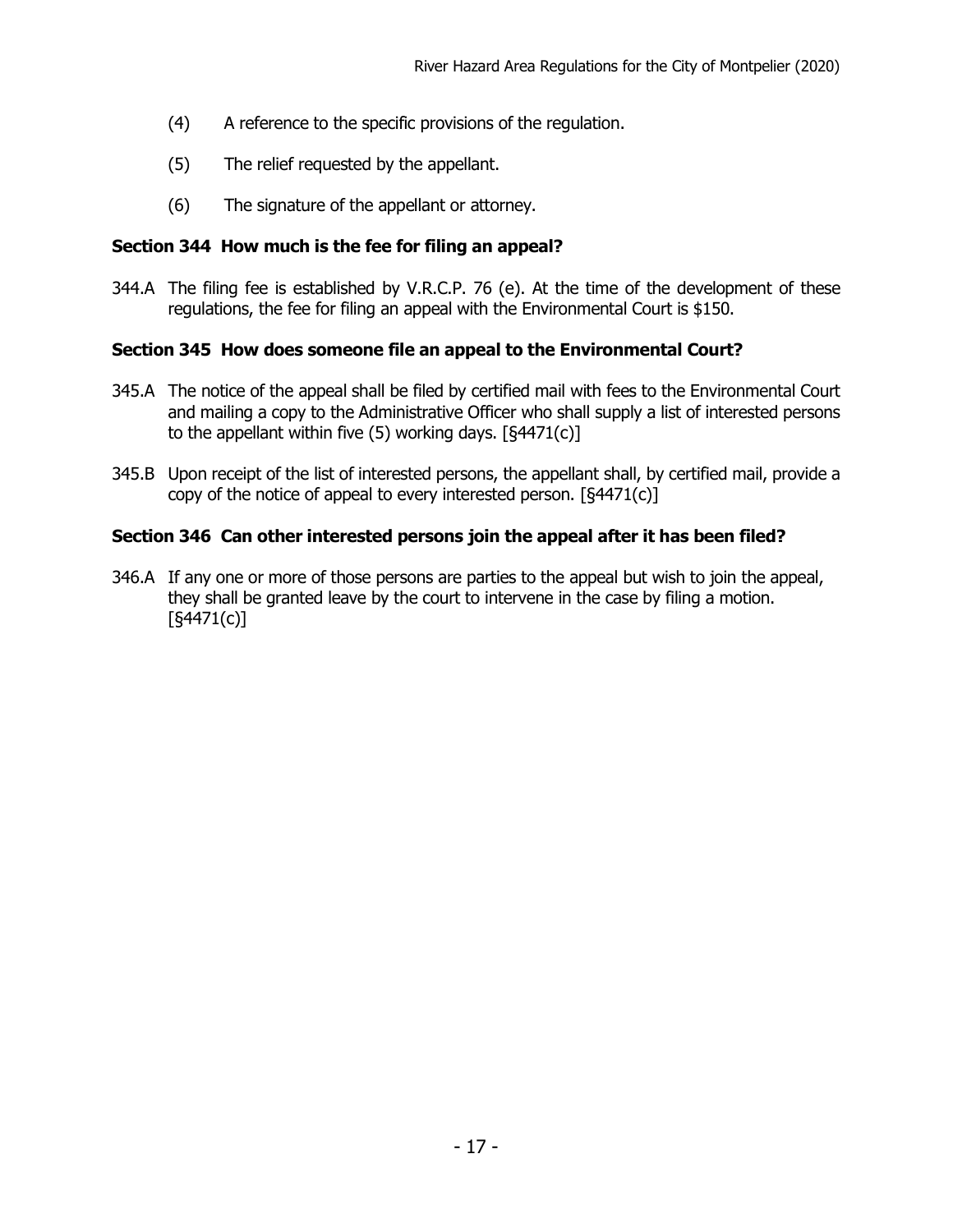(4) A reference to the specific provisions of the regulation.

(5) The relief requested by the appellant.

(6) The signature of the appellant or attorney.

### Section 344 How much is the fee for filing an appeal?

344.A The filing fee is established by V.R.C.P. 76 (e). At the time of the development of these regulations, the fee for filing an appeal with the Environmental Court is $150.

### Section 345 How does someone file an appeal to the Environmental Court?

345.A The notice of the appeal shall be filed by certified mail with fees to the Environmental Court and mailing a copy to the Administrative Officer who shall supply a list of interested persons to the appellant within five (5) working days. [§4471(c)]

345.B Upon receipt of the list of interested persons, the appellant shall, by certified mail, provide a copy of the notice of appeal to every interested person. [§4471(c)]

### Section 346 Can other interested persons join the appeal after it has been filed?

346.A If any one or more of those persons are parties to the appeal but wish to join the appeal, they shall be granted leave by the court to intervene in the case by filing a motion. [§4471(c)]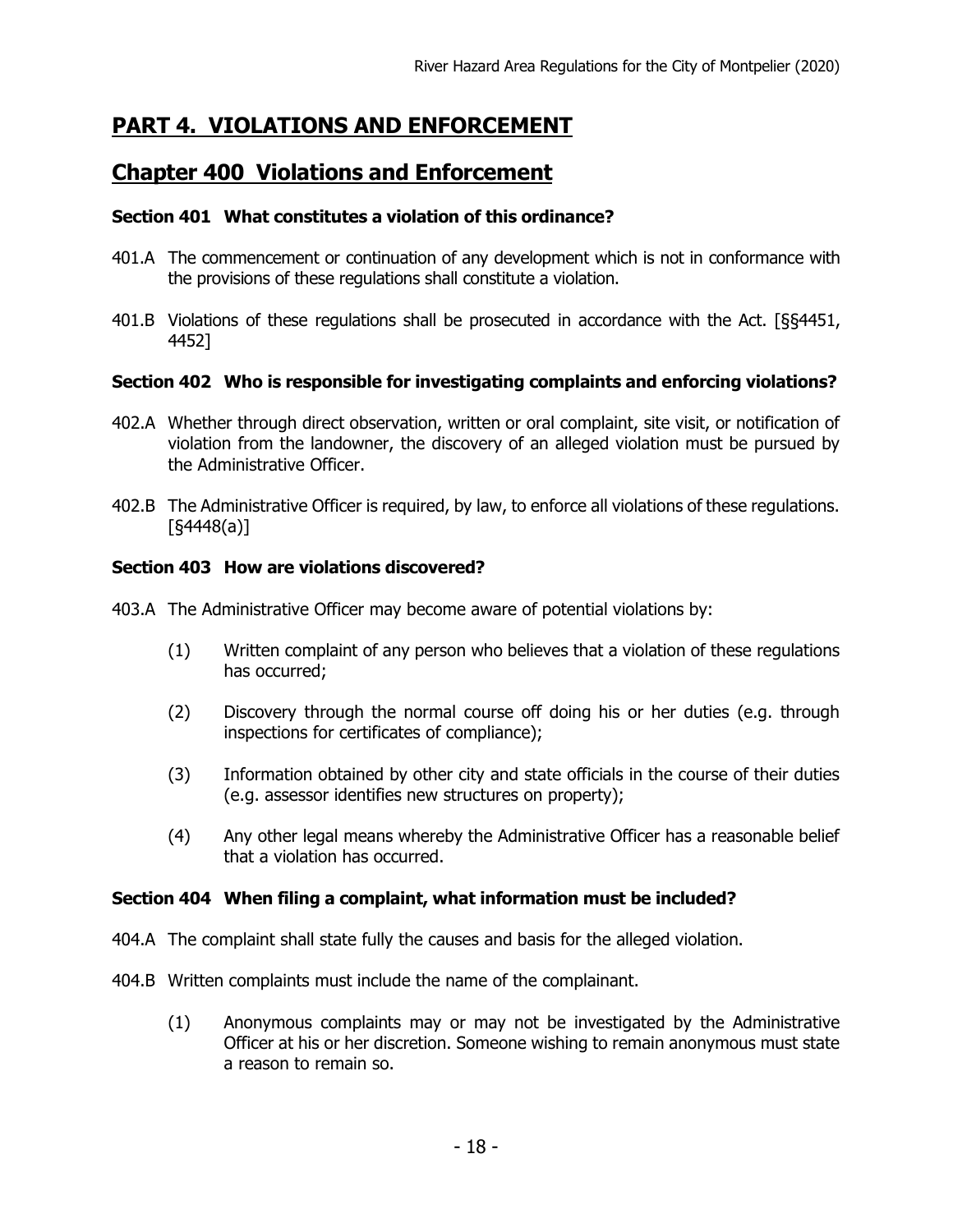# PART 4. VIOLATIONS AND ENFORCEMENT

## Chapter 400 Violations and Enforcement

### Section 401 What constitutes a violation of this ordinance?

401.A The commencement or continuation of any development which is not in conformance with the provisions of these regulations shall constitute a violation.

401.B Violations of these regulations shall be prosecuted in accordance with the Act. [§§4451, 4452]

### Section 402 Who is responsible for investigating complaints and enforcing violations?

402.A Whether through direct observation, written or oral complaint, site visit, or notification of violation from the landowner, the discovery of an alleged violation must be pursued by the Administrative Officer.

402.B The Administrative Officer is required, by law, to enforce all violations of these regulations. [§4448(a)]

### Section 403 How are violations discovered?

403.A The Administrative Officer may become aware of potential violations by:

(1) Written complaint of any person who believes that a violation of these regulations has occurred;

(2) Discovery through the normal course off doing his or her duties (e.g. through inspections for certificates of compliance);

(3) Information obtained by other city and state officials in the course of their duties (e.g. assessor identifies new structures on property);

(4) Any other legal means whereby the Administrative Officer has a reasonable belief that a violation has occurred.

### Section 404 When filing a complaint, what information must be included?

404.A The complaint shall state fully the causes and basis for the alleged violation.

404.B Written complaints must include the name of the complainant.

(1) Anonymous complaints may or may not be investigated by the Administrative Officer at his or her discretion. Someone wishing to remain anonymous must state a reason to remain so.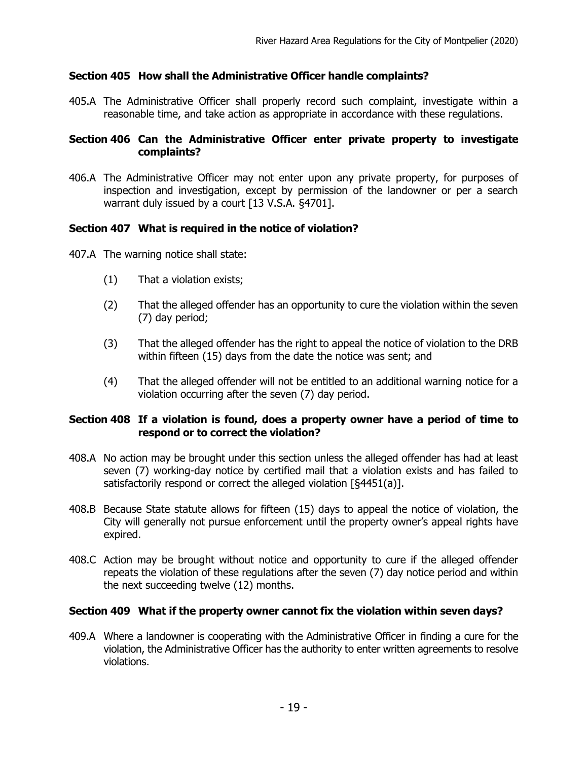### Section 405 How shall the Administrative Officer handle complaints?

405.A The Administrative Officer shall properly record such complaint, investigate within a reasonable time, and take action as appropriate in accordance with these regulations.

### Section 406 Can the Administrative Officer enter private property to investigate complaints?

406.A The Administrative Officer may not enter upon any private property, for purposes of inspection and investigation, except by permission of the landowner or per a search warrant duly issued by a court [13 V.S.A. §4701].

### Section 407 What is required in the notice of violation?

407.A The warning notice shall state:

(1) That a violation exists;

(2) That the alleged offender has an opportunity to cure the violation within the seven (7) day period;

(3) That the alleged offender has the right to appeal the notice of violation to the DRB within fifteen (15) days from the date the notice was sent; and

(4) That the alleged offender will not be entitled to an additional warning notice for a violation occurring after the seven (7) day period.

### Section 408 If a violation is found, does a property owner have a period of time to respond or to correct the violation?

408.A No action may be brought under this section unless the alleged offender has had at least seven (7) working-day notice by certified mail that a violation exists and has failed to satisfactorily respond or correct the alleged violation [§4451(a)].

408.B Because State statute allows for fifteen (15) days to appeal the notice of violation, the City will generally not pursue enforcement until the property owner's appeal rights have expired.

408.C Action may be brought without notice and opportunity to cure if the alleged offender repeats the violation of these regulations after the seven (7) day notice period and within the next succeeding twelve (12) months.

### Section 409 What if the property owner cannot fix the violation within seven days?

409.A Where a landowner is cooperating with the Administrative Officer in finding a cure for the violation, the Administrative Officer has the authority to enter written agreements to resolve violations.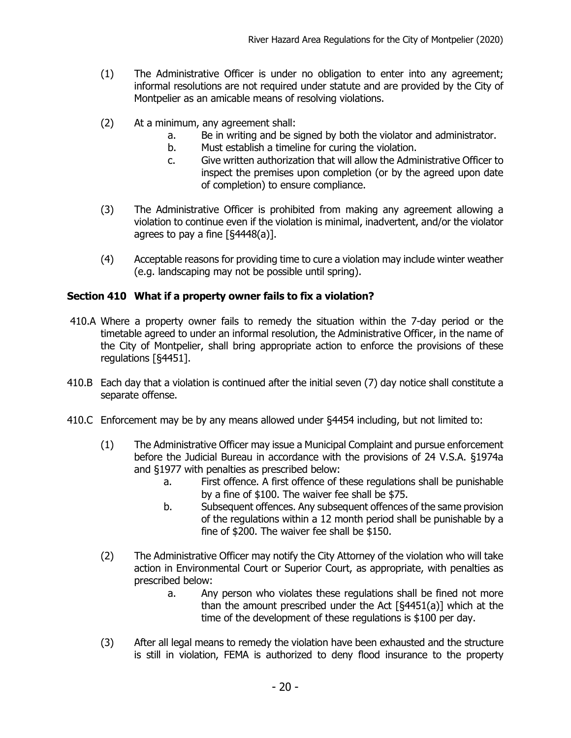(1) The Administrative Officer is under no obligation to enter into any agreement; informal resolutions are not required under statute and are provided by the City of Montpelier as an amicable means of resolving violations.

(2) At a minimum, any agreement shall:
   a. Be in writing and be signed by both the violator and administrator.
   b. Must establish a timeline for curing the violation.
   c. Give written authorization that will allow the Administrative Officer to inspect the premises upon completion (or by the agreed upon date of completion) to ensure compliance.

(3) The Administrative Officer is prohibited from making any agreement allowing a violation to continue even if the violation is minimal, inadvertent, and/or the violator agrees to pay a fine [§4448(a)].

(4) Acceptable reasons for providing time to cure a violation may include winter weather (e.g. landscaping may not be possible until spring).

## Section 410 What if a property owner fails to fix a violation?

410.A Where a property owner fails to remedy the situation within the 7-day period or the timetable agreed to under an informal resolution, the Administrative Officer, in the name of the City of Montpelier, shall bring appropriate action to enforce the provisions of these regulations [§4451].

410.B Each day that a violation is continued after the initial seven (7) day notice shall constitute a separate offense.

410.C Enforcement may be by any means allowed under §4454 including, but not limited to:

(1) The Administrative Officer may issue a Municipal Complaint and pursue enforcement before the Judicial Bureau in accordance with the provisions of 24 V.S.A. §1974a and §1977 with penalties as prescribed below:
   a. First offence. A first offence of these regulations shall be punishable by a fine of $100. The waiver fee shall be $75.
   b. Subsequent offences. Any subsequent offences of the same provision of the regulations within a 12 month period shall be punishable by a fine of $200. The waiver fee shall be $150.

(2) The Administrative Officer may notify the City Attorney of the violation who will take action in Environmental Court or Superior Court, as appropriate, with penalties as prescribed below:
   a. Any person who violates these regulations shall be fined not more than the amount prescribed under the Act [§4451(a)] which at the time of the development of these regulations is $100 per day.

(3) After all legal means to remedy the violation have been exhausted and the structure is still in violation, FEMA is authorized to deny flood insurance to the property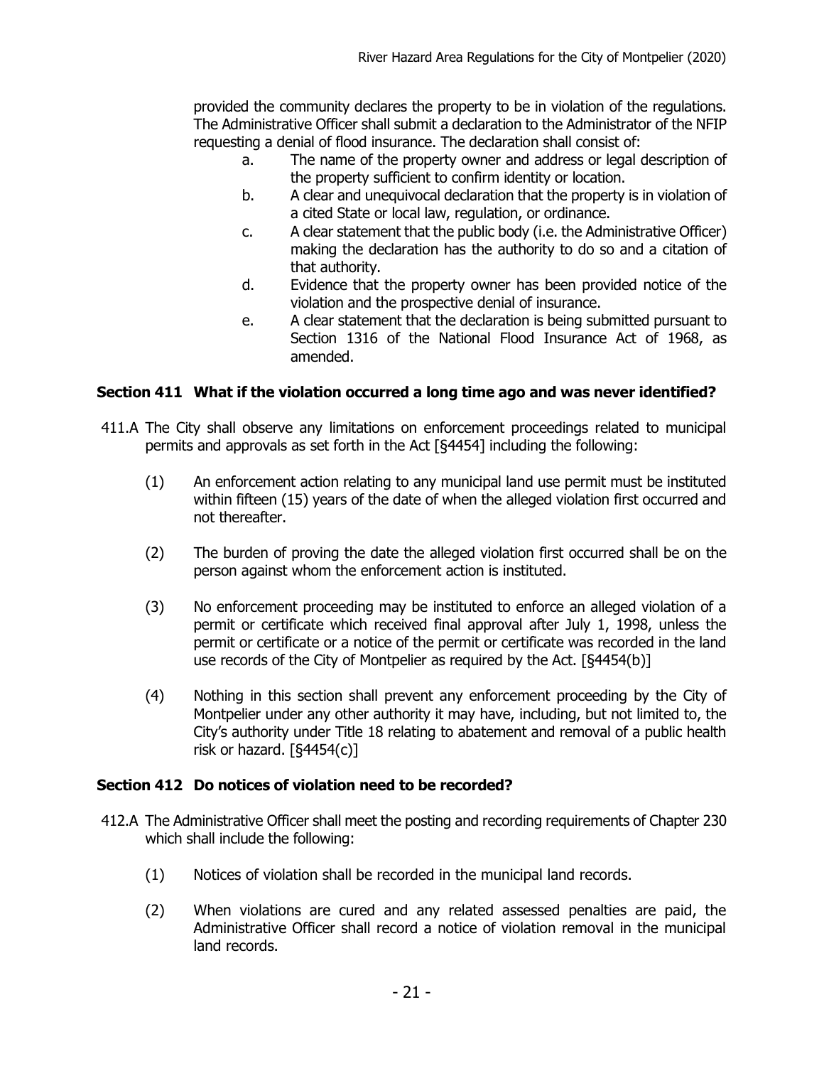provided the community declares the property to be in violation of the regulations. The Administrative Officer shall submit a declaration to the Administrator of the NFIP requesting a denial of flood insurance. The declaration shall consist of:

a. The name of the property owner and address or legal description of the property sufficient to confirm identity or location.
b. A clear and unequivocal declaration that the property is in violation of a cited State or local law, regulation, or ordinance.
c. A clear statement that the public body (i.e. the Administrative Officer) making the declaration has the authority to do so and a citation of that authority.
d. Evidence that the property owner has been provided notice of the violation and the prospective denial of insurance.
e. A clear statement that the declaration is being submitted pursuant to Section 1316 of the National Flood Insurance Act of 1968, as amended.

### Section 411 What if the violation occurred a long time ago and was never identified?

411.A The City shall observe any limitations on enforcement proceedings related to municipal permits and approvals as set forth in the Act [§4454] including the following:

(1) An enforcement action relating to any municipal land use permit must be instituted within fifteen (15) years of the date of when the alleged violation first occurred and not thereafter.

(2) The burden of proving the date the alleged violation first occurred shall be on the person against whom the enforcement action is instituted.

(3) No enforcement proceeding may be instituted to enforce an alleged violation of a permit or certificate which received final approval after July 1, 1998, unless the permit or certificate or a notice of the permit or certificate was recorded in the land use records of the City of Montpelier as required by the Act. [§4454(b)]

(4) Nothing in this section shall prevent any enforcement proceeding by the City of Montpelier under any other authority it may have, including, but not limited to, the City's authority under Title 18 relating to abatement and removal of a public health risk or hazard. [§4454(c)]

### Section 412 Do notices of violation need to be recorded?

412.A The Administrative Officer shall meet the posting and recording requirements of Chapter 230 which shall include the following:

(1) Notices of violation shall be recorded in the municipal land records.

(2) When violations are cured and any related assessed penalties are paid, the Administrative Officer shall record a notice of violation removal in the municipal land records.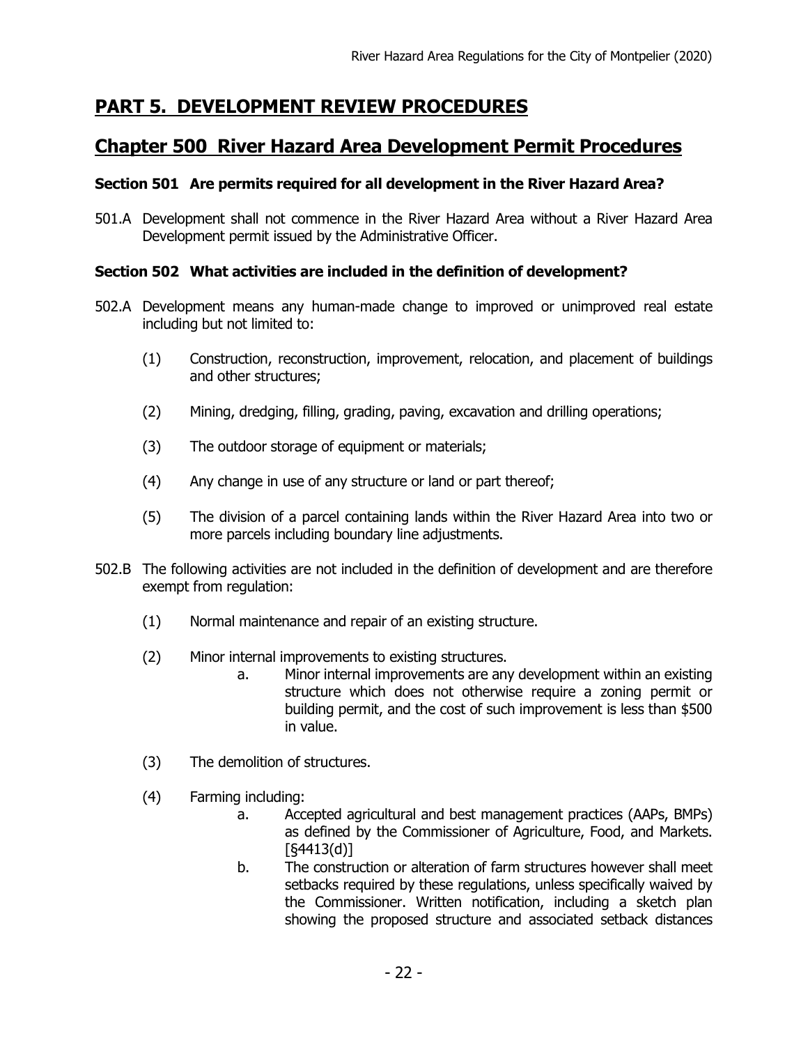# PART 5. DEVELOPMENT REVIEW PROCEDURES

## Chapter 500 River Hazard Area Development Permit Procedures

### Section 501 Are permits required for all development in the River Hazard Area?

501.A Development shall not commence in the River Hazard Area without a River Hazard Area Development permit issued by the Administrative Officer.

### Section 502 What activities are included in the definition of development?

502.A Development means any human-made change to improved or unimproved real estate including but not limited to:

(1) Construction, reconstruction, improvement, relocation, and placement of buildings and other structures;

(2) Mining, dredging, filling, grading, paving, excavation and drilling operations;

(3) The outdoor storage of equipment or materials;

(4) Any change in use of any structure or land or part thereof;

(5) The division of a parcel containing lands within the River Hazard Area into two or more parcels including boundary line adjustments.

502.B The following activities are not included in the definition of development and are therefore exempt from regulation:

(1) Normal maintenance and repair of an existing structure.

(2) Minor internal improvements to existing structures.

a. Minor internal improvements are any development within an existing structure which does not otherwise require a zoning permit or building permit, and the cost of such improvement is less than $500 in value.

(3) The demolition of structures.

(4) Farming including:

a. Accepted agricultural and best management practices (AAPs, BMPs) as defined by the Commissioner of Agriculture, Food, and Markets. [§4413(d)]

b. The construction or alteration of farm structures however shall meet setbacks required by these regulations, unless specifically waived by the Commissioner. Written notification, including a sketch plan showing the proposed structure and associated setback distances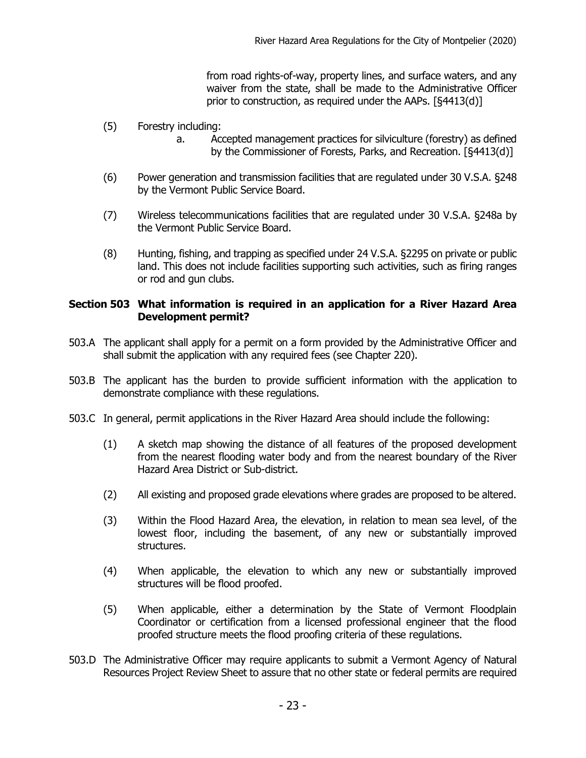from road rights-of-way, property lines, and surface waters, and any waiver from the state, shall be made to the Administrative Officer prior to construction, as required under the AAPs. [§4413(d)]

(5) Forestry including:

a. Accepted management practices for silviculture (forestry) as defined by the Commissioner of Forests, Parks, and Recreation. [§4413(d)]

(6) Power generation and transmission facilities that are regulated under 30 V.S.A. §248 by the Vermont Public Service Board.

(7) Wireless telecommunications facilities that are regulated under 30 V.S.A. §248a by the Vermont Public Service Board.

(8) Hunting, fishing, and trapping as specified under 24 V.S.A. §2295 on private or public land. This does not include facilities supporting such activities, such as firing ranges or rod and gun clubs.

### Section 503 What information is required in an application for a River Hazard Area Development permit?

503.A The applicant shall apply for a permit on a form provided by the Administrative Officer and shall submit the application with any required fees (see Chapter 220).

503.B The applicant has the burden to provide sufficient information with the application to demonstrate compliance with these regulations.

503.C In general, permit applications in the River Hazard Area should include the following:

(1) A sketch map showing the distance of all features of the proposed development from the nearest flooding water body and from the nearest boundary of the River Hazard Area District or Sub-district.

(2) All existing and proposed grade elevations where grades are proposed to be altered.

(3) Within the Flood Hazard Area, the elevation, in relation to mean sea level, of the lowest floor, including the basement, of any new or substantially improved structures.

(4) When applicable, the elevation to which any new or substantially improved structures will be flood proofed.

(5) When applicable, either a determination by the State of Vermont Floodplain Coordinator or certification from a licensed professional engineer that the flood proofed structure meets the flood proofing criteria of these regulations.

503.D The Administrative Officer may require applicants to submit a Vermont Agency of Natural Resources Project Review Sheet to assure that no other state or federal permits are required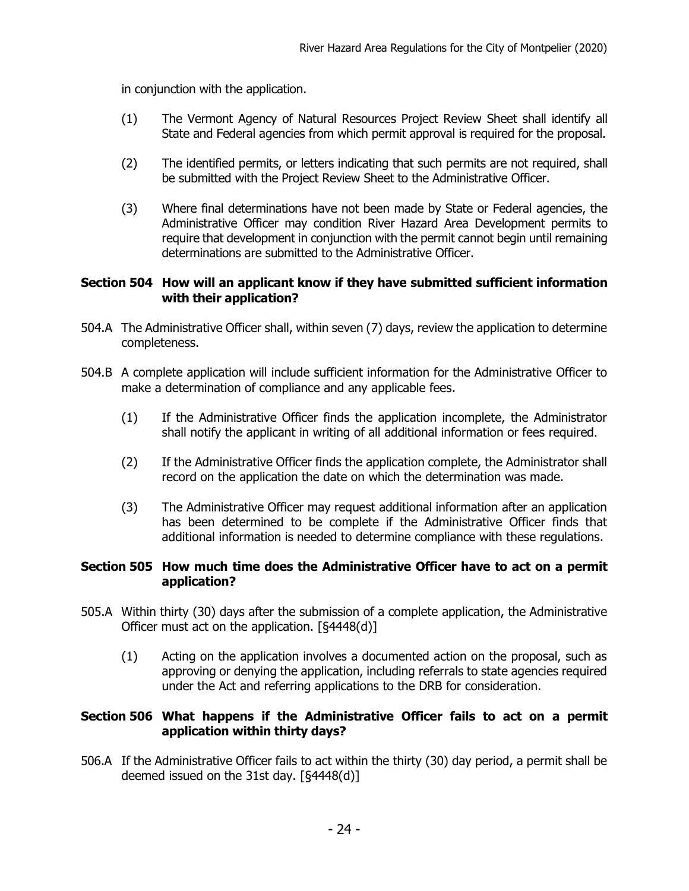in conjunction with the application.

(1) The Vermont Agency of Natural Resources Project Review Sheet shall identify all State and Federal agencies from which permit approval is required for the proposal.

(2) The identified permits, or letters indicating that such permits are not required, shall be submitted with the Project Review Sheet to the Administrative Officer.

(3) Where final determinations have not been made by State or Federal agencies, the Administrative Officer may condition River Hazard Area Development permits to require that development in conjunction with the permit cannot begin until remaining determinations are submitted to the Administrative Officer.

### Section 504 How will an applicant know if they have submitted sufficient information with their application?

504.A The Administrative Officer shall, within seven (7) days, review the application to determine completeness.

504.B A complete application will include sufficient information for the Administrative Officer to make a determination of compliance and any applicable fees.

(1) If the Administrative Officer finds the application incomplete, the Administrator shall notify the applicant in writing of all additional information or fees required.

(2) If the Administrative Officer finds the application complete, the Administrator shall record on the application the date on which the determination was made.

(3) The Administrative Officer may request additional information after an application has been determined to be complete if the Administrative Officer finds that additional information is needed to determine compliance with these regulations.

### Section 505 How much time does the Administrative Officer have to act on a permit application?

505.A Within thirty (30) days after the submission of a complete application, the Administrative Officer must act on the application. [§4448(d)]

(1) Acting on the application involves a documented action on the proposal, such as approving or denying the application, including referrals to state agencies required under the Act and referring applications to the DRB for consideration.

### Section 506 What happens if the Administrative Officer fails to act on a permit application within thirty days?

506.A If the Administrative Officer fails to act within the thirty (30) day period, a permit shall be deemed issued on the 31st day. [§4448(d)]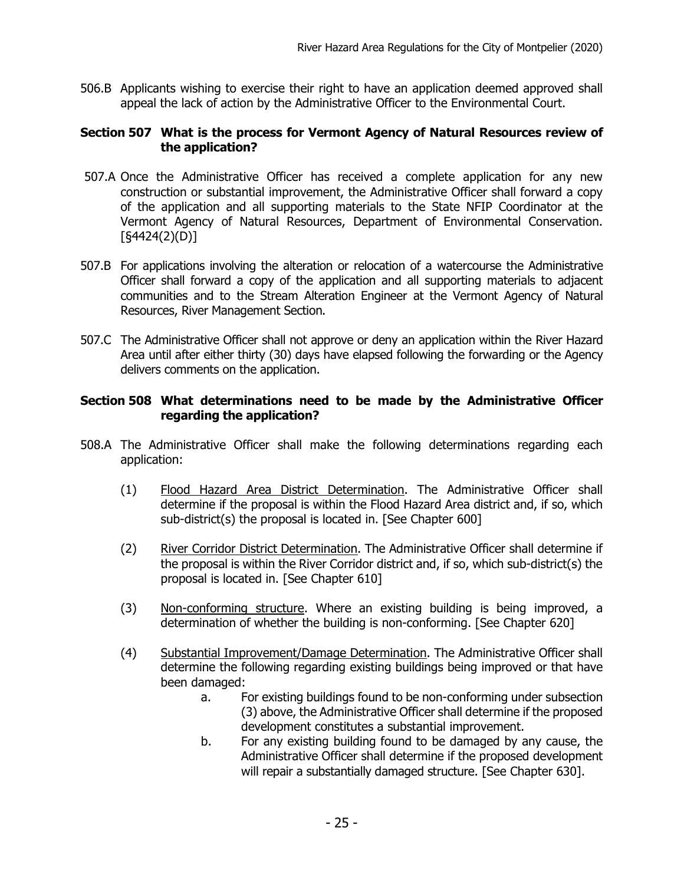506.B Applicants wishing to exercise their right to have an application deemed approved shall appeal the lack of action by the Administrative Officer to the Environmental Court.

### Section 507 What is the process for Vermont Agency of Natural Resources review of the application?

507.A Once the Administrative Officer has received a complete application for any new construction or substantial improvement, the Administrative Officer shall forward a copy of the application and all supporting materials to the State NFIP Coordinator at the Vermont Agency of Natural Resources, Department of Environmental Conservation. [§4424(2)(D)]

507.B For applications involving the alteration or relocation of a watercourse the Administrative Officer shall forward a copy of the application and all supporting materials to adjacent communities and to the Stream Alteration Engineer at the Vermont Agency of Natural Resources, River Management Section.

507.C The Administrative Officer shall not approve or deny an application within the River Hazard Area until after either thirty (30) days have elapsed following the forwarding or the Agency delivers comments on the application.

### Section 508 What determinations need to be made by the Administrative Officer regarding the application?

508.A The Administrative Officer shall make the following determinations regarding each application:

(1) Flood Hazard Area District Determination. The Administrative Officer shall determine if the proposal is within the Flood Hazard Area district and, if so, which sub-district(s) the proposal is located in. [See Chapter 600]

(2) River Corridor District Determination. The Administrative Officer shall determine if the proposal is within the River Corridor district and, if so, which sub-district(s) the proposal is located in. [See Chapter 610]

(3) Non-conforming structure. Where an existing building is being improved, a determination of whether the building is non-conforming. [See Chapter 620]

(4) Substantial Improvement/Damage Determination. The Administrative Officer shall determine the following regarding existing buildings being improved or that have been damaged:

   a. For existing buildings found to be non-conforming under subsection (3) above, the Administrative Officer shall determine if the proposed development constitutes a substantial improvement.

   b. For any existing building found to be damaged by any cause, the Administrative Officer shall determine if the proposed development will repair a substantially damaged structure. [See Chapter 630].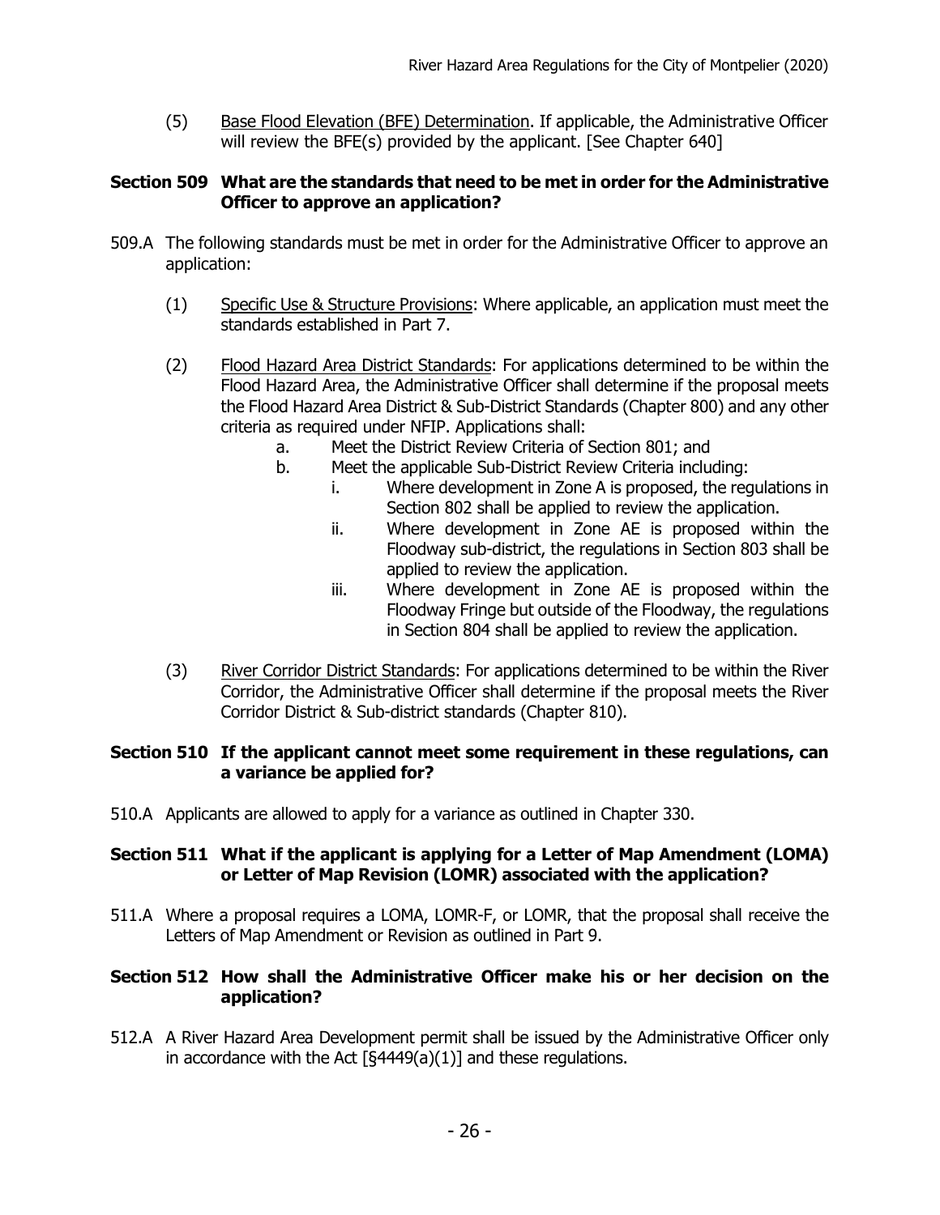(5) Base Flood Elevation (BFE) Determination. If applicable, the Administrative Officer will review the BFE(s) provided by the applicant. [See Chapter 640]

### Section 509 What are the standards that need to be met in order for the Administrative Officer to approve an application?

509.A The following standards must be met in order for the Administrative Officer to approve an application:

(1) Specific Use & Structure Provisions: Where applicable, an application must meet the standards established in Part 7.

(2) Flood Hazard Area District Standards: For applications determined to be within the Flood Hazard Area, the Administrative Officer shall determine if the proposal meets the Flood Hazard Area District & Sub-District Standards (Chapter 800) and any other criteria as required under NFIP. Applications shall:

a. Meet the District Review Criteria of Section 801; and
b. Meet the applicable Sub-District Review Criteria including:
   i. Where development in Zone A is proposed, the regulations in Section 802 shall be applied to review the application.
   ii. Where development in Zone AE is proposed within the Floodway sub-district, the regulations in Section 803 shall be applied to review the application.
   iii. Where development in Zone AE is proposed within the Floodway Fringe but outside of the Floodway, the regulations in Section 804 shall be applied to review the application.

(3) River Corridor District Standards: For applications determined to be within the River Corridor, the Administrative Officer shall determine if the proposal meets the River Corridor District & Sub-district standards (Chapter 810).

### Section 510 If the applicant cannot meet some requirement in these regulations, can a variance be applied for?

510.A Applicants are allowed to apply for a variance as outlined in Chapter 330.

### Section 511 What if the applicant is applying for a Letter of Map Amendment (LOMA) or Letter of Map Revision (LOMR) associated with the application?

511.A Where a proposal requires a LOMA, LOMR-F, or LOMR, that the proposal shall receive the Letters of Map Amendment or Revision as outlined in Part 9.

### Section 512 How shall the Administrative Officer make his or her decision on the application?

512.A A River Hazard Area Development permit shall be issued by the Administrative Officer only in accordance with the Act [§4449(a)(1)] and these regulations.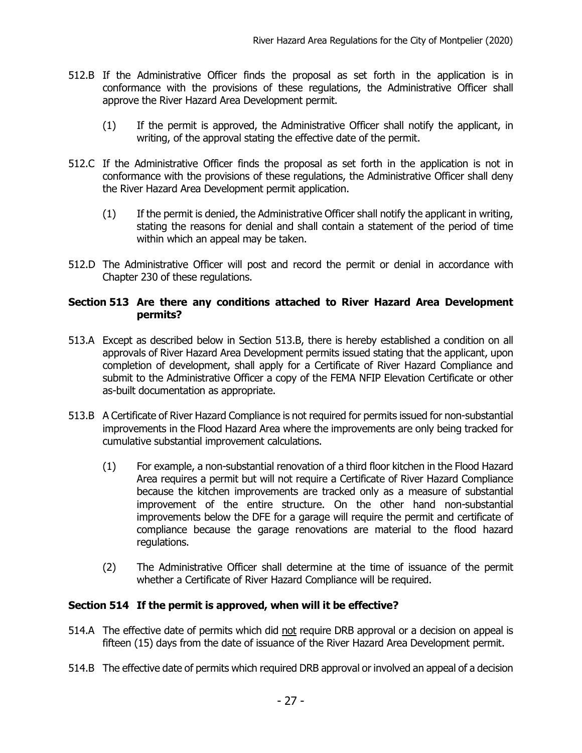512.B If the Administrative Officer finds the proposal as set forth in the application is in conformance with the provisions of these regulations, the Administrative Officer shall approve the River Hazard Area Development permit.

(1) If the permit is approved, the Administrative Officer shall notify the applicant, in writing, of the approval stating the effective date of the permit.

512.C If the Administrative Officer finds the proposal as set forth in the application is not in conformance with the provisions of these regulations, the Administrative Officer shall deny the River Hazard Area Development permit application.

(1) If the permit is denied, the Administrative Officer shall notify the applicant in writing, stating the reasons for denial and shall contain a statement of the period of time within which an appeal may be taken.

512.D The Administrative Officer will post and record the permit or denial in accordance with Chapter 230 of these regulations.

### Section 513 Are there any conditions attached to River Hazard Area Development permits?

513.A Except as described below in Section 513.B, there is hereby established a condition on all approvals of River Hazard Area Development permits issued stating that the applicant, upon completion of development, shall apply for a Certificate of River Hazard Compliance and submit to the Administrative Officer a copy of the FEMA NFIP Elevation Certificate or other as-built documentation as appropriate.

513.B A Certificate of River Hazard Compliance is not required for permits issued for non-substantial improvements in the Flood Hazard Area where the improvements are only being tracked for cumulative substantial improvement calculations.

(1) For example, a non-substantial renovation of a third floor kitchen in the Flood Hazard Area requires a permit but will not require a Certificate of River Hazard Compliance because the kitchen improvements are tracked only as a measure of substantial improvement of the entire structure. On the other hand non-substantial improvements below the DFE for a garage will require the permit and certificate of compliance because the garage renovations are material to the flood hazard regulations.

(2) The Administrative Officer shall determine at the time of issuance of the permit whether a Certificate of River Hazard Compliance will be required.

### Section 514 If the permit is approved, when will it be effective?

514.A The effective date of permits which did not require DRB approval or a decision on appeal is fifteen (15) days from the date of issuance of the River Hazard Area Development permit.

514.B The effective date of permits which required DRB approval or involved an appeal of a decision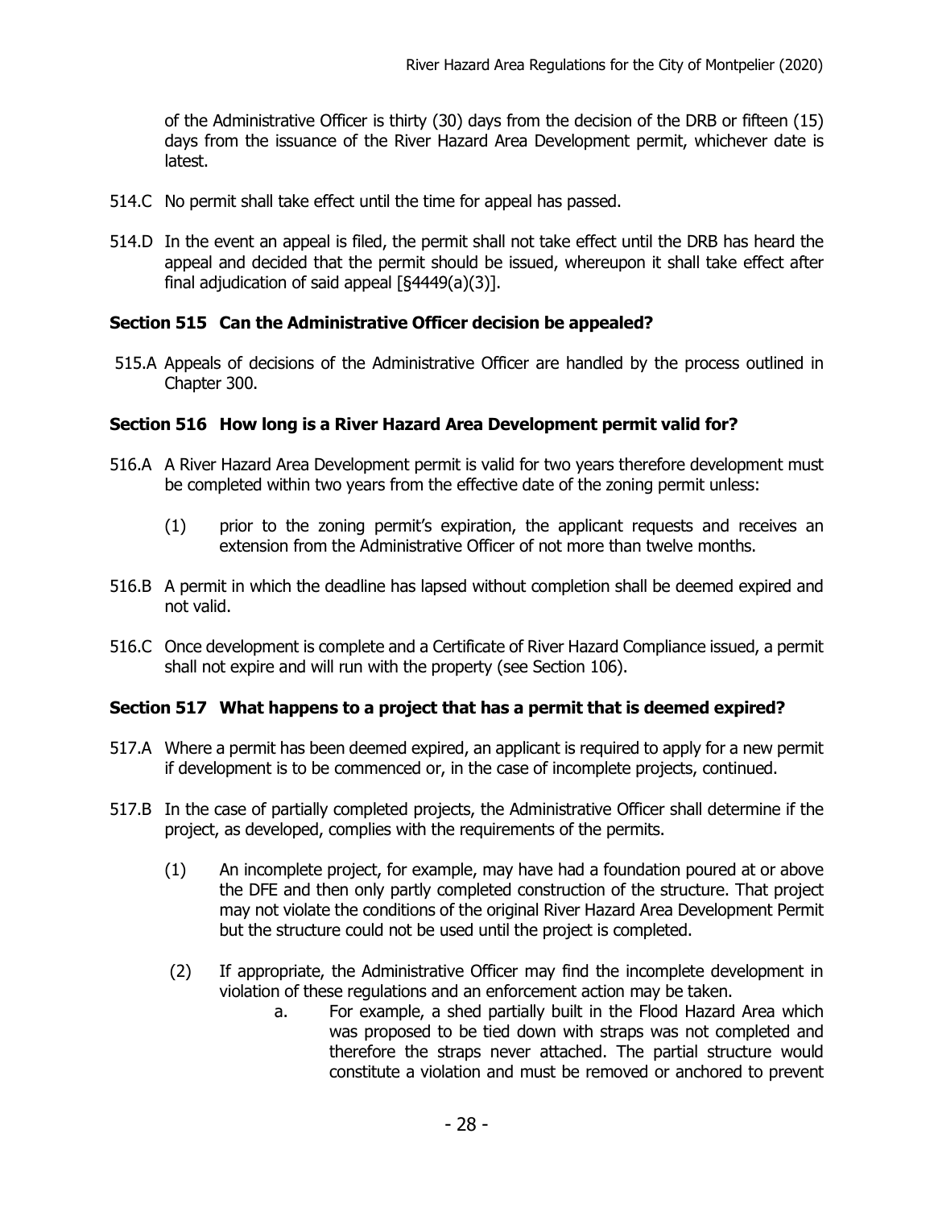of the Administrative Officer is thirty (30) days from the decision of the DRB or fifteen (15) days from the issuance of the River Hazard Area Development permit, whichever date is latest.

514.C No permit shall take effect until the time for appeal has passed.

514.D In the event an appeal is filed, the permit shall not take effect until the DRB has heard the appeal and decided that the permit should be issued, whereupon it shall take effect after final adjudication of said appeal [§4449(a)(3)].

### Section 515 Can the Administrative Officer decision be appealed?

515.A Appeals of decisions of the Administrative Officer are handled by the process outlined in Chapter 300.

### Section 516 How long is a River Hazard Area Development permit valid for?

516.A A River Hazard Area Development permit is valid for two years therefore development must be completed within two years from the effective date of the zoning permit unless:

(1) prior to the zoning permit's expiration, the applicant requests and receives an extension from the Administrative Officer of not more than twelve months.

516.B A permit in which the deadline has lapsed without completion shall be deemed expired and not valid.

516.C Once development is complete and a Certificate of River Hazard Compliance issued, a permit shall not expire and will run with the property (see Section 106).

### Section 517 What happens to a project that has a permit that is deemed expired?

517.A Where a permit has been deemed expired, an applicant is required to apply for a new permit if development is to be commenced or, in the case of incomplete projects, continued.

517.B In the case of partially completed projects, the Administrative Officer shall determine if the project, as developed, complies with the requirements of the permits.

(1) An incomplete project, for example, may have had a foundation poured at or above the DFE and then only partly completed construction of the structure. That project may not violate the conditions of the original River Hazard Area Development Permit but the structure could not be used until the project is completed.

(2) If appropriate, the Administrative Officer may find the incomplete development in violation of these regulations and an enforcement action may be taken.

a. For example, a shed partially built in the Flood Hazard Area which was proposed to be tied down with straps was not completed and therefore the straps never attached. The partial structure would constitute a violation and must be removed or anchored to prevent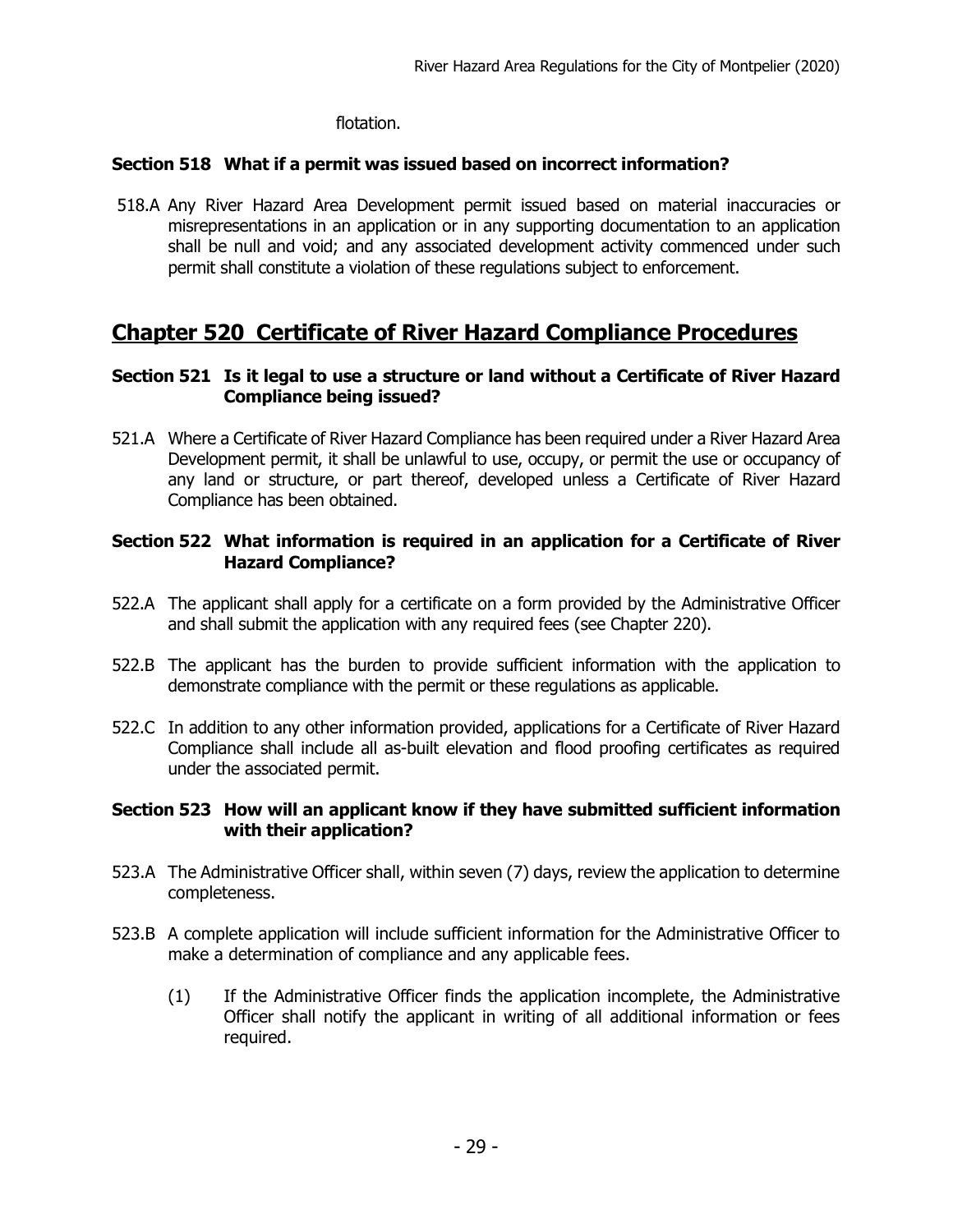flotation.

### Section 518 What if a permit was issued based on incorrect information?

518.A Any River Hazard Area Development permit issued based on material inaccuracies or misrepresentations in an application or in any supporting documentation to an application shall be null and void; and any associated development activity commenced under such permit shall constitute a violation of these regulations subject to enforcement.

## Chapter 520 Certificate of River Hazard Compliance Procedures

### Section 521 Is it legal to use a structure or land without a Certificate of River Hazard Compliance being issued?

521.A Where a Certificate of River Hazard Compliance has been required under a River Hazard Area Development permit, it shall be unlawful to use, occupy, or permit the use or occupancy of any land or structure, or part thereof, developed unless a Certificate of River Hazard Compliance has been obtained.

### Section 522 What information is required in an application for a Certificate of River Hazard Compliance?

522.A The applicant shall apply for a certificate on a form provided by the Administrative Officer and shall submit the application with any required fees (see Chapter 220).

522.B The applicant has the burden to provide sufficient information with the application to demonstrate compliance with the permit or these regulations as applicable.

522.C In addition to any other information provided, applications for a Certificate of River Hazard Compliance shall include all as-built elevation and flood proofing certificates as required under the associated permit.

### Section 523 How will an applicant know if they have submitted sufficient information with their application?

523.A The Administrative Officer shall, within seven (7) days, review the application to determine completeness.

523.B A complete application will include sufficient information for the Administrative Officer to make a determination of compliance and any applicable fees.

(1) If the Administrative Officer finds the application incomplete, the Administrative Officer shall notify the applicant in writing of all additional information or fees required.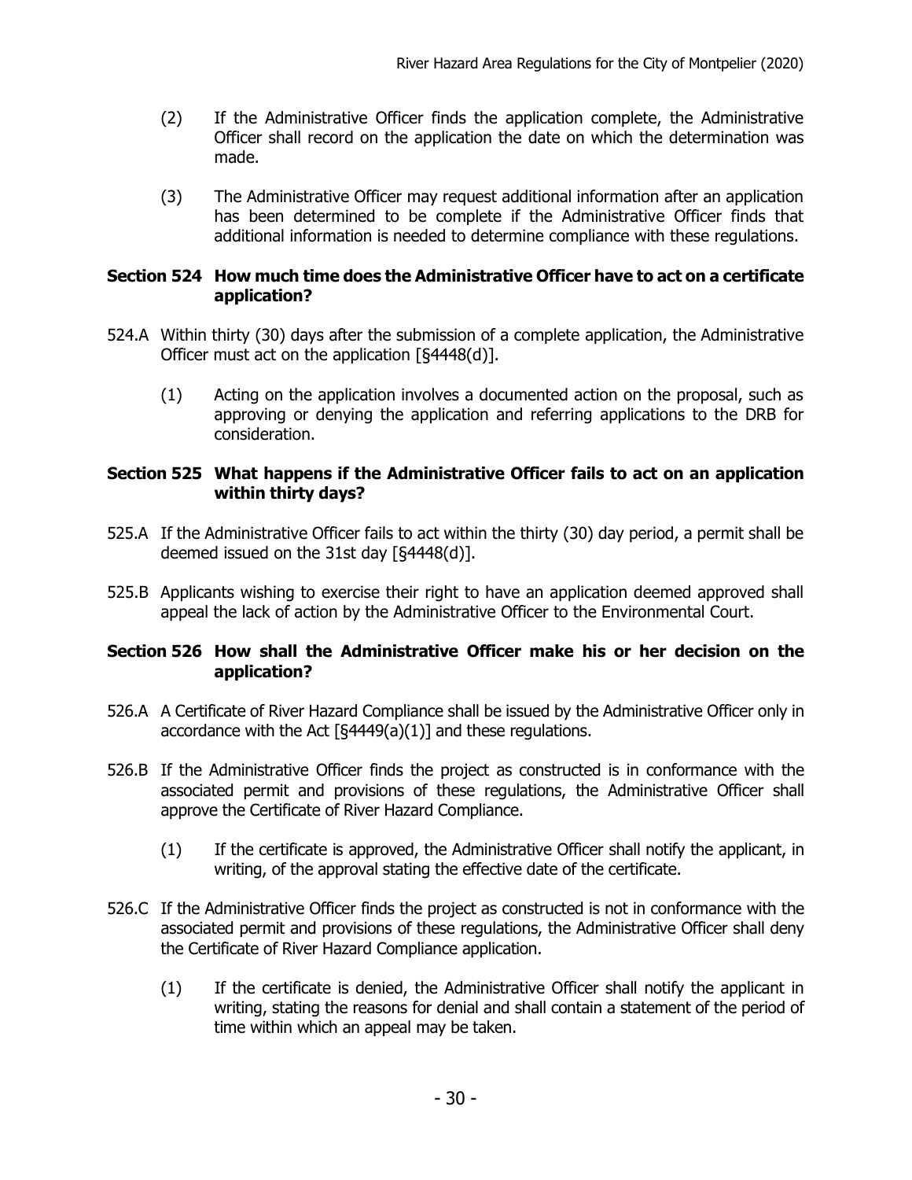(2) If the Administrative Officer finds the application complete, the Administrative Officer shall record on the application the date on which the determination was made.

(3) The Administrative Officer may request additional information after an application has been determined to be complete if the Administrative Officer finds that additional information is needed to determine compliance with these regulations.

### Section 524 How much time does the Administrative Officer have to act on a certificate application?

524.A Within thirty (30) days after the submission of a complete application, the Administrative Officer must act on the application [§4448(d)].

(1) Acting on the application involves a documented action on the proposal, such as approving or denying the application and referring applications to the DRB for consideration.

### Section 525 What happens if the Administrative Officer fails to act on an application within thirty days?

525.A If the Administrative Officer fails to act within the thirty (30) day period, a permit shall be deemed issued on the 31st day [§4448(d)].

525.B Applicants wishing to exercise their right to have an application deemed approved shall appeal the lack of action by the Administrative Officer to the Environmental Court.

### Section 526 How shall the Administrative Officer make his or her decision on the application?

526.A A Certificate of River Hazard Compliance shall be issued by the Administrative Officer only in accordance with the Act [§4449(a)(1)] and these regulations.

526.B If the Administrative Officer finds the project as constructed is in conformance with the associated permit and provisions of these regulations, the Administrative Officer shall approve the Certificate of River Hazard Compliance.

(1) If the certificate is approved, the Administrative Officer shall notify the applicant, in writing, of the approval stating the effective date of the certificate.

526.C If the Administrative Officer finds the project as constructed is not in conformance with the associated permit and provisions of these regulations, the Administrative Officer shall deny the Certificate of River Hazard Compliance application.

(1) If the certificate is denied, the Administrative Officer shall notify the applicant in writing, stating the reasons for denial and shall contain a statement of the period of time within which an appeal may be taken.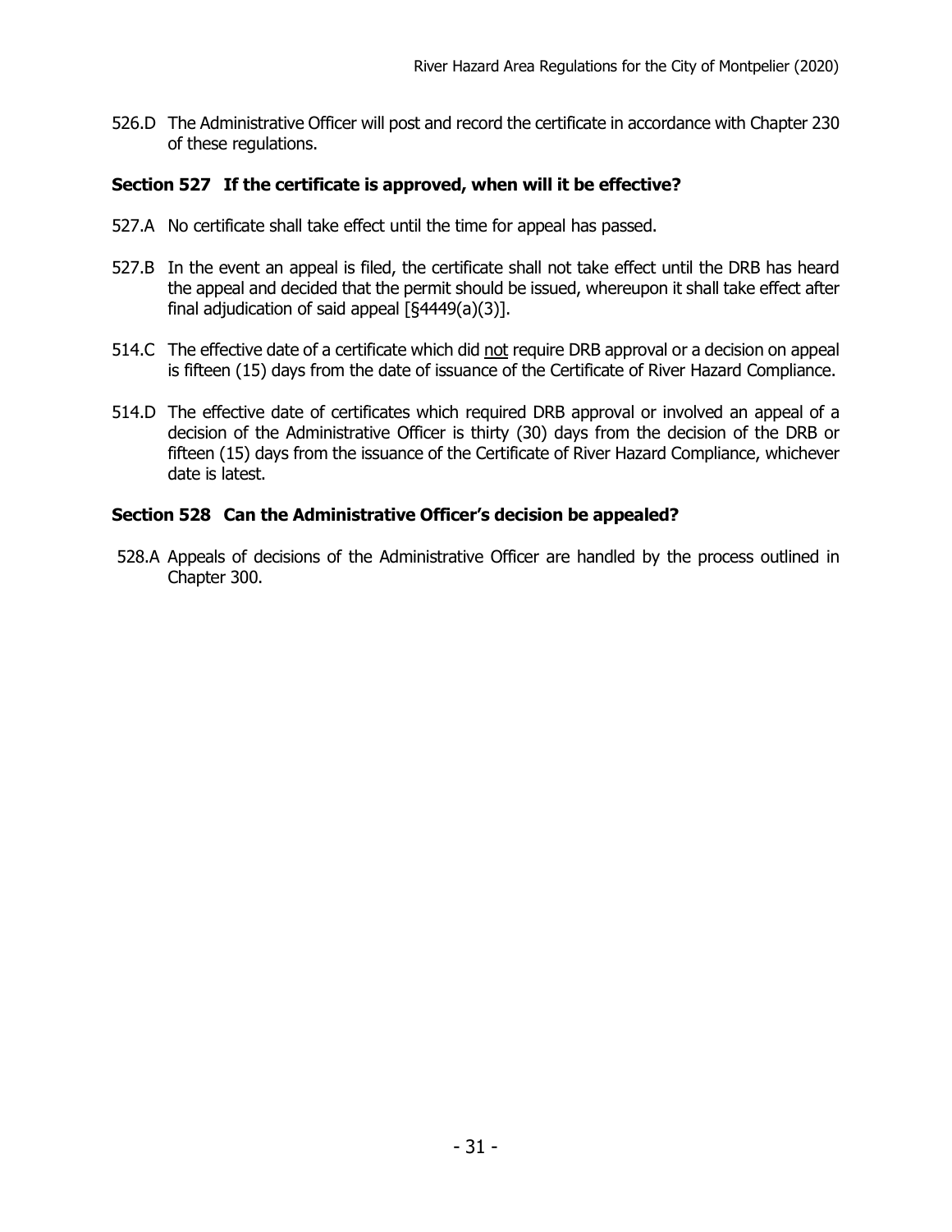526.D The Administrative Officer will post and record the certificate in accordance with Chapter 230 of these regulations.

### Section 527 If the certificate is approved, when will it be effective?

527.A No certificate shall take effect until the time for appeal has passed.

527.B In the event an appeal is filed, the certificate shall not take effect until the DRB has heard the appeal and decided that the permit should be issued, whereupon it shall take effect after final adjudication of said appeal [§4449(a)(3)].

514.C The effective date of a certificate which did <u>not</u> require DRB approval or a decision on appeal is fifteen (15) days from the date of issuance of the Certificate of River Hazard Compliance.

514.D The effective date of certificates which required DRB approval or involved an appeal of a decision of the Administrative Officer is thirty (30) days from the decision of the DRB or fifteen (15) days from the issuance of the Certificate of River Hazard Compliance, whichever date is latest.

### Section 528 Can the Administrative Officer's decision be appealed?

528.A Appeals of decisions of the Administrative Officer are handled by the process outlined in Chapter 300.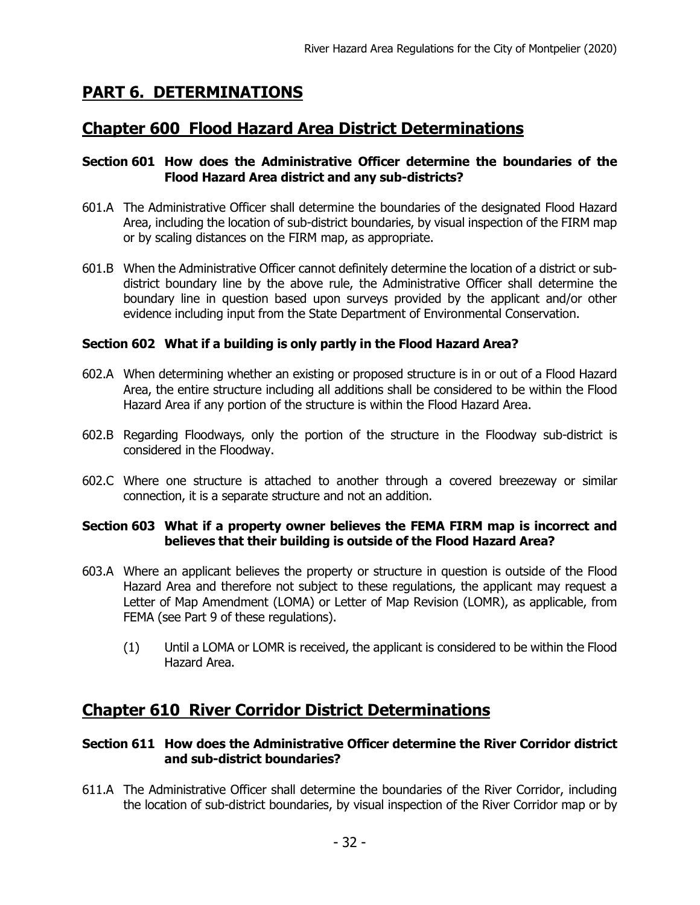# PART 6. DETERMINATIONS

## Chapter 600 Flood Hazard Area District Determinations

### Section 601 How does the Administrative Officer determine the boundaries of the Flood Hazard Area district and any sub-districts?

601.A The Administrative Officer shall determine the boundaries of the designated Flood Hazard Area, including the location of sub-district boundaries, by visual inspection of the FIRM map or by scaling distances on the FIRM map, as appropriate.

601.B When the Administrative Officer cannot definitely determine the location of a district or sub-district boundary line by the above rule, the Administrative Officer shall determine the boundary line in question based upon surveys provided by the applicant and/or other evidence including input from the State Department of Environmental Conservation.

### Section 602 What if a building is only partly in the Flood Hazard Area?

602.A When determining whether an existing or proposed structure is in or out of a Flood Hazard Area, the entire structure including all additions shall be considered to be within the Flood Hazard Area if any portion of the structure is within the Flood Hazard Area.

602.B Regarding Floodways, only the portion of the structure in the Floodway sub-district is considered in the Floodway.

602.C Where one structure is attached to another through a covered breezeway or similar connection, it is a separate structure and not an addition.

### Section 603 What if a property owner believes the FEMA FIRM map is incorrect and believes that their building is outside of the Flood Hazard Area?

603.A Where an applicant believes the property or structure in question is outside of the Flood Hazard Area and therefore not subject to these regulations, the applicant may request a Letter of Map Amendment (LOMA) or Letter of Map Revision (LOMR), as applicable, from FEMA (see Part 9 of these regulations).

(1) Until a LOMA or LOMR is received, the applicant is considered to be within the Flood Hazard Area.

## Chapter 610 River Corridor District Determinations

### Section 611 How does the Administrative Officer determine the River Corridor district and sub-district boundaries?

611.A The Administrative Officer shall determine the boundaries of the River Corridor, including the location of sub-district boundaries, by visual inspection of the River Corridor map or by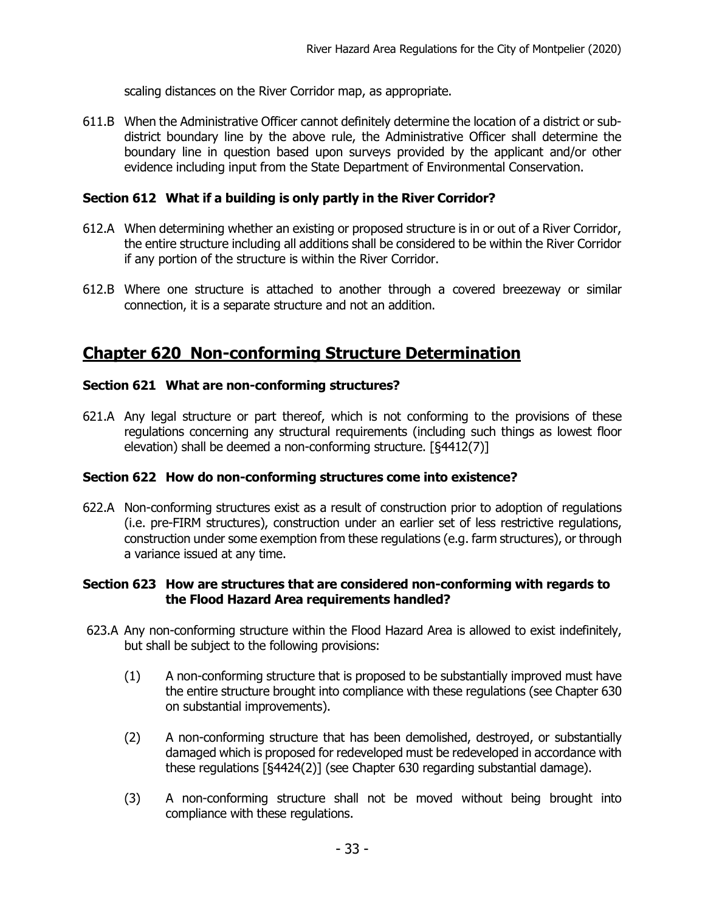scaling distances on the River Corridor map, as appropriate.

611.B When the Administrative Officer cannot definitely determine the location of a district or sub-district boundary line by the above rule, the Administrative Officer shall determine the boundary line in question based upon surveys provided by the applicant and/or other evidence including input from the State Department of Environmental Conservation.

### Section 612 What if a building is only partly in the River Corridor?

612.A When determining whether an existing or proposed structure is in or out of a River Corridor, the entire structure including all additions shall be considered to be within the River Corridor if any portion of the structure is within the River Corridor.

612.B Where one structure is attached to another through a covered breezeway or similar connection, it is a separate structure and not an addition.

## Chapter 620 Non-conforming Structure Determination

### Section 621 What are non-conforming structures?

621.A Any legal structure or part thereof, which is not conforming to the provisions of these regulations concerning any structural requirements (including such things as lowest floor elevation) shall be deemed a non-conforming structure. [§4412(7)]

### Section 622 How do non-conforming structures come into existence?

622.A Non-conforming structures exist as a result of construction prior to adoption of regulations (i.e. pre-FIRM structures), construction under an earlier set of less restrictive regulations, construction under some exemption from these regulations (e.g. farm structures), or through a variance issued at any time.

### Section 623 How are structures that are considered non-conforming with regards to the Flood Hazard Area requirements handled?

623.A Any non-conforming structure within the Flood Hazard Area is allowed to exist indefinitely, but shall be subject to the following provisions:

(1) A non-conforming structure that is proposed to be substantially improved must have the entire structure brought into compliance with these regulations (see Chapter 630 on substantial improvements).

(2) A non-conforming structure that has been demolished, destroyed, or substantially damaged which is proposed for redeveloped must be redeveloped in accordance with these regulations [§4424(2)] (see Chapter 630 regarding substantial damage).

(3) A non-conforming structure shall not be moved without being brought into compliance with these regulations.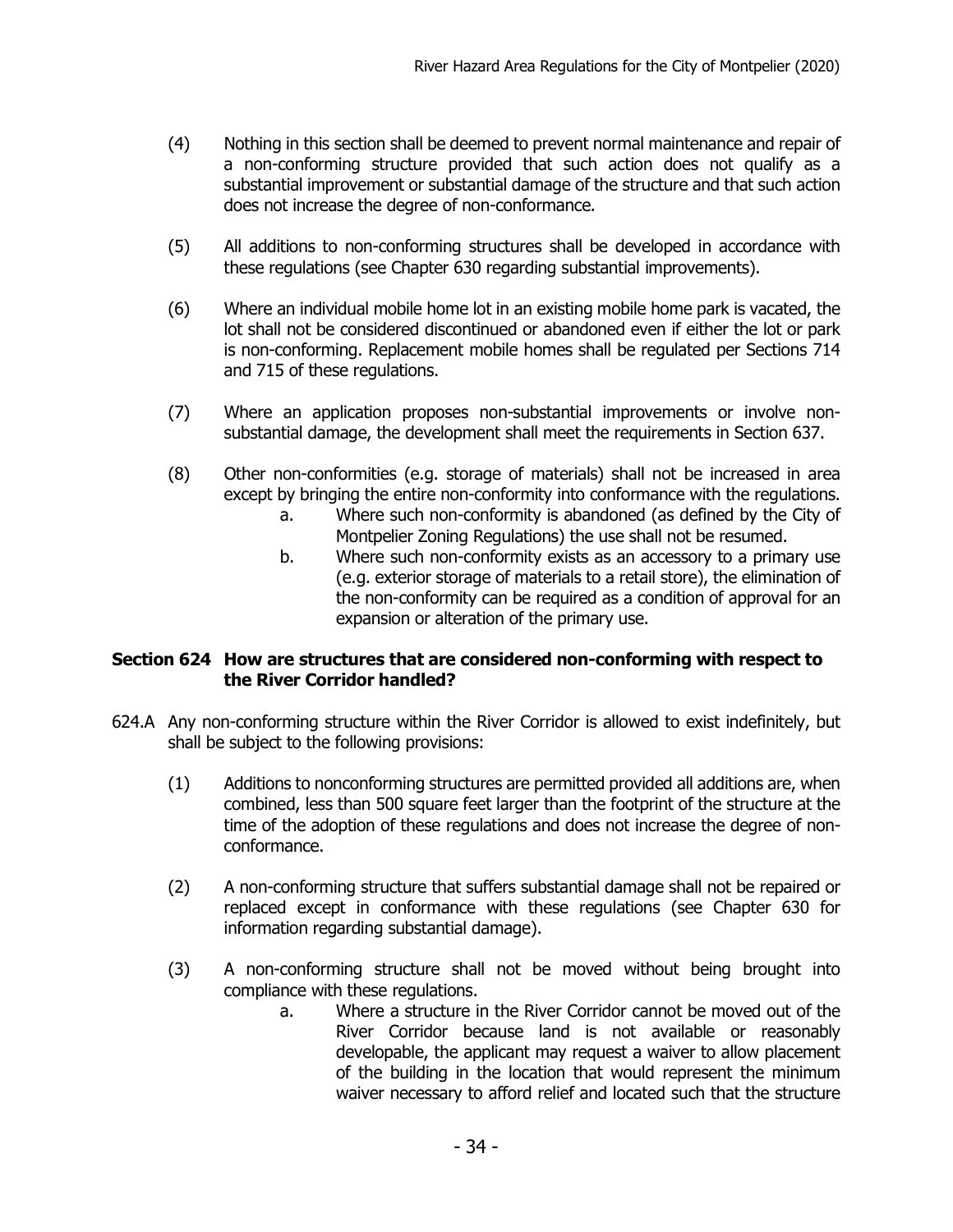(4) Nothing in this section shall be deemed to prevent normal maintenance and repair of a non-conforming structure provided that such action does not qualify as a substantial improvement or substantial damage of the structure and that such action does not increase the degree of non-conformance.

(5) All additions to non-conforming structures shall be developed in accordance with these regulations (see Chapter 630 regarding substantial improvements).

(6) Where an individual mobile home lot in an existing mobile home park is vacated, the lot shall not be considered discontinued or abandoned even if either the lot or park is non-conforming. Replacement mobile homes shall be regulated per Sections 714 and 715 of these regulations.

(7) Where an application proposes non-substantial improvements or involve non-substantial damage, the development shall meet the requirements in Section 637.

(8) Other non-conformities (e.g. storage of materials) shall not be increased in area except by bringing the entire non-conformity into conformance with the regulations.

   a. Where such non-conformity is abandoned (as defined by the City of Montpelier Zoning Regulations) the use shall not be resumed.

   b. Where such non-conformity exists as an accessory to a primary use (e.g. exterior storage of materials to a retail store), the elimination of the non-conformity can be required as a condition of approval for an expansion or alteration of the primary use.

### Section 624 How are structures that are considered non-conforming with respect to the River Corridor handled?

624.A Any non-conforming structure within the River Corridor is allowed to exist indefinitely, but shall be subject to the following provisions:

(1) Additions to nonconforming structures are permitted provided all additions are, when combined, less than 500 square feet larger than the footprint of the structure at the time of the adoption of these regulations and does not increase the degree of non-conformance.

(2) A non-conforming structure that suffers substantial damage shall not be repaired or replaced except in conformance with these regulations (see Chapter 630 for information regarding substantial damage).

(3) A non-conforming structure shall not be moved without being brought into compliance with these regulations.

   a. Where a structure in the River Corridor cannot be moved out of the River Corridor because land is not available or reasonably developable, the applicant may request a waiver to allow placement of the building in the location that would represent the minimum waiver necessary to afford relief and located such that the structure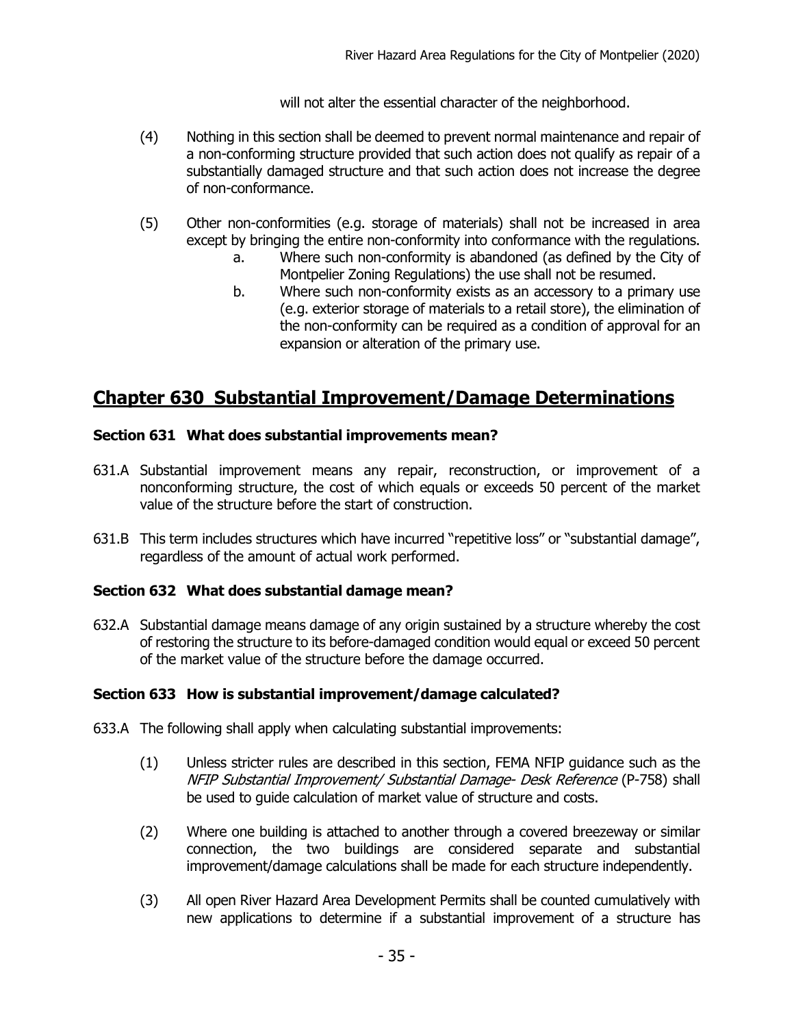will not alter the essential character of the neighborhood.

(4) Nothing in this section shall be deemed to prevent normal maintenance and repair of a non-conforming structure provided that such action does not qualify as repair of a substantially damaged structure and that such action does not increase the degree of non-conformance.

(5) Other non-conformities (e.g. storage of materials) shall not be increased in area except by bringing the entire non-conformity into conformance with the regulations.

  a. Where such non-conformity is abandoned (as defined by the City of Montpelier Zoning Regulations) the use shall not be resumed.

  b. Where such non-conformity exists as an accessory to a primary use (e.g. exterior storage of materials to a retail store), the elimination of the non-conformity can be required as a condition of approval for an expansion or alteration of the primary use.

## Chapter 630 Substantial Improvement/Damage Determinations

### Section 631 What does substantial improvements mean?

631.A Substantial improvement means any repair, reconstruction, or improvement of a nonconforming structure, the cost of which equals or exceeds 50 percent of the market value of the structure before the start of construction.

631.B This term includes structures which have incurred "repetitive loss" or "substantial damage", regardless of the amount of actual work performed.

### Section 632 What does substantial damage mean?

632.A Substantial damage means damage of any origin sustained by a structure whereby the cost of restoring the structure to its before-damaged condition would equal or exceed 50 percent of the market value of the structure before the damage occurred.

### Section 633 How is substantial improvement/damage calculated?

633.A The following shall apply when calculating substantial improvements:

(1) Unless stricter rules are described in this section, FEMA NFIP guidance such as the *NFIP Substantial Improvement/ Substantial Damage- Desk Reference* (P-758) shall be used to guide calculation of market value of structure and costs.

(2) Where one building is attached to another through a covered breezeway or similar connection, the two buildings are considered separate and substantial improvement/damage calculations shall be made for each structure independently.

(3) All open River Hazard Area Development Permits shall be counted cumulatively with new applications to determine if a substantial improvement of a structure has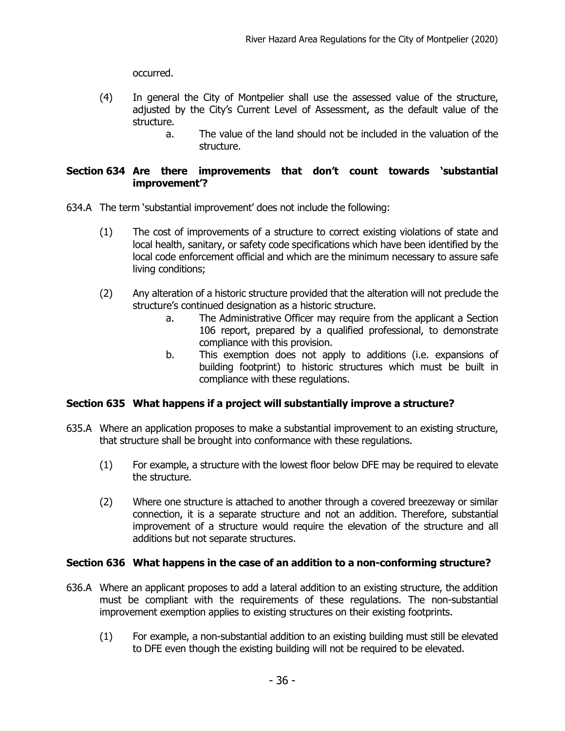occurred.

(4) In general the City of Montpelier shall use the assessed value of the structure, adjusted by the City's Current Level of Assessment, as the default value of the structure.

  a. The value of the land should not be included in the valuation of the structure.

### Section 634 Are there improvements that don't count towards 'substantial improvement'?

634.A The term 'substantial improvement' does not include the following:

(1) The cost of improvements of a structure to correct existing violations of state and local health, sanitary, or safety code specifications which have been identified by the local code enforcement official and which are the minimum necessary to assure safe living conditions;

(2) Any alteration of a historic structure provided that the alteration will not preclude the structure's continued designation as a historic structure.

  a. The Administrative Officer may require from the applicant a Section 106 report, prepared by a qualified professional, to demonstrate compliance with this provision.

  b. This exemption does not apply to additions (i.e. expansions of building footprint) to historic structures which must be built in compliance with these regulations.

### Section 635 What happens if a project will substantially improve a structure?

635.A Where an application proposes to make a substantial improvement to an existing structure, that structure shall be brought into conformance with these regulations.

(1) For example, a structure with the lowest floor below DFE may be required to elevate the structure.

(2) Where one structure is attached to another through a covered breezeway or similar connection, it is a separate structure and not an addition. Therefore, substantial improvement of a structure would require the elevation of the structure and all additions but not separate structures.

### Section 636 What happens in the case of an addition to a non-conforming structure?

636.A Where an applicant proposes to add a lateral addition to an existing structure, the addition must be compliant with the requirements of these regulations. The non-substantial improvement exemption applies to existing structures on their existing footprints.

(1) For example, a non-substantial addition to an existing building must still be elevated to DFE even though the existing building will not be required to be elevated.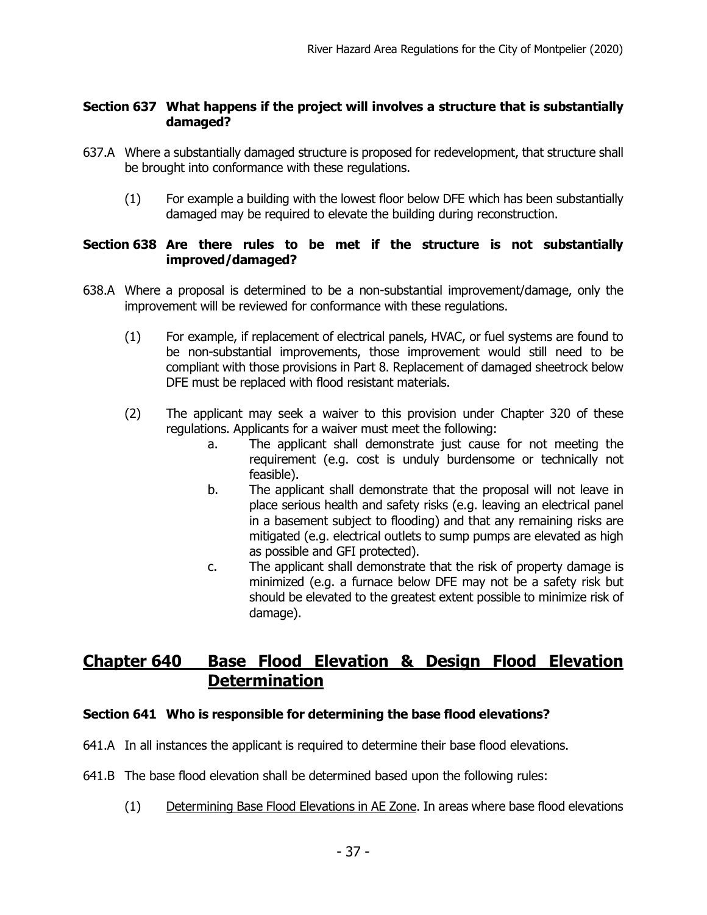### Section 637 What happens if the project will involves a structure that is substantially damaged?

637.A Where a substantially damaged structure is proposed for redevelopment, that structure shall be brought into conformance with these regulations.

(1) For example a building with the lowest floor below DFE which has been substantially damaged may be required to elevate the building during reconstruction.

### Section 638 Are there rules to be met if the structure is not substantially improved/damaged?

638.A Where a proposal is determined to be a non-substantial improvement/damage, only the improvement will be reviewed for conformance with these regulations.

(1) For example, if replacement of electrical panels, HVAC, or fuel systems are found to be non-substantial improvements, those improvement would still need to be compliant with those provisions in Part 8. Replacement of damaged sheetrock below DFE must be replaced with flood resistant materials.

(2) The applicant may seek a waiver to this provision under Chapter 320 of these regulations. Applicants for a waiver must meet the following:

a. The applicant shall demonstrate just cause for not meeting the requirement (e.g. cost is unduly burdensome or technically not feasible).

b. The applicant shall demonstrate that the proposal will not leave in place serious health and safety risks (e.g. leaving an electrical panel in a basement subject to flooding) and that any remaining risks are mitigated (e.g. electrical outlets to sump pumps are elevated as high as possible and GFI protected).

c. The applicant shall demonstrate that the risk of property damage is minimized (e.g. a furnace below DFE may not be a safety risk but should be elevated to the greatest extent possible to minimize risk of damage).

## Chapter 640 Base Flood Elevation & Design Flood Elevation Determination

### Section 641 Who is responsible for determining the base flood elevations?

641.A In all instances the applicant is required to determine their base flood elevations.

641.B The base flood elevation shall be determined based upon the following rules:

(1) Determining Base Flood Elevations in AE Zone. In areas where base flood elevations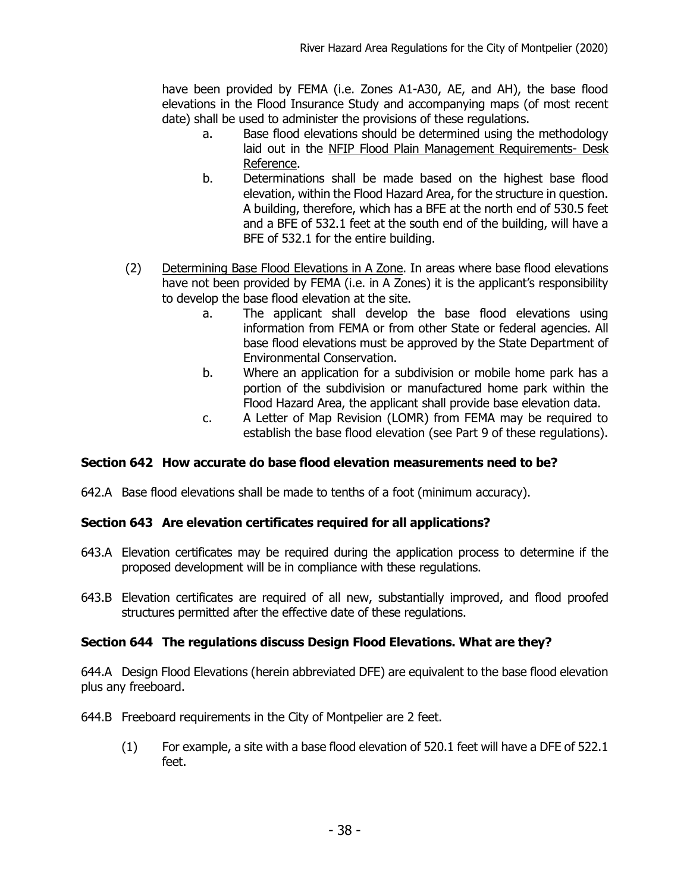have been provided by FEMA (i.e. Zones A1-A30, AE, and AH), the base flood elevations in the Flood Insurance Study and accompanying maps (of most recent date) shall be used to administer the provisions of these regulations.

   a. Base flood elevations should be determined using the methodology laid out in the NFIP Flood Plain Management Requirements- Desk Reference.
   b. Determinations shall be made based on the highest base flood elevation, within the Flood Hazard Area, for the structure in question. A building, therefore, which has a BFE at the north end of 530.5 feet and a BFE of 532.1 feet at the south end of the building, will have a BFE of 532.1 for the entire building.

(2) Determining Base Flood Elevations in A Zone. In areas where base flood elevations have not been provided by FEMA (i.e. in A Zones) it is the applicant's responsibility to develop the base flood elevation at the site.

   a. The applicant shall develop the base flood elevations using information from FEMA or from other State or federal agencies. All base flood elevations must be approved by the State Department of Environmental Conservation.
   b. Where an application for a subdivision or mobile home park has a portion of the subdivision or manufactured home park within the Flood Hazard Area, the applicant shall provide base elevation data.
   c. A Letter of Map Revision (LOMR) from FEMA may be required to establish the base flood elevation (see Part 9 of these regulations).

### Section 642 How accurate do base flood elevation measurements need to be?

642.A Base flood elevations shall be made to tenths of a foot (minimum accuracy).

### Section 643 Are elevation certificates required for all applications?

643.A Elevation certificates may be required during the application process to determine if the proposed development will be in compliance with these regulations.

643.B Elevation certificates are required of all new, substantially improved, and flood proofed structures permitted after the effective date of these regulations.

### Section 644 The regulations discuss Design Flood Elevations. What are they?

644.A Design Flood Elevations (herein abbreviated DFE) are equivalent to the base flood elevation plus any freeboard.

644.B Freeboard requirements in the City of Montpelier are 2 feet.

(1) For example, a site with a base flood elevation of 520.1 feet will have a DFE of 522.1 feet.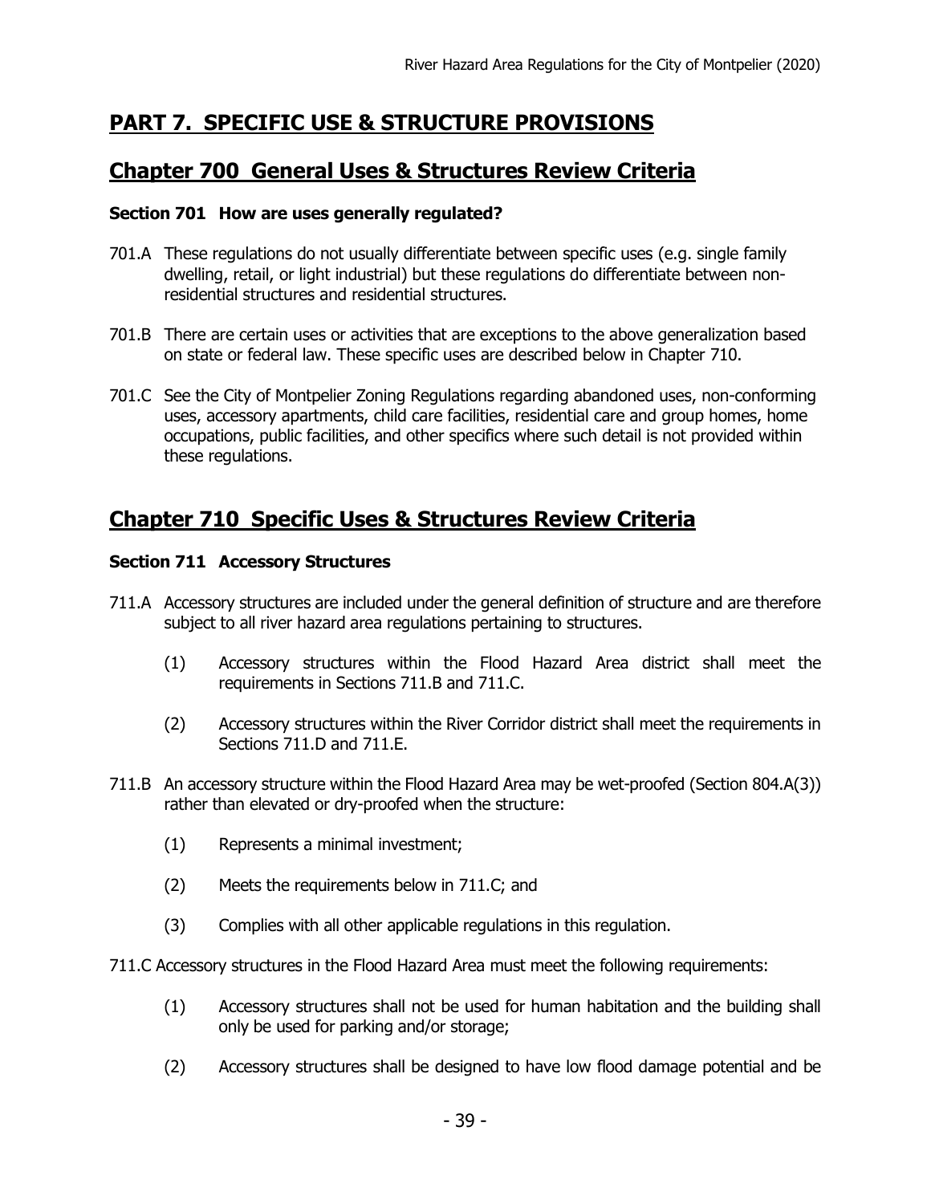# PART 7. SPECIFIC USE & STRUCTURE PROVISIONS

## Chapter 700 General Uses & Structures Review Criteria

### Section 701 How are uses generally regulated?

701.A These regulations do not usually differentiate between specific uses (e.g. single family dwelling, retail, or light industrial) but these regulations do differentiate between non-residential structures and residential structures.

701.B There are certain uses or activities that are exceptions to the above generalization based on state or federal law. These specific uses are described below in Chapter 710.

701.C See the City of Montpelier Zoning Regulations regarding abandoned uses, non-conforming uses, accessory apartments, child care facilities, residential care and group homes, home occupations, public facilities, and other specifics where such detail is not provided within these regulations.

## Chapter 710 Specific Uses & Structures Review Criteria

### Section 711 Accessory Structures

711.A Accessory structures are included under the general definition of structure and are therefore subject to all river hazard area regulations pertaining to structures.

(1) Accessory structures within the Flood Hazard Area district shall meet the requirements in Sections 711.B and 711.C.

(2) Accessory structures within the River Corridor district shall meet the requirements in Sections 711.D and 711.E.

711.B An accessory structure within the Flood Hazard Area may be wet-proofed (Section 804.A(3)) rather than elevated or dry-proofed when the structure:

(1) Represents a minimal investment;

(2) Meets the requirements below in 711.C; and

(3) Complies with all other applicable regulations in this regulation.

711.C Accessory structures in the Flood Hazard Area must meet the following requirements:

(1) Accessory structures shall not be used for human habitation and the building shall only be used for parking and/or storage;

(2) Accessory structures shall be designed to have low flood damage potential and be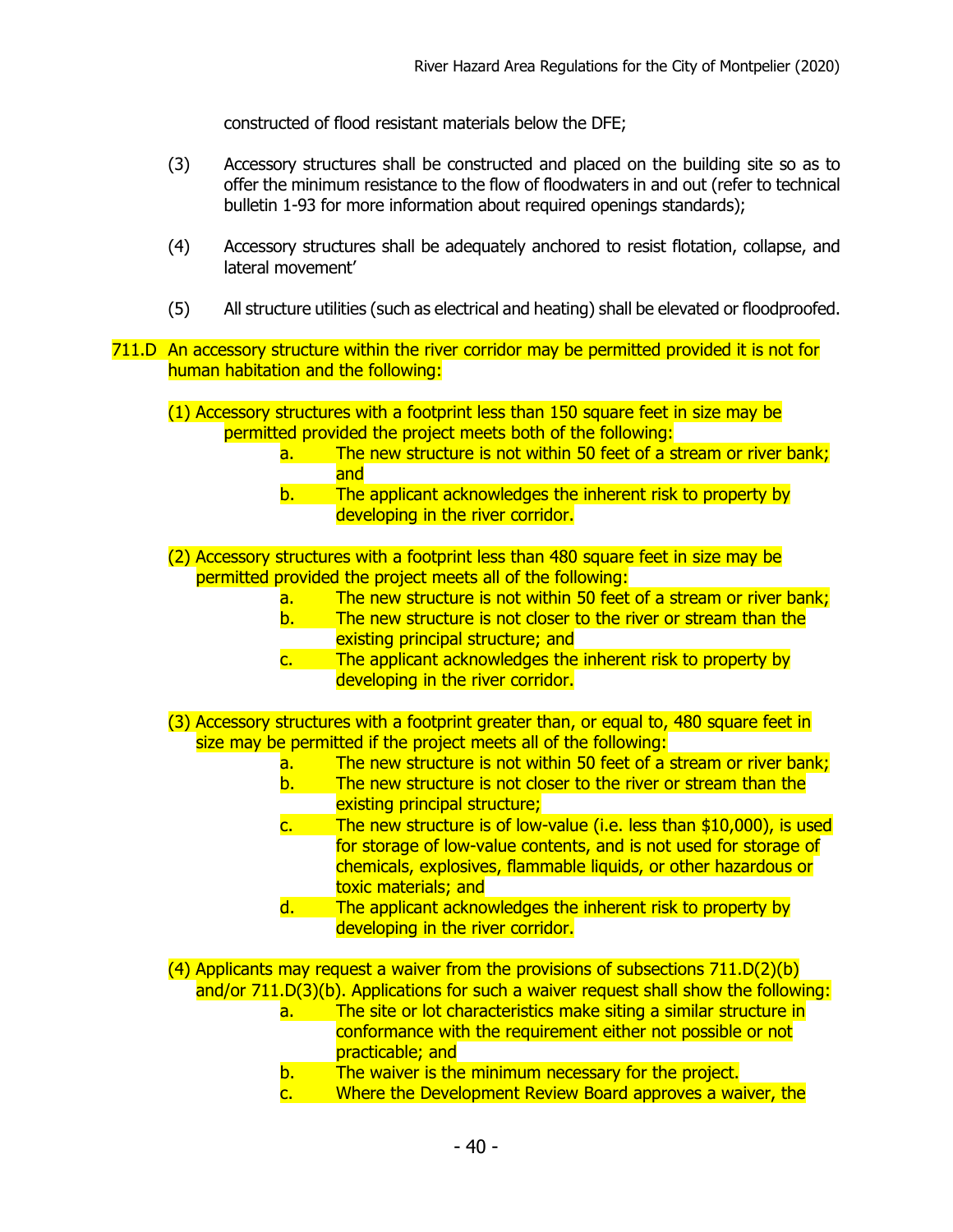constructed of flood resistant materials below the DFE;

(3) Accessory structures shall be constructed and placed on the building site so as to offer the minimum resistance to the flow of floodwaters in and out (refer to technical bulletin 1-93 for more information about required openings standards);

(4) Accessory structures shall be adequately anchored to resist flotation, collapse, and lateral movement'

(5) All structure utilities (such as electrical and heating) shall be elevated or floodproofed.

711.D An accessory structure within the river corridor may be permitted provided it is not for human habitation and the following:

(1) Accessory structures with a footprint less than 150 square feet in size may be permitted provided the project meets both of the following:

a. The new structure is not within 50 feet of a stream or river bank; and

b. The applicant acknowledges the inherent risk to property by developing in the river corridor.

(2) Accessory structures with a footprint less than 480 square feet in size may be permitted provided the project meets all of the following:

a. The new structure is not within 50 feet of a stream or river bank;

b. The new structure is not closer to the river or stream than the existing principal structure; and

c. The applicant acknowledges the inherent risk to property by developing in the river corridor.

(3) Accessory structures with a footprint greater than, or equal to, 480 square feet in size may be permitted if the project meets all of the following:

a. The new structure is not within 50 feet of a stream or river bank;

b. The new structure is not closer to the river or stream than the existing principal structure;

c. The new structure is of low-value (i.e. less than $10,000), is used for storage of low-value contents, and is not used for storage of chemicals, explosives, flammable liquids, or other hazardous or toxic materials; and

d. The applicant acknowledges the inherent risk to property by developing in the river corridor.

(4) Applicants may request a waiver from the provisions of subsections 711.D(2)(b) and/or 711.D(3)(b). Applications for such a waiver request shall show the following:

a. The site or lot characteristics make siting a similar structure in conformance with the requirement either not possible or not practicable; and

b. The waiver is the minimum necessary for the project.

c. Where the Development Review Board approves a waiver, the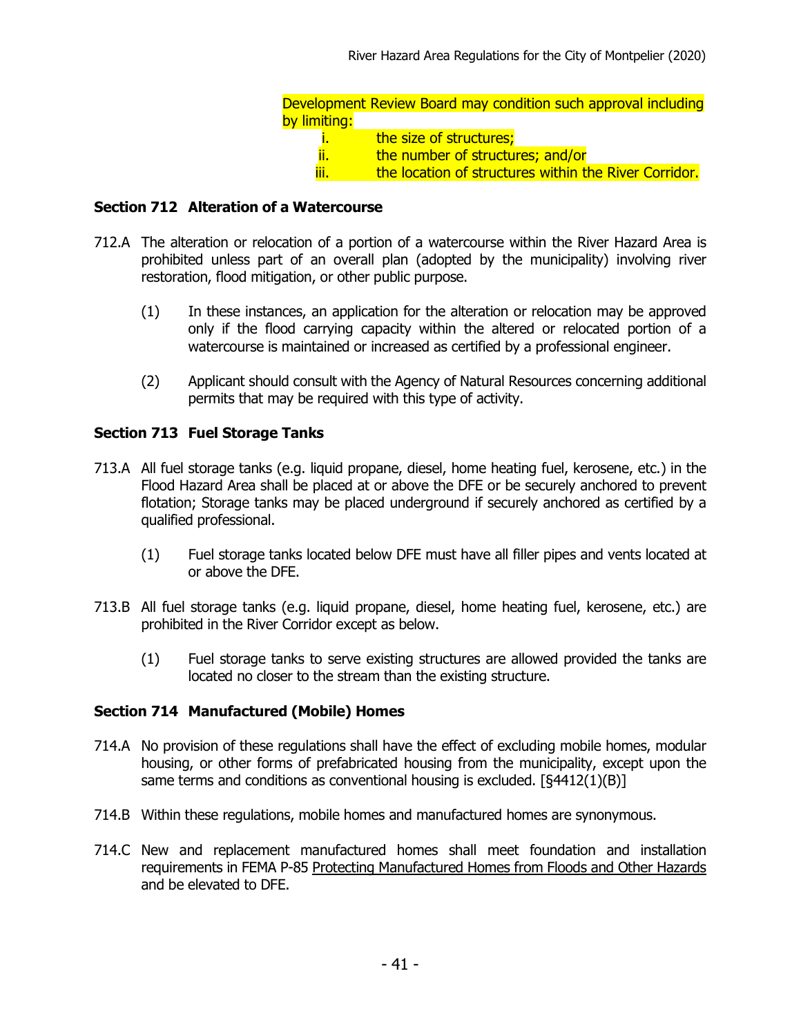Development Review Board may condition such approval including by limiting:

i. the size of structures;
ii. the number of structures; and/or
iii. the location of structures within the River Corridor.

**Section 712 Alteration of a Watercourse**

712.A The alteration or relocation of a portion of a watercourse within the River Hazard Area is prohibited unless part of an overall plan (adopted by the municipality) involving river restoration, flood mitigation, or other public purpose.

(1) In these instances, an application for the alteration or relocation may be approved only if the flood carrying capacity within the altered or relocated portion of a watercourse is maintained or increased as certified by a professional engineer.

(2) Applicant should consult with the Agency of Natural Resources concerning additional permits that may be required with this type of activity.

**Section 713 Fuel Storage Tanks**

713.A All fuel storage tanks (e.g. liquid propane, diesel, home heating fuel, kerosene, etc.) in the Flood Hazard Area shall be placed at or above the DFE or be securely anchored to prevent flotation; Storage tanks may be placed underground if securely anchored as certified by a qualified professional.

(1) Fuel storage tanks located below DFE must have all filler pipes and vents located at or above the DFE.

713.B All fuel storage tanks (e.g. liquid propane, diesel, home heating fuel, kerosene, etc.) are prohibited in the River Corridor except as below.

(1) Fuel storage tanks to serve existing structures are allowed provided the tanks are located no closer to the stream than the existing structure.

**Section 714 Manufactured (Mobile) Homes**

714.A No provision of these regulations shall have the effect of excluding mobile homes, modular housing, or other forms of prefabricated housing from the municipality, except upon the same terms and conditions as conventional housing is excluded. [§4412(1)(B)]

714.B Within these regulations, mobile homes and manufactured homes are synonymous.

714.C New and replacement manufactured homes shall meet foundation and installation requirements in FEMA P-85 Protecting Manufactured Homes from Floods and Other Hazards and be elevated to DFE.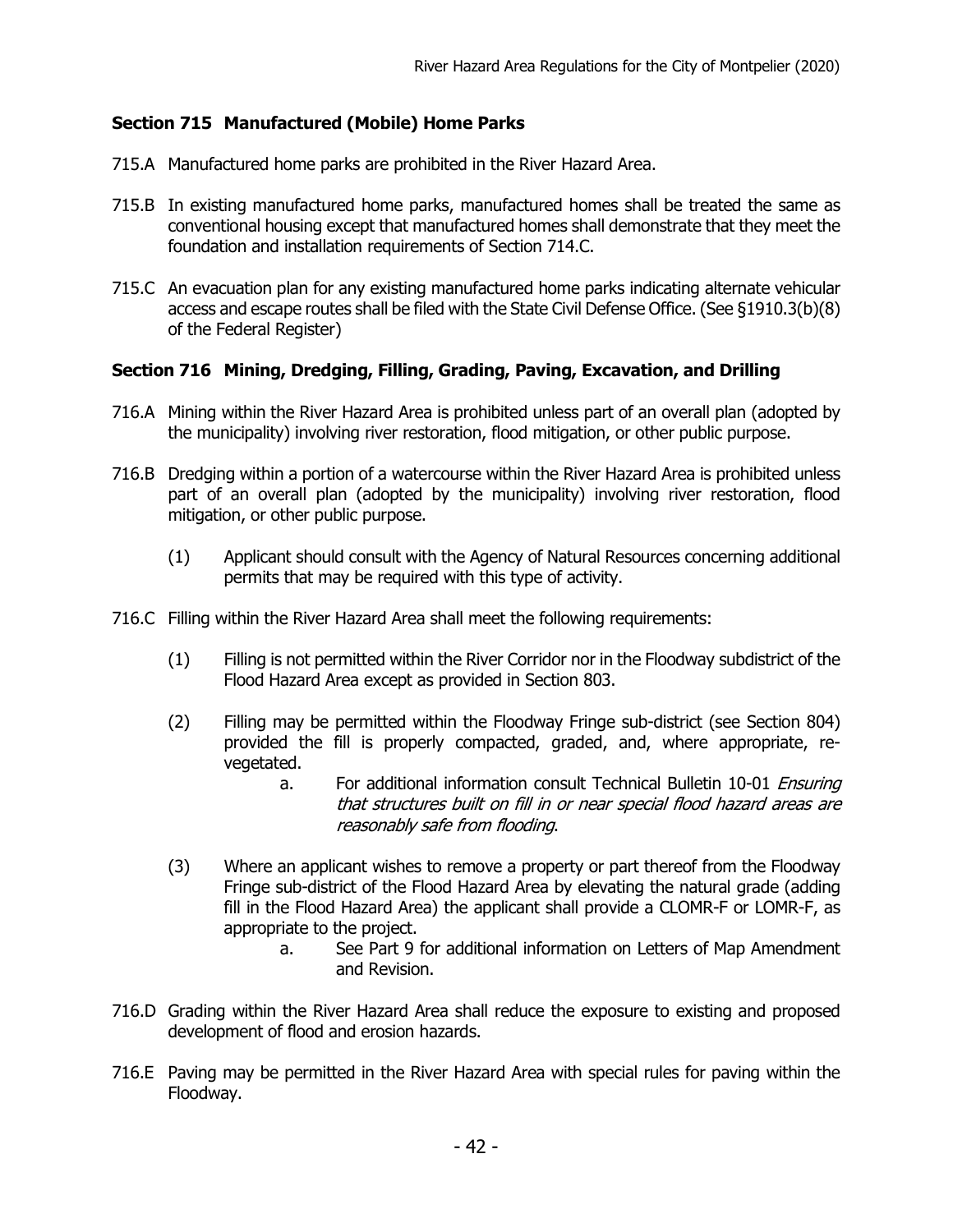## Section 715 Manufactured (Mobile) Home Parks

715.A Manufactured home parks are prohibited in the River Hazard Area.

715.B In existing manufactured home parks, manufactured homes shall be treated the same as conventional housing except that manufactured homes shall demonstrate that they meet the foundation and installation requirements of Section 714.C.

715.C An evacuation plan for any existing manufactured home parks indicating alternate vehicular access and escape routes shall be filed with the State Civil Defense Office. (See §1910.3(b)(8) of the Federal Register)

## Section 716 Mining, Dredging, Filling, Grading, Paving, Excavation, and Drilling

716.A Mining within the River Hazard Area is prohibited unless part of an overall plan (adopted by the municipality) involving river restoration, flood mitigation, or other public purpose.

716.B Dredging within a portion of a watercourse within the River Hazard Area is prohibited unless part of an overall plan (adopted by the municipality) involving river restoration, flood mitigation, or other public purpose.

(1) Applicant should consult with the Agency of Natural Resources concerning additional permits that may be required with this type of activity.

716.C Filling within the River Hazard Area shall meet the following requirements:

(1) Filling is not permitted within the River Corridor nor in the Floodway subdistrict of the Flood Hazard Area except as provided in Section 803.

(2) Filling may be permitted within the Floodway Fringe sub-district (see Section 804) provided the fill is properly compacted, graded, and, where appropriate, re-vegetated.

   a. For additional information consult Technical Bulletin 10-01 *Ensuring that structures built on fill in or near special flood hazard areas are reasonably safe from flooding*.

(3) Where an applicant wishes to remove a property or part thereof from the Floodway Fringe sub-district of the Flood Hazard Area by elevating the natural grade (adding fill in the Flood Hazard Area) the applicant shall provide a CLOMR-F or LOMR-F, as appropriate to the project.

   a. See Part 9 for additional information on Letters of Map Amendment and Revision.

716.D Grading within the River Hazard Area shall reduce the exposure to existing and proposed development of flood and erosion hazards.

716.E Paving may be permitted in the River Hazard Area with special rules for paving within the Floodway.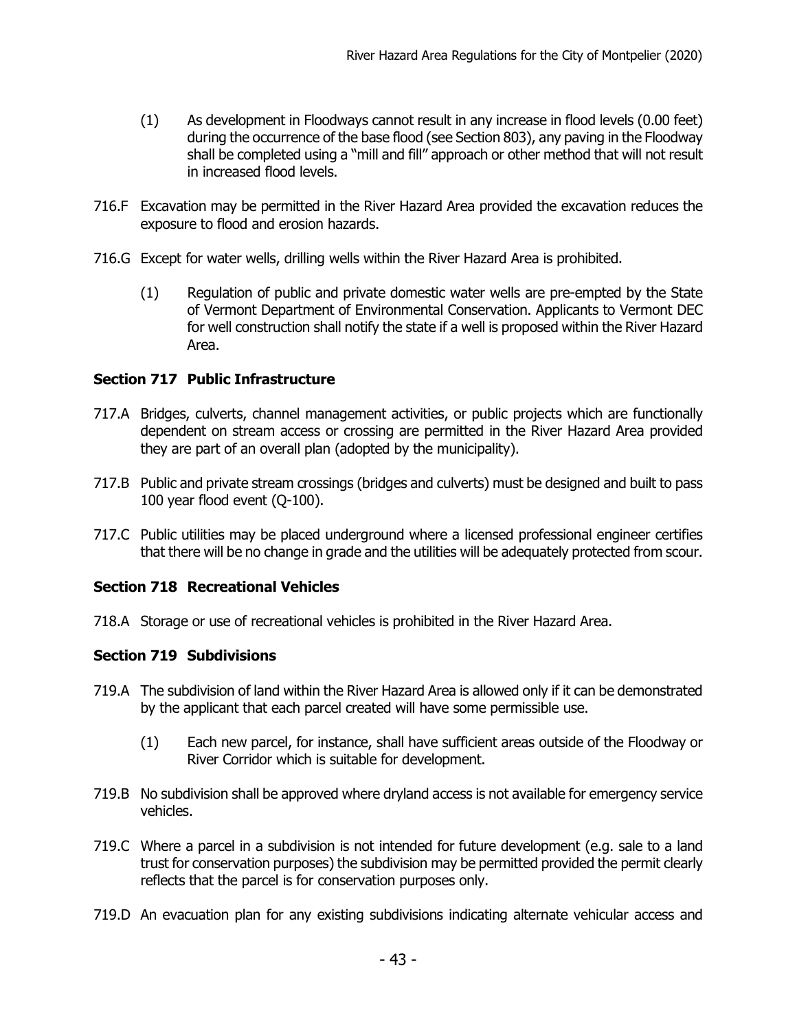(1) As development in Floodways cannot result in any increase in flood levels (0.00 feet) during the occurrence of the base flood (see Section 803), any paving in the Floodway shall be completed using a "mill and fill" approach or other method that will not result in increased flood levels.

716.F Excavation may be permitted in the River Hazard Area provided the excavation reduces the exposure to flood and erosion hazards.

716.G Except for water wells, drilling wells within the River Hazard Area is prohibited.

(1) Regulation of public and private domestic water wells are pre-empted by the State of Vermont Department of Environmental Conservation. Applicants to Vermont DEC for well construction shall notify the state if a well is proposed within the River Hazard Area.

### Section 717 Public Infrastructure

717.A Bridges, culverts, channel management activities, or public projects which are functionally dependent on stream access or crossing are permitted in the River Hazard Area provided they are part of an overall plan (adopted by the municipality).

717.B Public and private stream crossings (bridges and culverts) must be designed and built to pass 100 year flood event (Q-100).

717.C Public utilities may be placed underground where a licensed professional engineer certifies that there will be no change in grade and the utilities will be adequately protected from scour.

### Section 718 Recreational Vehicles

718.A Storage or use of recreational vehicles is prohibited in the River Hazard Area.

### Section 719 Subdivisions

719.A The subdivision of land within the River Hazard Area is allowed only if it can be demonstrated by the applicant that each parcel created will have some permissible use.

(1) Each new parcel, for instance, shall have sufficient areas outside of the Floodway or River Corridor which is suitable for development.

719.B No subdivision shall be approved where dryland access is not available for emergency service vehicles.

719.C Where a parcel in a subdivision is not intended for future development (e.g. sale to a land trust for conservation purposes) the subdivision may be permitted provided the permit clearly reflects that the parcel is for conservation purposes only.

719.D An evacuation plan for any existing subdivisions indicating alternate vehicular access and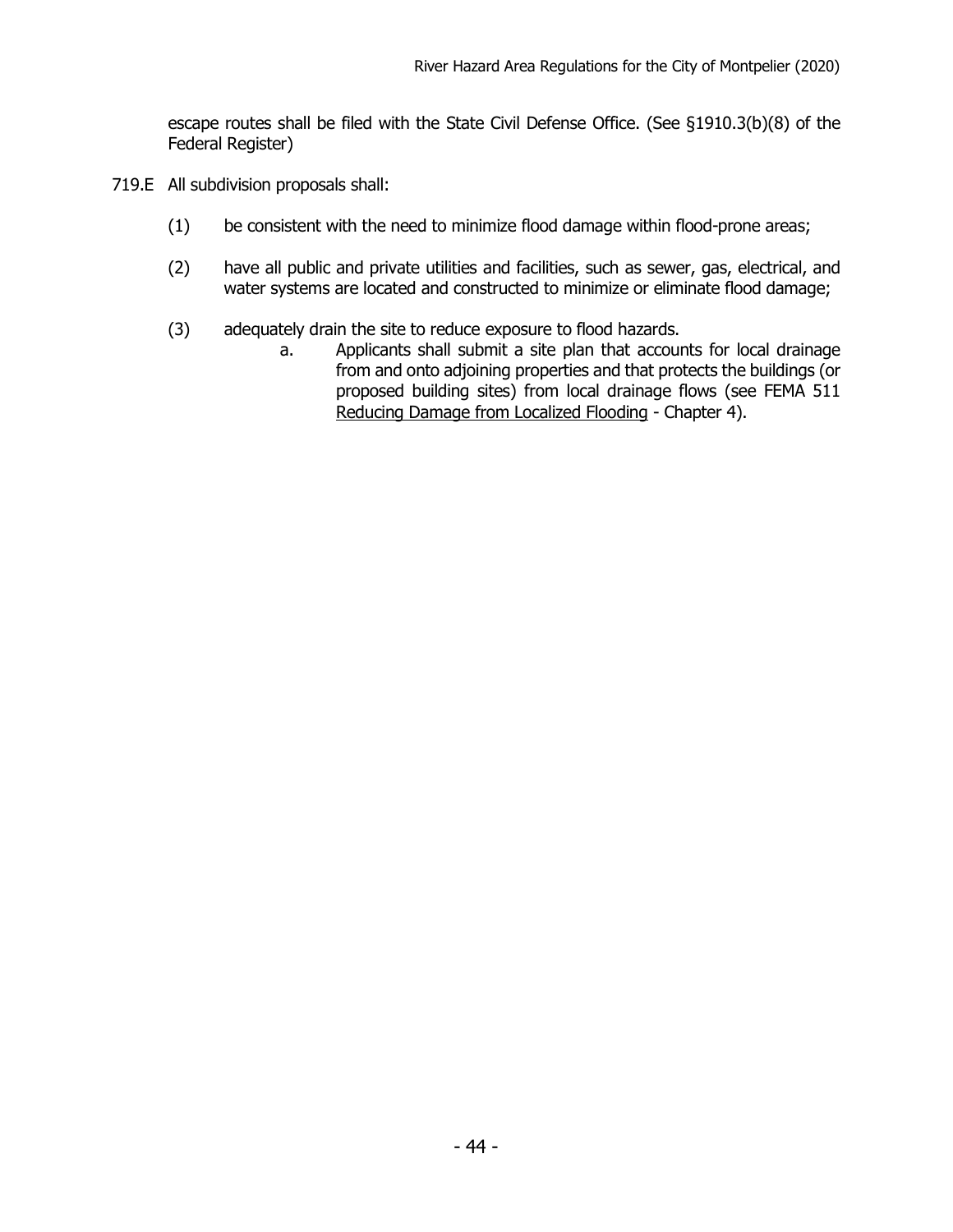escape routes shall be filed with the State Civil Defense Office. (See §1910.3(b)(8) of the Federal Register)

719.E All subdivision proposals shall:

(1) be consistent with the need to minimize flood damage within flood-prone areas;

(2) have all public and private utilities and facilities, such as sewer, gas, electrical, and water systems are located and constructed to minimize or eliminate flood damage;

(3) adequately drain the site to reduce exposure to flood hazards.

a. Applicants shall submit a site plan that accounts for local drainage from and onto adjoining properties and that protects the buildings (or proposed building sites) from local drainage flows (see FEMA 511 Reducing Damage from Localized Flooding - Chapter 4).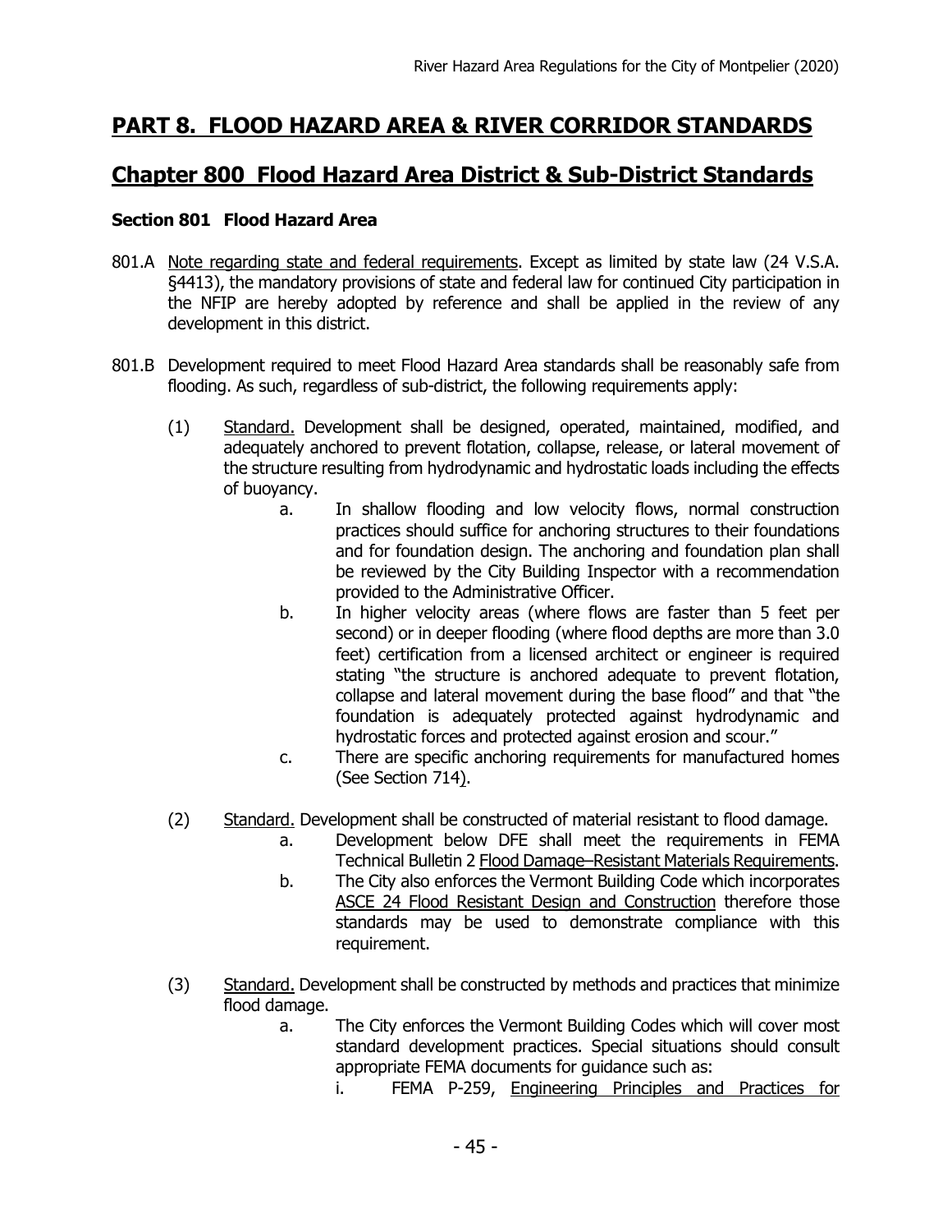# PART 8. FLOOD HAZARD AREA & RIVER CORRIDOR STANDARDS

## Chapter 800 Flood Hazard Area District & Sub-District Standards

### Section 801 Flood Hazard Area

801.A Note regarding state and federal requirements. Except as limited by state law (24 V.S.A. §4413), the mandatory provisions of state and federal law for continued City participation in the NFIP are hereby adopted by reference and shall be applied in the review of any development in this district.

801.B Development required to meet Flood Hazard Area standards shall be reasonably safe from flooding. As such, regardless of sub-district, the following requirements apply:

(1) Standard. Development shall be designed, operated, maintained, modified, and adequately anchored to prevent flotation, collapse, release, or lateral movement of the structure resulting from hydrodynamic and hydrostatic loads including the effects of buoyancy.

   a. In shallow flooding and low velocity flows, normal construction practices should suffice for anchoring structures to their foundations and for foundation design. The anchoring and foundation plan shall be reviewed by the City Building Inspector with a recommendation provided to the Administrative Officer.

   b. In higher velocity areas (where flows are faster than 5 feet per second) or in deeper flooding (where flood depths are more than 3.0 feet) certification from a licensed architect or engineer is required stating "the structure is anchored adequate to prevent flotation, collapse and lateral movement during the base flood" and that "the foundation is adequately protected against hydrodynamic and hydrostatic forces and protected against erosion and scour."

   c. There are specific anchoring requirements for manufactured homes (See Section 714).

(2) Standard. Development shall be constructed of material resistant to flood damage.

   a. Development below DFE shall meet the requirements in FEMA Technical Bulletin 2 Flood Damage–Resistant Materials Requirements.

   b. The City also enforces the Vermont Building Code which incorporates ASCE 24 Flood Resistant Design and Construction therefore those standards may be used to demonstrate compliance with this requirement.

(3) Standard. Development shall be constructed by methods and practices that minimize flood damage.

   a. The City enforces the Vermont Building Codes which will cover most standard development practices. Special situations should consult appropriate FEMA documents for guidance such as:

      i. FEMA P-259, Engineering Principles and Practices for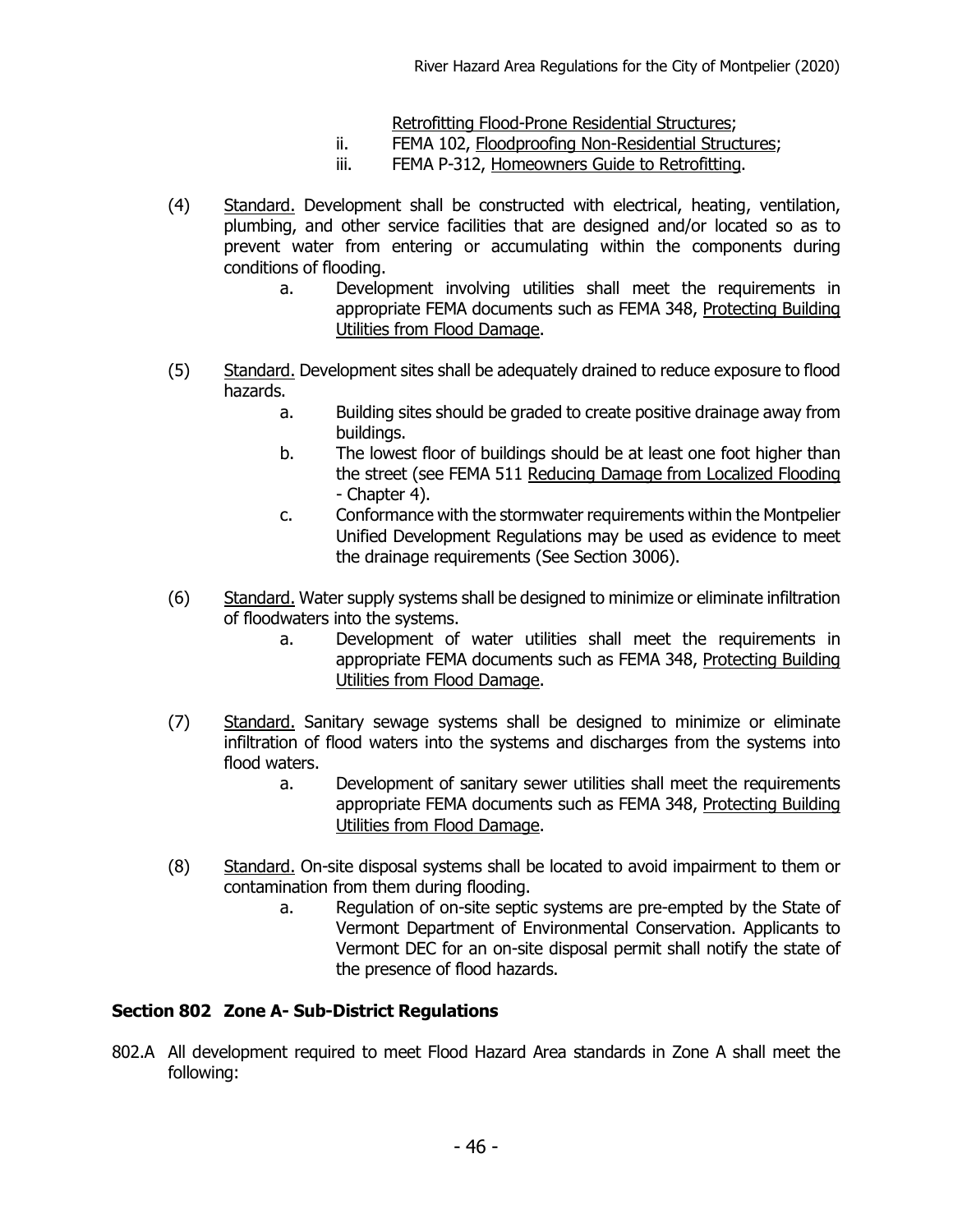Retrofitting Flood-Prone Residential Structures;

ii. FEMA 102, Floodproofing Non-Residential Structures;

iii. FEMA P-312, Homeowners Guide to Retrofitting.

(4) Standard. Development shall be constructed with electrical, heating, ventilation, plumbing, and other service facilities that are designed and/or located so as to prevent water from entering or accumulating within the components during conditions of flooding.

a. Development involving utilities shall meet the requirements in appropriate FEMA documents such as FEMA 348, Protecting Building Utilities from Flood Damage.

(5) Standard. Development sites shall be adequately drained to reduce exposure to flood hazards.

a. Building sites should be graded to create positive drainage away from buildings.

b. The lowest floor of buildings should be at least one foot higher than the street (see FEMA 511 Reducing Damage from Localized Flooding - Chapter 4).

c. Conformance with the stormwater requirements within the Montpelier Unified Development Regulations may be used as evidence to meet the drainage requirements (See Section 3006).

(6) Standard. Water supply systems shall be designed to minimize or eliminate infiltration of floodwaters into the systems.

a. Development of water utilities shall meet the requirements in appropriate FEMA documents such as FEMA 348, Protecting Building Utilities from Flood Damage.

(7) Standard. Sanitary sewage systems shall be designed to minimize or eliminate infiltration of flood waters into the systems and discharges from the systems into flood waters.

a. Development of sanitary sewer utilities shall meet the requirements appropriate FEMA documents such as FEMA 348, Protecting Building Utilities from Flood Damage.

(8) Standard. On-site disposal systems shall be located to avoid impairment to them or contamination from them during flooding.

a. Regulation of on-site septic systems are pre-empted by the State of Vermont Department of Environmental Conservation. Applicants to Vermont DEC for an on-site disposal permit shall notify the state of the presence of flood hazards.

### Section 802 Zone A- Sub-District Regulations

802.A All development required to meet Flood Hazard Area standards in Zone A shall meet the following: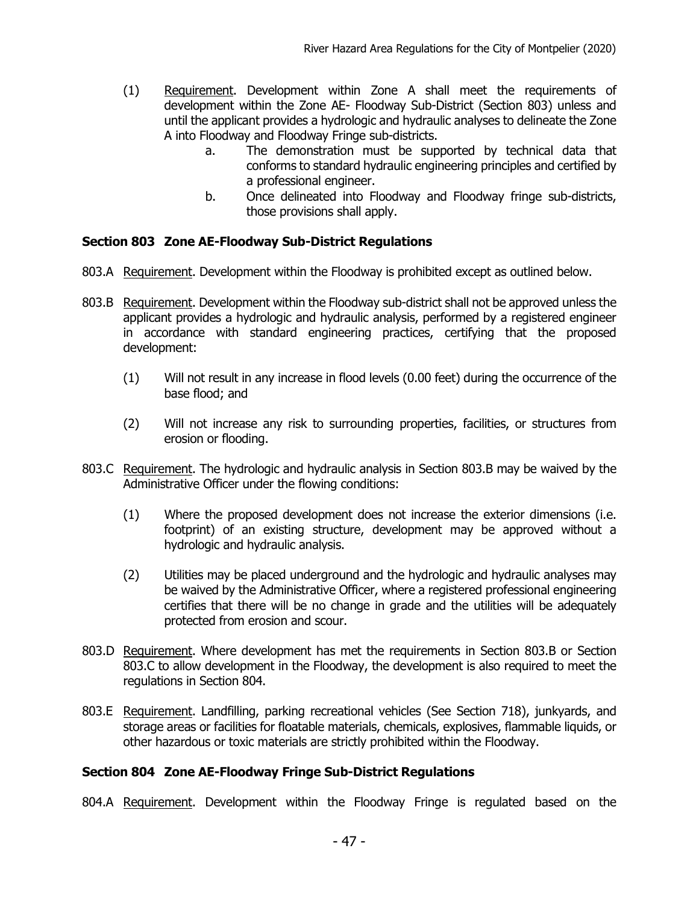(1) Requirement. Development within Zone A shall meet the requirements of development within the Zone AE- Floodway Sub-District (Section 803) unless and until the applicant provides a hydrologic and hydraulic analyses to delineate the Zone A into Floodway and Floodway Fringe sub-districts.

   a. The demonstration must be supported by technical data that conforms to standard hydraulic engineering principles and certified by a professional engineer.

   b. Once delineated into Floodway and Floodway fringe sub-districts, those provisions shall apply.

### Section 803 Zone AE-Floodway Sub-District Regulations

803.A Requirement. Development within the Floodway is prohibited except as outlined below.

803.B Requirement. Development within the Floodway sub-district shall not be approved unless the applicant provides a hydrologic and hydraulic analysis, performed by a registered engineer in accordance with standard engineering practices, certifying that the proposed development:

(1) Will not result in any increase in flood levels (0.00 feet) during the occurrence of the base flood; and

(2) Will not increase any risk to surrounding properties, facilities, or structures from erosion or flooding.

803.C Requirement. The hydrologic and hydraulic analysis in Section 803.B may be waived by the Administrative Officer under the flowing conditions:

(1) Where the proposed development does not increase the exterior dimensions (i.e. footprint) of an existing structure, development may be approved without a hydrologic and hydraulic analysis.

(2) Utilities may be placed underground and the hydrologic and hydraulic analyses may be waived by the Administrative Officer, where a registered professional engineering certifies that there will be no change in grade and the utilities will be adequately protected from erosion and scour.

803.D Requirement. Where development has met the requirements in Section 803.B or Section 803.C to allow development in the Floodway, the development is also required to meet the regulations in Section 804.

803.E Requirement. Landfilling, parking recreational vehicles (See Section 718), junkyards, and storage areas or facilities for floatable materials, chemicals, explosives, flammable liquids, or other hazardous or toxic materials are strictly prohibited within the Floodway.

### Section 804 Zone AE-Floodway Fringe Sub-District Regulations

804.A Requirement. Development within the Floodway Fringe is regulated based on the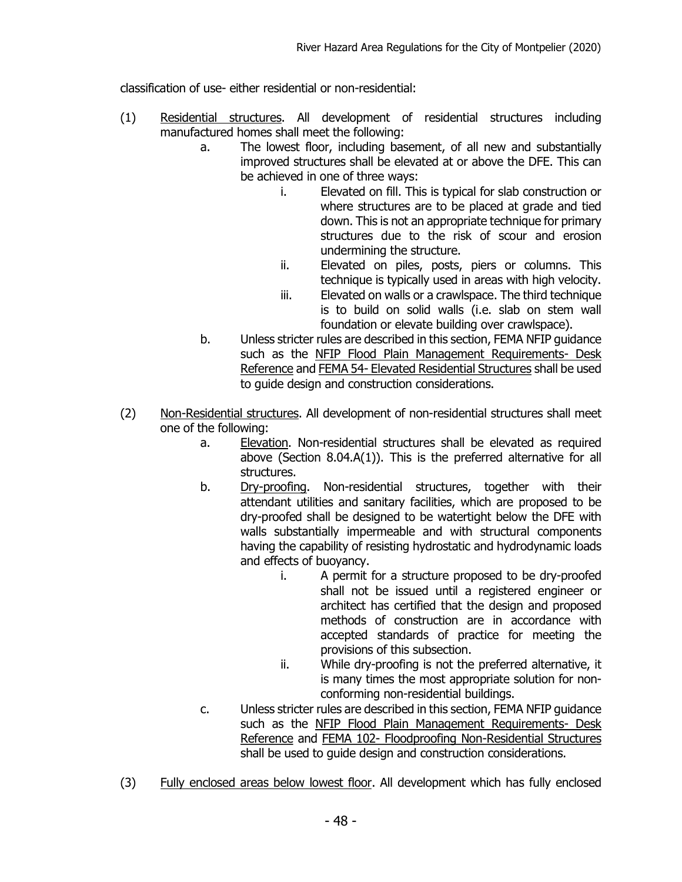classification of use- either residential or non-residential:

(1) Residential structures. All development of residential structures including manufactured homes shall meet the following:

   a. The lowest floor, including basement, of all new and substantially improved structures shall be elevated at or above the DFE. This can be achieved in one of three ways:

      i. Elevated on fill. This is typical for slab construction or where structures are to be placed at grade and tied down. This is not an appropriate technique for primary structures due to the risk of scour and erosion undermining the structure.

      ii. Elevated on piles, posts, piers or columns. This technique is typically used in areas with high velocity.

      iii. Elevated on walls or a crawlspace. The third technique is to build on solid walls (i.e. slab on stem wall foundation or elevate building over crawlspace).

   b. Unless stricter rules are described in this section, FEMA NFIP guidance such as the NFIP Flood Plain Management Requirements- Desk Reference and FEMA 54- Elevated Residential Structures shall be used to guide design and construction considerations.

(2) Non-Residential structures. All development of non-residential structures shall meet one of the following:

   a. Elevation. Non-residential structures shall be elevated as required above (Section 8.04.A(1)). This is the preferred alternative for all structures.

   b. Dry-proofing. Non-residential structures, together with their attendant utilities and sanitary facilities, which are proposed to be dry-proofed shall be designed to be watertight below the DFE with walls substantially impermeable and with structural components having the capability of resisting hydrostatic and hydrodynamic loads and effects of buoyancy.

      i. A permit for a structure proposed to be dry-proofed shall not be issued until a registered engineer or architect has certified that the design and proposed methods of construction are in accordance with accepted standards of practice for meeting the provisions of this subsection.

      ii. While dry-proofing is not the preferred alternative, it is many times the most appropriate solution for non-conforming non-residential buildings.

   c. Unless stricter rules are described in this section, FEMA NFIP guidance such as the NFIP Flood Plain Management Requirements- Desk Reference and FEMA 102- Floodproofing Non-Residential Structures shall be used to guide design and construction considerations.

(3) Fully enclosed areas below lowest floor. All development which has fully enclosed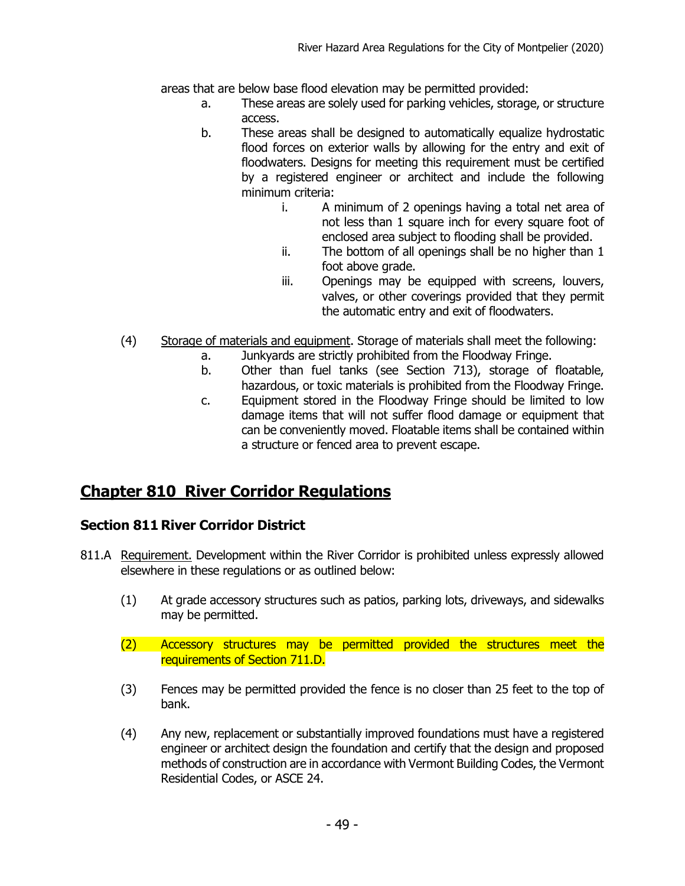areas that are below base flood elevation may be permitted provided:

a. These areas are solely used for parking vehicles, storage, or structure access.
b. These areas shall be designed to automatically equalize hydrostatic flood forces on exterior walls by allowing for the entry and exit of floodwaters. Designs for meeting this requirement must be certified by a registered engineer or architect and include the following minimum criteria:
    i. A minimum of 2 openings having a total net area of not less than 1 square inch for every square foot of enclosed area subject to flooding shall be provided.
    ii. The bottom of all openings shall be no higher than 1 foot above grade.
    iii. Openings may be equipped with screens, louvers, valves, or other coverings provided that they permit the automatic entry and exit of floodwaters.

(4) Storage of materials and equipment. Storage of materials shall meet the following:

a. Junkyards are strictly prohibited from the Floodway Fringe.
b. Other than fuel tanks (see Section 713), storage of floatable, hazardous, or toxic materials is prohibited from the Floodway Fringe.
c. Equipment stored in the Floodway Fringe should be limited to low damage items that will not suffer flood damage or equipment that can be conveniently moved. Floatable items shall be contained within a structure or fenced area to prevent escape.

# Chapter 810 River Corridor Regulations

## Section 811 River Corridor District

811.A Requirement. Development within the River Corridor is prohibited unless expressly allowed elsewhere in these regulations or as outlined below:

(1) At grade accessory structures such as patios, parking lots, driveways, and sidewalks may be permitted.

(2) Accessory structures may be permitted provided the structures meet the requirements of Section 711.D.

(3) Fences may be permitted provided the fence is no closer than 25 feet to the top of bank.

(4) Any new, replacement or substantially improved foundations must have a registered engineer or architect design the foundation and certify that the design and proposed methods of construction are in accordance with Vermont Building Codes, the Vermont Residential Codes, or ASCE 24.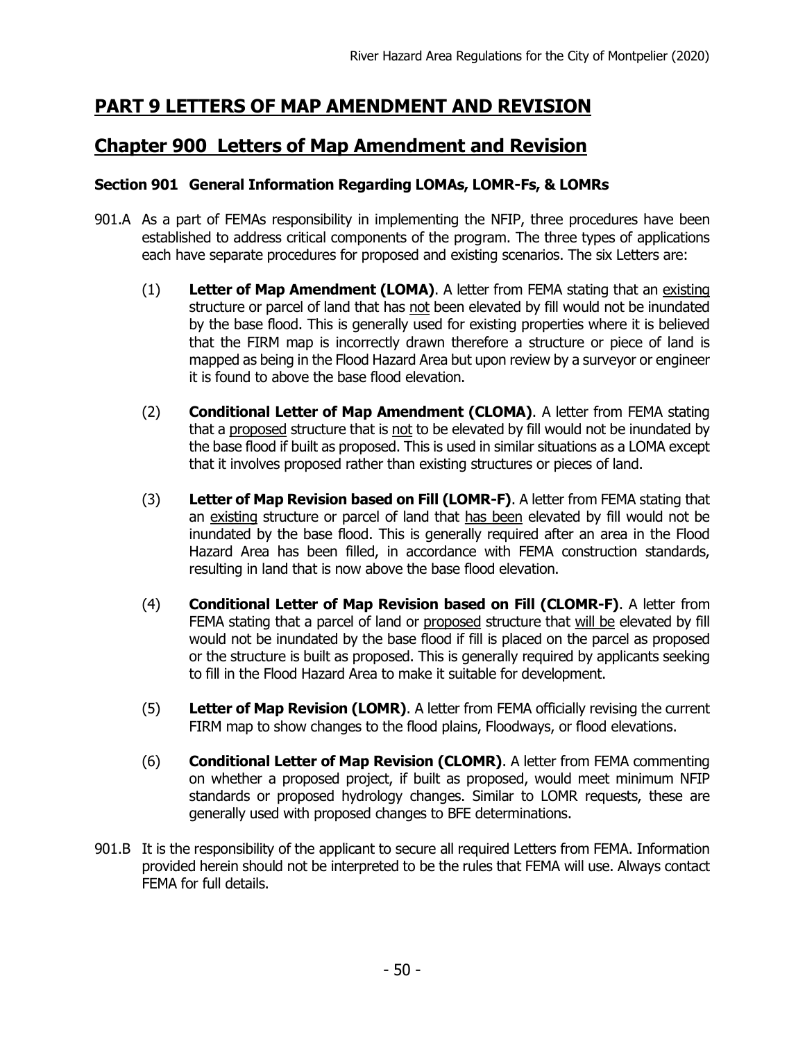# PART 9 LETTERS OF MAP AMENDMENT AND REVISION

## Chapter 900 Letters of Map Amendment and Revision

### Section 901 General Information Regarding LOMAs, LOMR-Fs, & LOMRs

901.A As a part of FEMAs responsibility in implementing the NFIP, three procedures have been established to address critical components of the program. The three types of applications each have separate procedures for proposed and existing scenarios. The six Letters are:

(1) **Letter of Map Amendment (LOMA)**. A letter from FEMA stating that an existing structure or parcel of land that has not been elevated by fill would not be inundated by the base flood. This is generally used for existing properties where it is believed that the FIRM map is incorrectly drawn therefore a structure or piece of land is mapped as being in the Flood Hazard Area but upon review by a surveyor or engineer it is found to above the base flood elevation.

(2) **Conditional Letter of Map Amendment (CLOMA)**. A letter from FEMA stating that a proposed structure that is not to be elevated by fill would not be inundated by the base flood if built as proposed. This is used in similar situations as a LOMA except that it involves proposed rather than existing structures or pieces of land.

(3) **Letter of Map Revision based on Fill (LOMR-F)**. A letter from FEMA stating that an existing structure or parcel of land that has been elevated by fill would not be inundated by the base flood. This is generally required after an area in the Flood Hazard Area has been filled, in accordance with FEMA construction standards, resulting in land that is now above the base flood elevation.

(4) **Conditional Letter of Map Revision based on Fill (CLOMR-F)**. A letter from FEMA stating that a parcel of land or proposed structure that will be elevated by fill would not be inundated by the base flood if fill is placed on the parcel as proposed or the structure is built as proposed. This is generally required by applicants seeking to fill in the Flood Hazard Area to make it suitable for development.

(5) **Letter of Map Revision (LOMR)**. A letter from FEMA officially revising the current FIRM map to show changes to the flood plains, Floodways, or flood elevations.

(6) **Conditional Letter of Map Revision (CLOMR)**. A letter from FEMA commenting on whether a proposed project, if built as proposed, would meet minimum NFIP standards or proposed hydrology changes. Similar to LOMR requests, these are generally used with proposed changes to BFE determinations.

901.B It is the responsibility of the applicant to secure all required Letters from FEMA. Information provided herein should not be interpreted to be the rules that FEMA will use. Always contact FEMA for full details.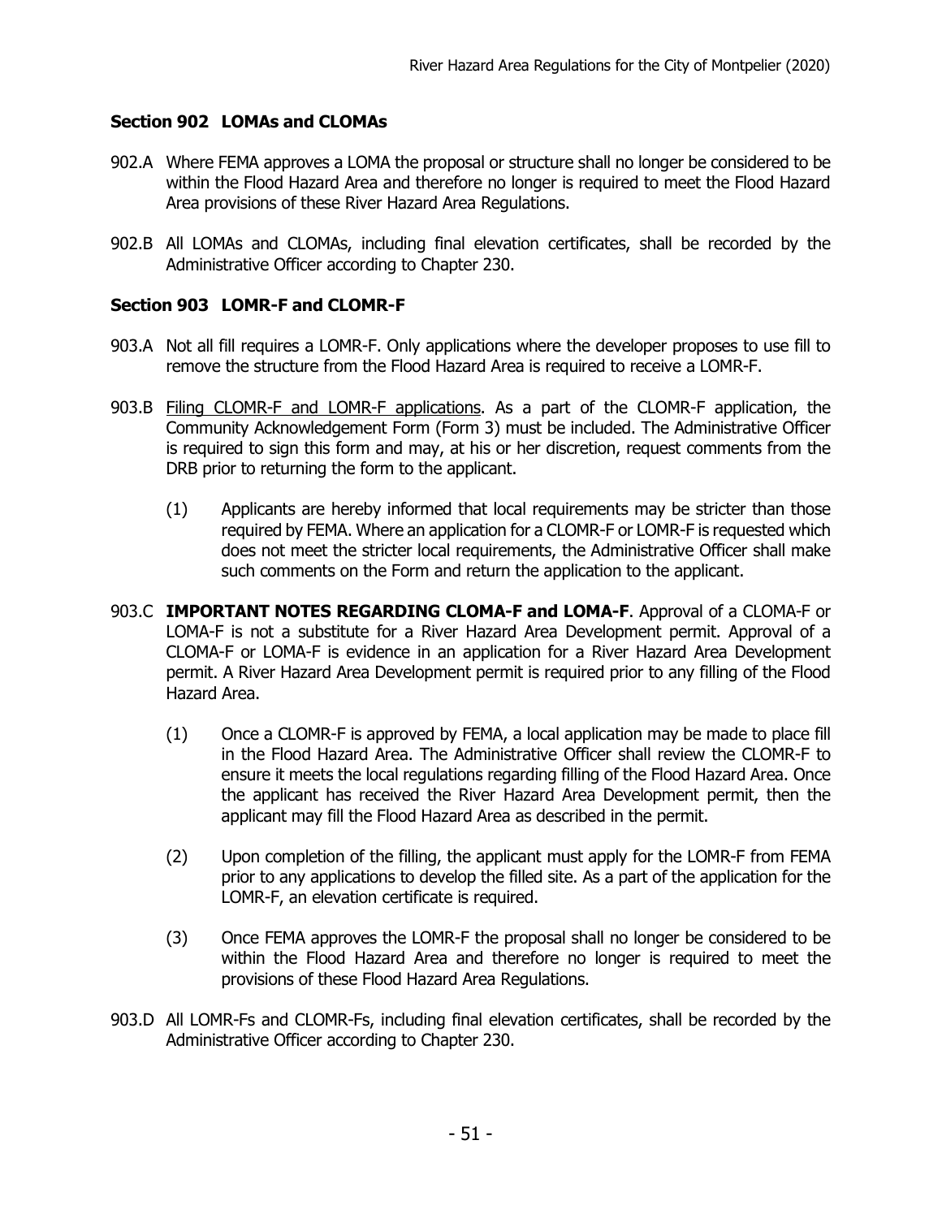## Section 902 LOMAs and CLOMAs

902.A Where FEMA approves a LOMA the proposal or structure shall no longer be considered to be within the Flood Hazard Area and therefore no longer is required to meet the Flood Hazard Area provisions of these River Hazard Area Regulations.

902.B All LOMAs and CLOMAs, including final elevation certificates, shall be recorded by the Administrative Officer according to Chapter 230.

## Section 903 LOMR-F and CLOMR-F

903.A Not all fill requires a LOMR-F. Only applications where the developer proposes to use fill to remove the structure from the Flood Hazard Area is required to receive a LOMR-F.

903.B Filing CLOMR-F and LOMR-F applications. As a part of the CLOMR-F application, the Community Acknowledgement Form (Form 3) must be included. The Administrative Officer is required to sign this form and may, at his or her discretion, request comments from the DRB prior to returning the form to the applicant.

(1) Applicants are hereby informed that local requirements may be stricter than those required by FEMA. Where an application for a CLOMR-F or LOMR-F is requested which does not meet the stricter local requirements, the Administrative Officer shall make such comments on the Form and return the application to the applicant.

903.C **IMPORTANT NOTES REGARDING CLOMA-F and LOMA-F**. Approval of a CLOMA-F or LOMA-F is not a substitute for a River Hazard Area Development permit. Approval of a CLOMA-F or LOMA-F is evidence in an application for a River Hazard Area Development permit. A River Hazard Area Development permit is required prior to any filling of the Flood Hazard Area.

(1) Once a CLOMR-F is approved by FEMA, a local application may be made to place fill in the Flood Hazard Area. The Administrative Officer shall review the CLOMR-F to ensure it meets the local regulations regarding filling of the Flood Hazard Area. Once the applicant has received the River Hazard Area Development permit, then the applicant may fill the Flood Hazard Area as described in the permit.

(2) Upon completion of the filling, the applicant must apply for the LOMR-F from FEMA prior to any applications to develop the filled site. As a part of the application for the LOMR-F, an elevation certificate is required.

(3) Once FEMA approves the LOMR-F the proposal shall no longer be considered to be within the Flood Hazard Area and therefore no longer is required to meet the provisions of these Flood Hazard Area Regulations.

903.D All LOMR-Fs and CLOMR-Fs, including final elevation certificates, shall be recorded by the Administrative Officer according to Chapter 230.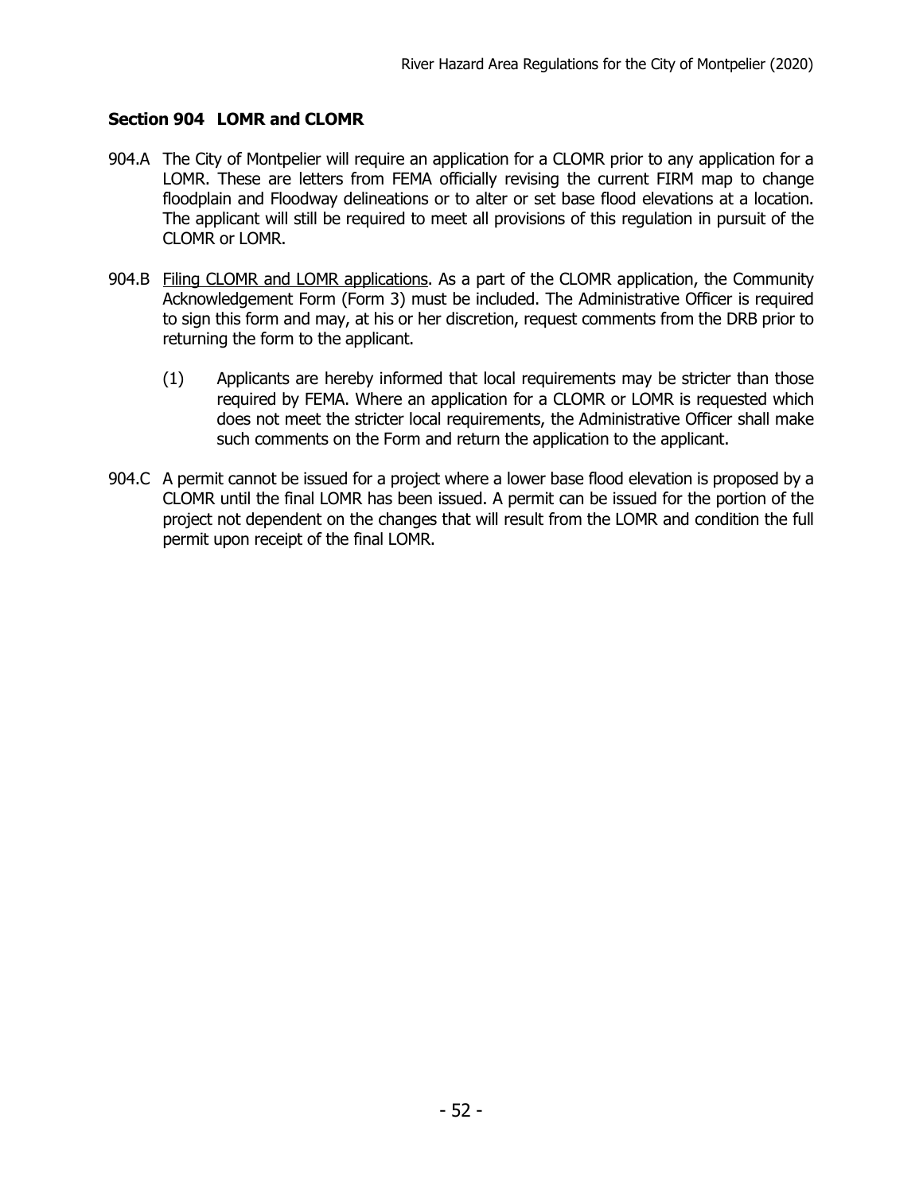### Section 904 LOMR and CLOMR

904.A The City of Montpelier will require an application for a CLOMR prior to any application for a LOMR. These are letters from FEMA officially revising the current FIRM map to change floodplain and Floodway delineations or to alter or set base flood elevations at a location. The applicant will still be required to meet all provisions of this regulation in pursuit of the CLOMR or LOMR.

904.B <u>Filing CLOMR and LOMR applications</u>. As a part of the CLOMR application, the Community Acknowledgement Form (Form 3) must be included. The Administrative Officer is required to sign this form and may, at his or her discretion, request comments from the DRB prior to returning the form to the applicant.

(1) Applicants are hereby informed that local requirements may be stricter than those required by FEMA. Where an application for a CLOMR or LOMR is requested which does not meet the stricter local requirements, the Administrative Officer shall make such comments on the Form and return the application to the applicant.

904.C A permit cannot be issued for a project where a lower base flood elevation is proposed by a CLOMR until the final LOMR has been issued. A permit can be issued for the portion of the project not dependent on the changes that will result from the LOMR and condition the full permit upon receipt of the final LOMR.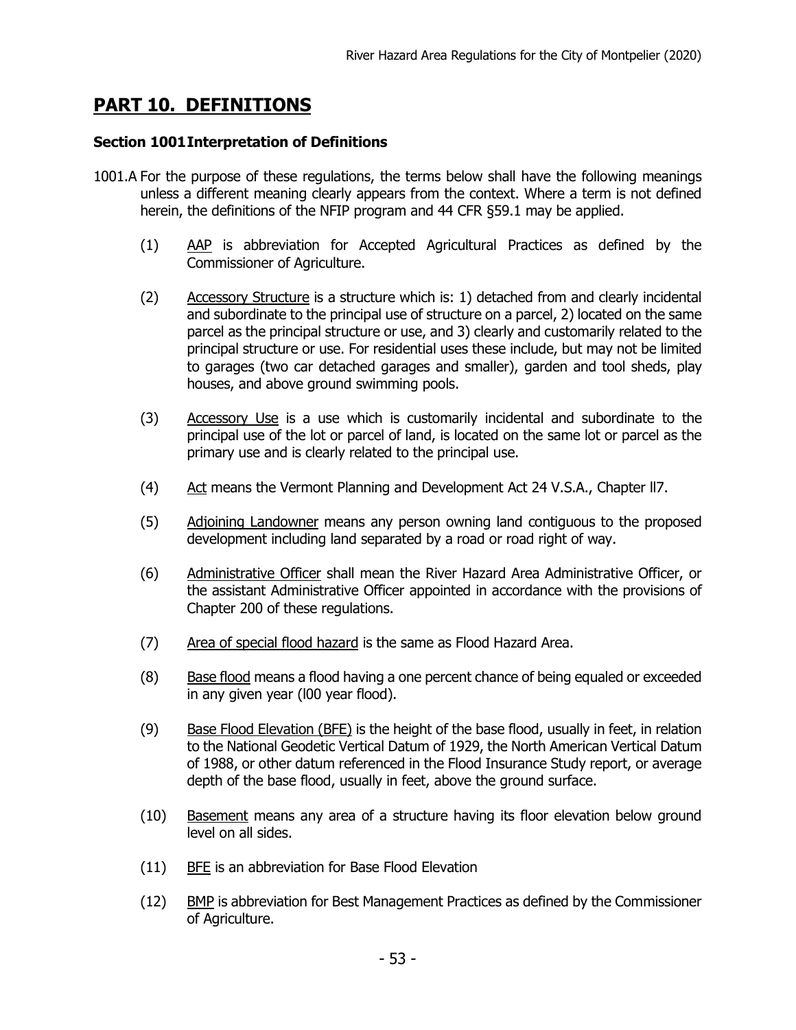# PART 10. DEFINITIONS

## Section 1001 Interpretation of Definitions

1001.A For the purpose of these regulations, the terms below shall have the following meanings unless a different meaning clearly appears from the context. Where a term is not defined herein, the definitions of the NFIP program and 44 CFR §59.1 may be applied.

(1) AAP is abbreviation for Accepted Agricultural Practices as defined by the Commissioner of Agriculture.

(2) Accessory Structure is a structure which is: 1) detached from and clearly incidental and subordinate to the principal use of structure on a parcel, 2) located on the same parcel as the principal structure or use, and 3) clearly and customarily related to the principal structure or use. For residential uses these include, but may not be limited to garages (two car detached garages and smaller), garden and tool sheds, play houses, and above ground swimming pools.

(3) Accessory Use is a use which is customarily incidental and subordinate to the principal use of the lot or parcel of land, is located on the same lot or parcel as the primary use and is clearly related to the principal use.

(4) Act means the Vermont Planning and Development Act 24 V.S.A., Chapter ll7.

(5) Adjoining Landowner means any person owning land contiguous to the proposed development including land separated by a road or road right of way.

(6) Administrative Officer shall mean the River Hazard Area Administrative Officer, or the assistant Administrative Officer appointed in accordance with the provisions of Chapter 200 of these regulations.

(7) Area of special flood hazard is the same as Flood Hazard Area.

(8) Base flood means a flood having a one percent chance of being equaled or exceeded in any given year (l00 year flood).

(9) Base Flood Elevation (BFE) is the height of the base flood, usually in feet, in relation to the National Geodetic Vertical Datum of 1929, the North American Vertical Datum of 1988, or other datum referenced in the Flood Insurance Study report, or average depth of the base flood, usually in feet, above the ground surface.

(10) Basement means any area of a structure having its floor elevation below ground level on all sides.

(11) BFE is an abbreviation for Base Flood Elevation

(12) BMP is abbreviation for Best Management Practices as defined by the Commissioner of Agriculture.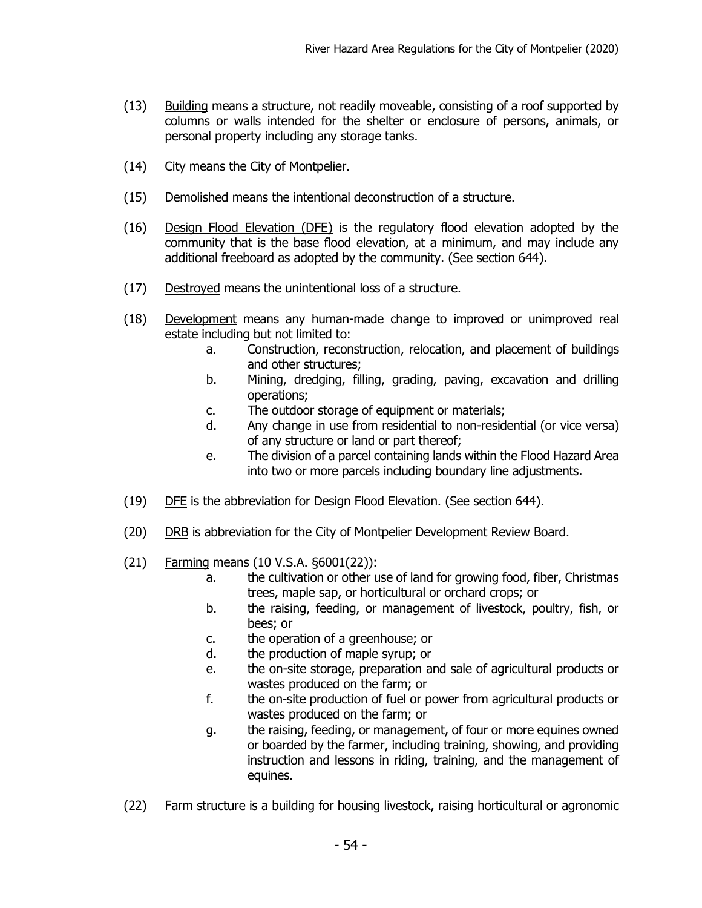(13) Building means a structure, not readily moveable, consisting of a roof supported by columns or walls intended for the shelter or enclosure of persons, animals, or personal property including any storage tanks.

(14) City means the City of Montpelier.

(15) Demolished means the intentional deconstruction of a structure.

(16) Design Flood Elevation (DFE) is the regulatory flood elevation adopted by the community that is the base flood elevation, at a minimum, and may include any additional freeboard as adopted by the community. (See section 644).

(17) Destroyed means the unintentional loss of a structure.

(18) Development means any human-made change to improved or unimproved real estate including but not limited to:

   a. Construction, reconstruction, relocation, and placement of buildings and other structures;
   b. Mining, dredging, filling, grading, paving, excavation and drilling operations;
   c. The outdoor storage of equipment or materials;
   d. Any change in use from residential to non-residential (or vice versa) of any structure or land or part thereof;
   e. The division of a parcel containing lands within the Flood Hazard Area into two or more parcels including boundary line adjustments.

(19) DFE is the abbreviation for Design Flood Elevation. (See section 644).

(20) DRB is abbreviation for the City of Montpelier Development Review Board.

(21) Farming means (10 V.S.A. §6001(22)):

   a. the cultivation or other use of land for growing food, fiber, Christmas trees, maple sap, or horticultural or orchard crops; or
   b. the raising, feeding, or management of livestock, poultry, fish, or bees; or
   c. the operation of a greenhouse; or
   d. the production of maple syrup; or
   e. the on-site storage, preparation and sale of agricultural products or wastes produced on the farm; or
   f. the on-site production of fuel or power from agricultural products or wastes produced on the farm; or
   g. the raising, feeding, or management, of four or more equines owned or boarded by the farmer, including training, showing, and providing instruction and lessons in riding, training, and the management of equines.

(22) Farm structure is a building for housing livestock, raising horticultural or agronomic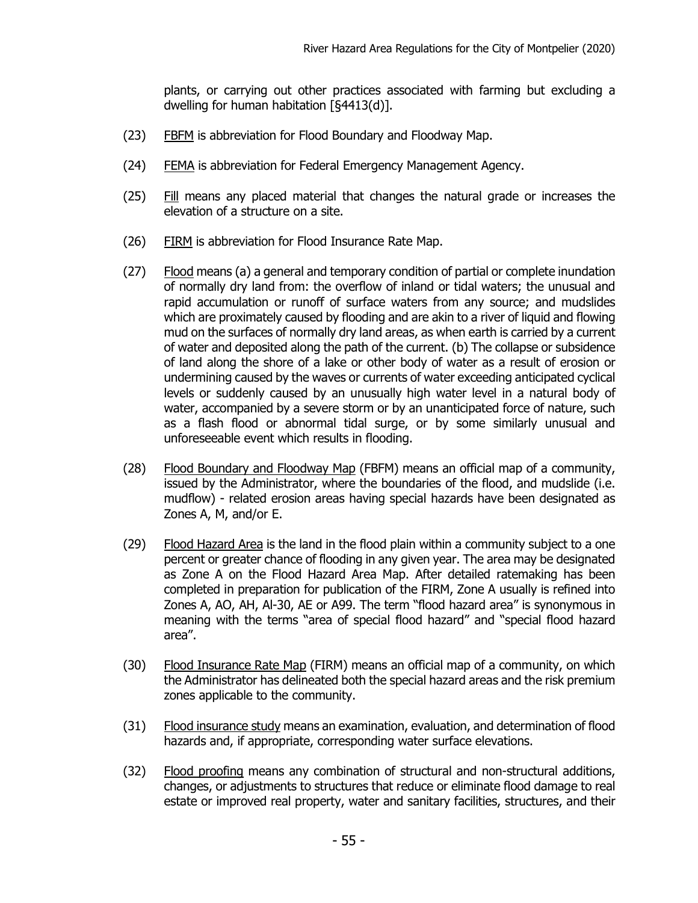plants, or carrying out other practices associated with farming but excluding a dwelling for human habitation [§4413(d)].

(23) FBFM is abbreviation for Flood Boundary and Floodway Map.

(24) FEMA is abbreviation for Federal Emergency Management Agency.

(25) Fill means any placed material that changes the natural grade or increases the elevation of a structure on a site.

(26) FIRM is abbreviation for Flood Insurance Rate Map.

(27) Flood means (a) a general and temporary condition of partial or complete inundation of normally dry land from: the overflow of inland or tidal waters; the unusual and rapid accumulation or runoff of surface waters from any source; and mudslides which are proximately caused by flooding and are akin to a river of liquid and flowing mud on the surfaces of normally dry land areas, as when earth is carried by a current of water and deposited along the path of the current. (b) The collapse or subsidence of land along the shore of a lake or other body of water as a result of erosion or undermining caused by the waves or currents of water exceeding anticipated cyclical levels or suddenly caused by an unusually high water level in a natural body of water, accompanied by a severe storm or by an unanticipated force of nature, such as a flash flood or abnormal tidal surge, or by some similarly unusual and unforeseeable event which results in flooding.

(28) Flood Boundary and Floodway Map (FBFM) means an official map of a community, issued by the Administrator, where the boundaries of the flood, and mudslide (i.e. mudflow) - related erosion areas having special hazards have been designated as Zones A, M, and/or E.

(29) Flood Hazard Area is the land in the flood plain within a community subject to a one percent or greater chance of flooding in any given year. The area may be designated as Zone A on the Flood Hazard Area Map. After detailed ratemaking has been completed in preparation for publication of the FIRM, Zone A usually is refined into Zones A, AO, AH, Al-30, AE or A99. The term "flood hazard area" is synonymous in meaning with the terms "area of special flood hazard" and "special flood hazard area".

(30) Flood Insurance Rate Map (FIRM) means an official map of a community, on which the Administrator has delineated both the special hazard areas and the risk premium zones applicable to the community.

(31) Flood insurance study means an examination, evaluation, and determination of flood hazards and, if appropriate, corresponding water surface elevations.

(32) Flood proofing means any combination of structural and non-structural additions, changes, or adjustments to structures that reduce or eliminate flood damage to real estate or improved real property, water and sanitary facilities, structures, and their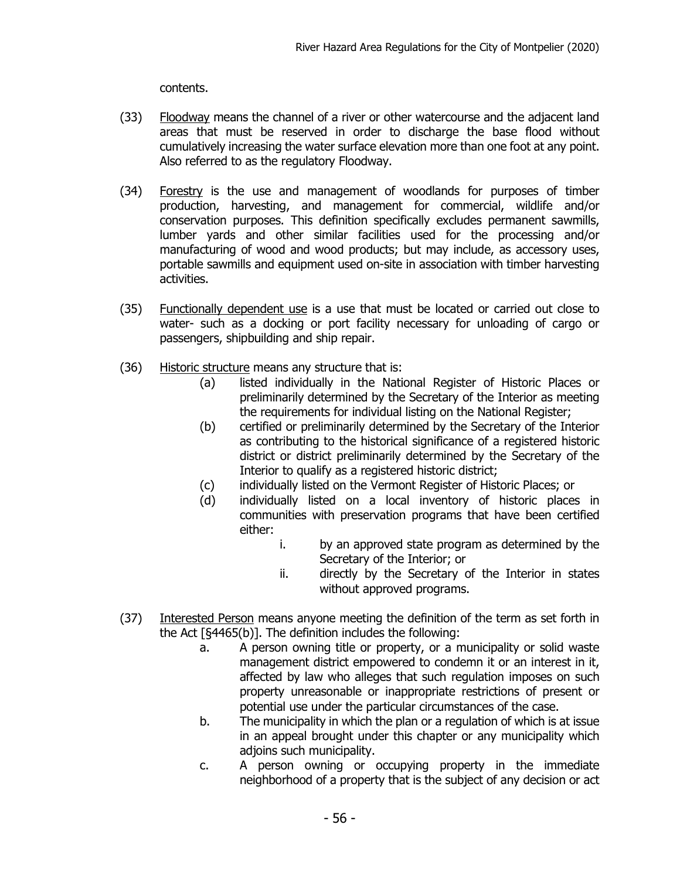contents.

(33) Floodway means the channel of a river or other watercourse and the adjacent land areas that must be reserved in order to discharge the base flood without cumulatively increasing the water surface elevation more than one foot at any point. Also referred to as the regulatory Floodway.

(34) Forestry is the use and management of woodlands for purposes of timber production, harvesting, and management for commercial, wildlife and/or conservation purposes. This definition specifically excludes permanent sawmills, lumber yards and other similar facilities used for the processing and/or manufacturing of wood and wood products; but may include, as accessory uses, portable sawmills and equipment used on-site in association with timber harvesting activities.

(35) Functionally dependent use is a use that must be located or carried out close to water- such as a docking or port facility necessary for unloading of cargo or passengers, shipbuilding and ship repair.

(36) Historic structure means any structure that is:

- (a) listed individually in the National Register of Historic Places or preliminarily determined by the Secretary of the Interior as meeting the requirements for individual listing on the National Register;
- (b) certified or preliminarily determined by the Secretary of the Interior as contributing to the historical significance of a registered historic district or district preliminarily determined by the Secretary of the Interior to qualify as a registered historic district;
- (c) individually listed on the Vermont Register of Historic Places; or
- (d) individually listed on a local inventory of historic places in communities with preservation programs that have been certified either:
  - i. by an approved state program as determined by the Secretary of the Interior; or
  - ii. directly by the Secretary of the Interior in states without approved programs.

(37) Interested Person means anyone meeting the definition of the term as set forth in the Act [§4465(b)]. The definition includes the following:

- a. A person owning title or property, or a municipality or solid waste management district empowered to condemn it or an interest in it, affected by law who alleges that such regulation imposes on such property unreasonable or inappropriate restrictions of present or potential use under the particular circumstances of the case.
- b. The municipality in which the plan or a regulation of which is at issue in an appeal brought under this chapter or any municipality which adjoins such municipality.
- c. A person owning or occupying property in the immediate neighborhood of a property that is the subject of any decision or act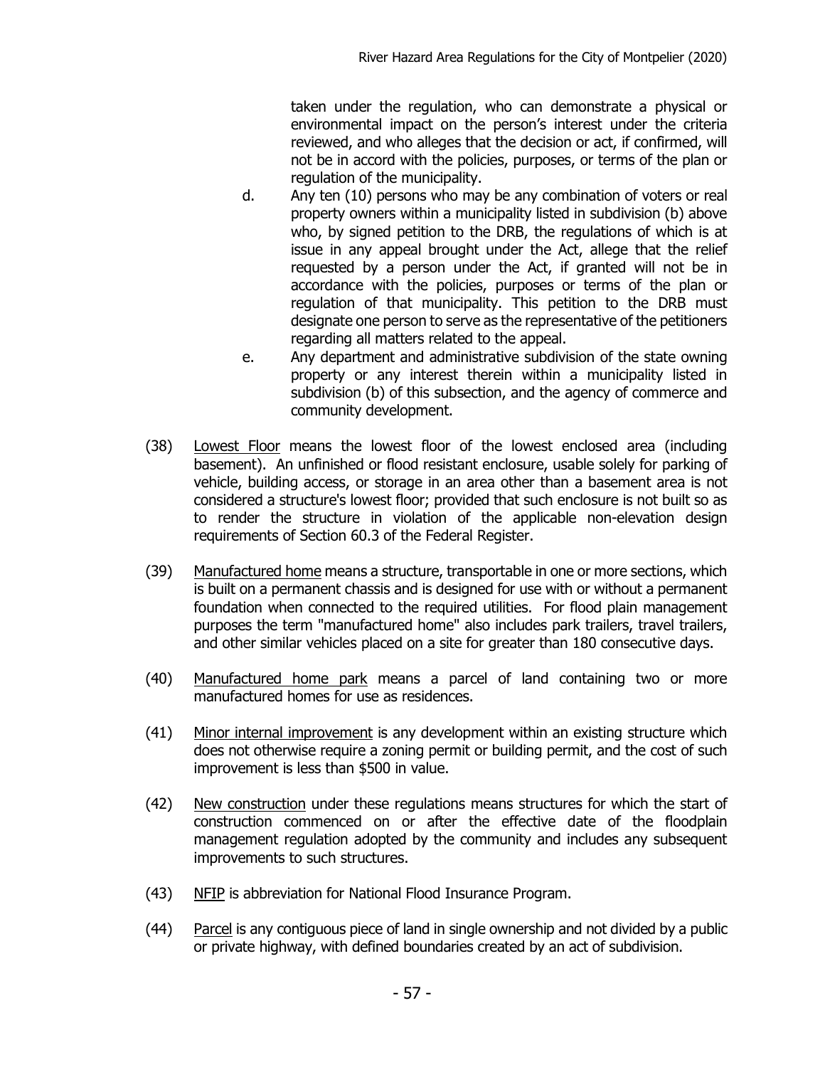taken under the regulation, who can demonstrate a physical or environmental impact on the person's interest under the criteria reviewed, and who alleges that the decision or act, if confirmed, will not be in accord with the policies, purposes, or terms of the plan or regulation of the municipality.

d. Any ten (10) persons who may be any combination of voters or real property owners within a municipality listed in subdivision (b) above who, by signed petition to the DRB, the regulations of which is at issue in any appeal brought under the Act, allege that the relief requested by a person under the Act, if granted will not be in accordance with the policies, purposes or terms of the plan or regulation of that municipality. This petition to the DRB must designate one person to serve as the representative of the petitioners regarding all matters related to the appeal.

e. Any department and administrative subdivision of the state owning property or any interest therein within a municipality listed in subdivision (b) of this subsection, and the agency of commerce and community development.

(38) Lowest Floor means the lowest floor of the lowest enclosed area (including basement). An unfinished or flood resistant enclosure, usable solely for parking of vehicle, building access, or storage in an area other than a basement area is not considered a structure's lowest floor; provided that such enclosure is not built so as to render the structure in violation of the applicable non-elevation design requirements of Section 60.3 of the Federal Register.

(39) Manufactured home means a structure, transportable in one or more sections, which is built on a permanent chassis and is designed for use with or without a permanent foundation when connected to the required utilities. For flood plain management purposes the term "manufactured home" also includes park trailers, travel trailers, and other similar vehicles placed on a site for greater than 180 consecutive days.

(40) Manufactured home park means a parcel of land containing two or more manufactured homes for use as residences.

(41) Minor internal improvement is any development within an existing structure which does not otherwise require a zoning permit or building permit, and the cost of such improvement is less than $500 in value.

(42) New construction under these regulations means structures for which the start of construction commenced on or after the effective date of the floodplain management regulation adopted by the community and includes any subsequent improvements to such structures.

(43) NFIP is abbreviation for National Flood Insurance Program.

(44) Parcel is any contiguous piece of land in single ownership and not divided by a public or private highway, with defined boundaries created by an act of subdivision.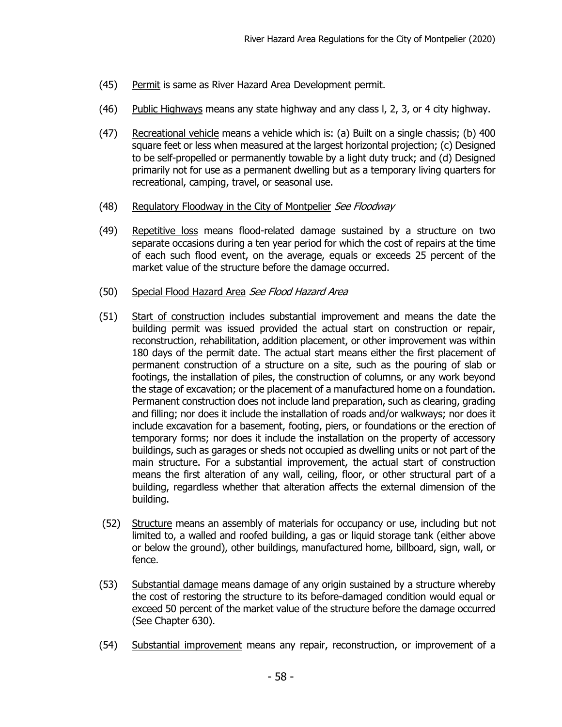(45) Permit is same as River Hazard Area Development permit.

(46) Public Highways means any state highway and any class l, 2, 3, or 4 city highway.

(47) Recreational vehicle means a vehicle which is: (a) Built on a single chassis; (b) 400 square feet or less when measured at the largest horizontal projection; (c) Designed to be self-propelled or permanently towable by a light duty truck; and (d) Designed primarily not for use as a permanent dwelling but as a temporary living quarters for recreational, camping, travel, or seasonal use.

(48) Regulatory Floodway in the City of Montpelier *See Floodway*

(49) Repetitive loss means flood-related damage sustained by a structure on two separate occasions during a ten year period for which the cost of repairs at the time of each such flood event, on the average, equals or exceeds 25 percent of the market value of the structure before the damage occurred.

(50) Special Flood Hazard Area *See Flood Hazard Area*

(51) Start of construction includes substantial improvement and means the date the building permit was issued provided the actual start on construction or repair, reconstruction, rehabilitation, addition placement, or other improvement was within 180 days of the permit date. The actual start means either the first placement of permanent construction of a structure on a site, such as the pouring of slab or footings, the installation of piles, the construction of columns, or any work beyond the stage of excavation; or the placement of a manufactured home on a foundation. Permanent construction does not include land preparation, such as clearing, grading and filling; nor does it include the installation of roads and/or walkways; nor does it include excavation for a basement, footing, piers, or foundations or the erection of temporary forms; nor does it include the installation on the property of accessory buildings, such as garages or sheds not occupied as dwelling units or not part of the main structure. For a substantial improvement, the actual start of construction means the first alteration of any wall, ceiling, floor, or other structural part of a building, regardless whether that alteration affects the external dimension of the building.

(52) Structure means an assembly of materials for occupancy or use, including but not limited to, a walled and roofed building, a gas or liquid storage tank (either above or below the ground), other buildings, manufactured home, billboard, sign, wall, or fence.

(53) Substantial damage means damage of any origin sustained by a structure whereby the cost of restoring the structure to its before-damaged condition would equal or exceed 50 percent of the market value of the structure before the damage occurred (See Chapter 630).

(54) Substantial improvement means any repair, reconstruction, or improvement of a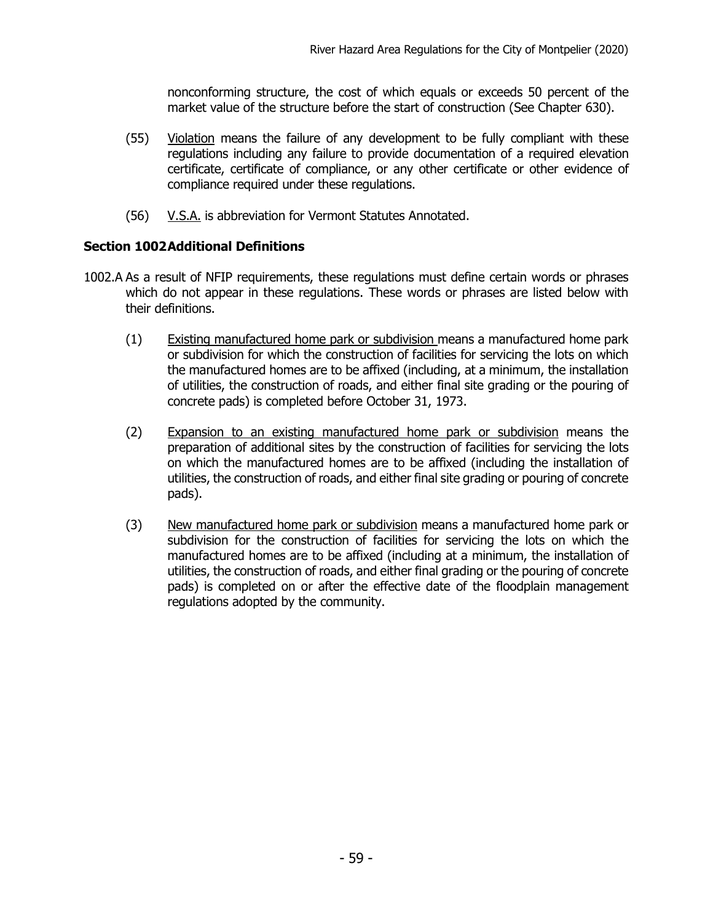nonconforming structure, the cost of which equals or exceeds 50 percent of the market value of the structure before the start of construction (See Chapter 630).

(55) Violation means the failure of any development to be fully compliant with these regulations including any failure to provide documentation of a required elevation certificate, certificate of compliance, or any other certificate or other evidence of compliance required under these regulations.

(56) V.S.A. is abbreviation for Vermont Statutes Annotated.

## Section 1002 Additional Definitions

1002.A As a result of NFIP requirements, these regulations must define certain words or phrases which do not appear in these regulations. These words or phrases are listed below with their definitions.

(1) Existing manufactured home park or subdivision means a manufactured home park or subdivision for which the construction of facilities for servicing the lots on which the manufactured homes are to be affixed (including, at a minimum, the installation of utilities, the construction of roads, and either final site grading or the pouring of concrete pads) is completed before October 31, 1973.

(2) Expansion to an existing manufactured home park or subdivision means the preparation of additional sites by the construction of facilities for servicing the lots on which the manufactured homes are to be affixed (including the installation of utilities, the construction of roads, and either final site grading or pouring of concrete pads).

(3) New manufactured home park or subdivision means a manufactured home park or subdivision for the construction of facilities for servicing the lots on which the manufactured homes are to be affixed (including at a minimum, the installation of utilities, the construction of roads, and either final grading or the pouring of concrete pads) is completed on or after the effective date of the floodplain management regulations adopted by the community.